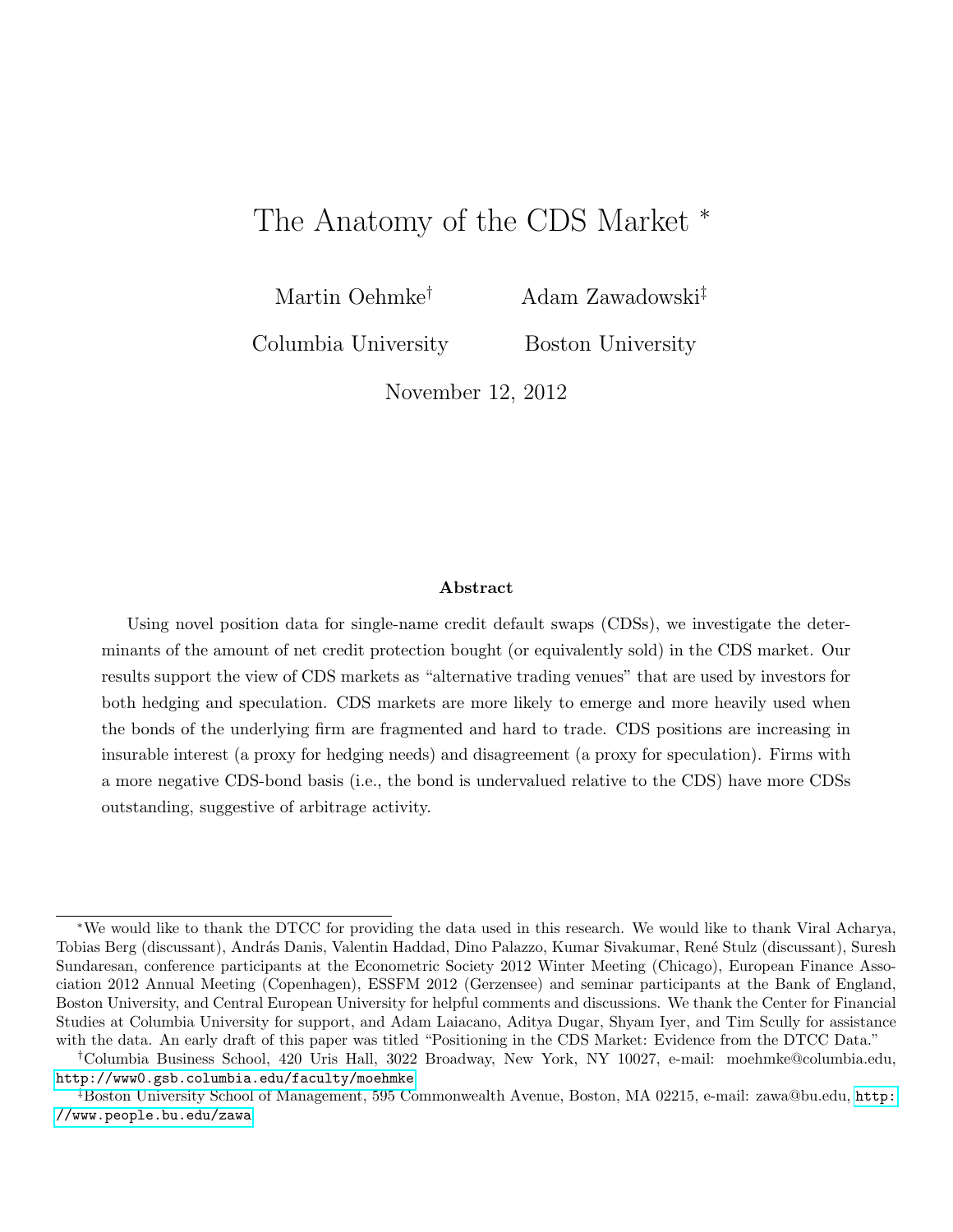# The Anatomy of the CDS Market [*]

Martin Oehmke[†] Adam Zawadowski[‡]

Columbia University Boston University

November 12, 2012

## Abstract

Using novel position data for single-name credit default swaps (CDSs), we investigate the determinants of the amount of net credit protection bought (or equivalently sold) in the CDS market. Our results support the view of CDS markets as "alternative trading venues" that are used by investors for both hedging and speculation. CDS markets are more likely to emerge and more heavily used when the bonds of the underlying firm are fragmented and hard to trade. CDS positions are increasing in insurable interest (a proxy for hedging needs) and disagreement (a proxy for speculation). Firms with a more negative CDS-bond basis (i.e., the bond is undervalued relative to the CDS) have more CDSs outstanding, suggestive of arbitrage activity.

---

[*] We would like to thank the DTCC for providing the data used in this research. We would like to thank Viral Acharya, Tobias Berg (discussant), András Danis, Valentin Haddad, Dino Palazzo, Kumar Sivakumar, René Stulz (discussant), Suresh Sundaresan, conference participants at the Econometric Society 2012 Winter Meeting (Chicago), European Finance Association 2012 Annual Meeting (Copenhagen), ESSFM 2012 (Gerzensee) and seminar participants at the Bank of England, Boston University, and Central European University for helpful comments and discussions. We thank the Center for Financial Studies at Columbia University for support, and Adam Laiacano, Aditya Dugar, Shyam Iyer, and Tim Scully for assistance with the data. An early draft of this paper was titled "Positioning in the CDS Market: Evidence from the DTCC Data."

[†] Columbia Business School, 420 Uris Hall, 3022 Broadway, New York, NY 10027, e-mail: moehmke@columbia.edu, http://www0.gsb.columbia.edu/faculty/moehmke

[‡] Boston University School of Management, 595 Commonwealth Avenue, Boston, MA 02215, e-mail: zawa@bu.edu, http://www.people.bu.edu/zawa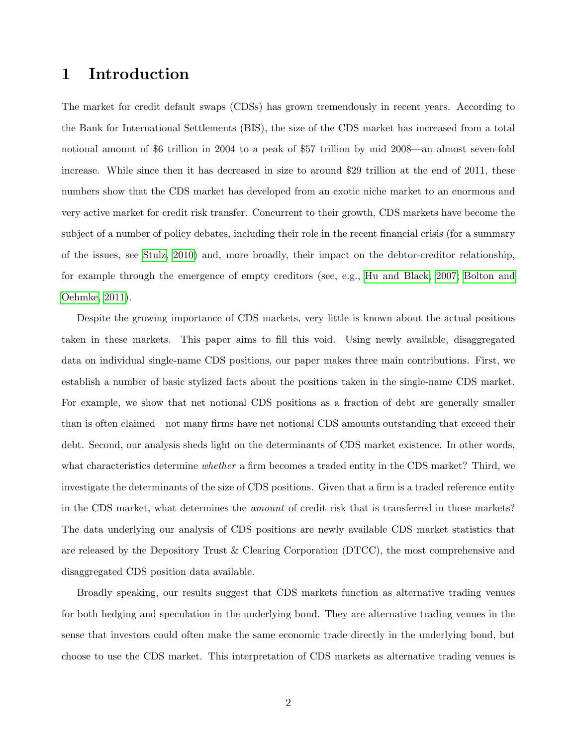# 1 Introduction

The market for credit default swaps (CDSs) has grown tremendously in recent years. According to the Bank for International Settlements (BIS), the size of the CDS market has increased from a total notional amount of $6 trillion in 2004 to a peak of $57 trillion by mid 2008—an almost seven-fold increase. While since then it has decreased in size to around $29 trillion at the end of 2011, these numbers show that the CDS market has developed from an exotic niche market to an enormous and very active market for credit risk transfer. Concurrent to their growth, CDS markets have become the subject of a number of policy debates, including their role in the recent financial crisis (for a summary of the issues, see Stulz, 2010) and, more broadly, their impact on the debtor-creditor relationship, for example through the emergence of empty creditors (see, e.g., Hu and Black, 2007; Bolton and Oehmke, 2011).

Despite the growing importance of CDS markets, very little is known about the actual positions taken in these markets. This paper aims to fill this void. Using newly available, disaggregated data on individual single-name CDS positions, our paper makes three main contributions. First, we establish a number of basic stylized facts about the positions taken in the single-name CDS market. For example, we show that net notional CDS positions as a fraction of debt are generally smaller than is often claimed—not many firms have net notional CDS amounts outstanding that exceed their debt. Second, our analysis sheds light on the determinants of CDS market existence. In other words, what characteristics determine *whether* a firm becomes a traded entity in the CDS market? Third, we investigate the determinants of the size of CDS positions. Given that a firm is a traded reference entity in the CDS market, what determines the *amount* of credit risk that is transferred in those markets? The data underlying our analysis of CDS positions are newly available CDS market statistics that are released by the Depository Trust & Clearing Corporation (DTCC), the most comprehensive and disaggregated CDS position data available.

Broadly speaking, our results suggest that CDS markets function as alternative trading venues for both hedging and speculation in the underlying bond. They are alternative trading venues in the sense that investors could often make the same economic trade directly in the underlying bond, but choose to use the CDS market. This interpretation of CDS markets as alternative trading venues is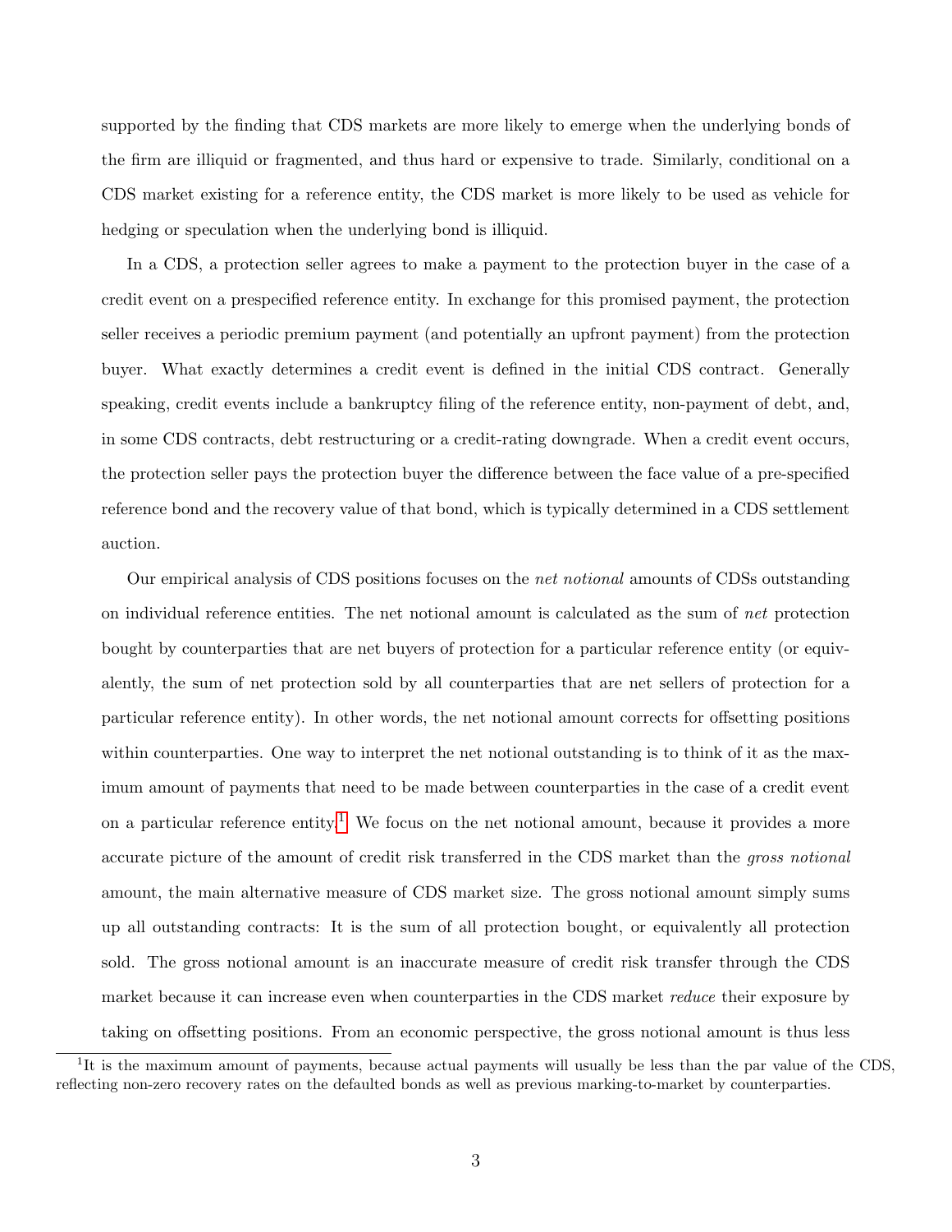supported by the finding that CDS markets are more likely to emerge when the underlying bonds of the firm are illiquid or fragmented, and thus hard or expensive to trade. Similarly, conditional on a CDS market existing for a reference entity, the CDS market is more likely to be used as vehicle for hedging or speculation when the underlying bond is illiquid.

In a CDS, a protection seller agrees to make a payment to the protection buyer in the case of a credit event on a prespecified reference entity. In exchange for this promised payment, the protection seller receives a periodic premium payment (and potentially an upfront payment) from the protection buyer. What exactly determines a credit event is defined in the initial CDS contract. Generally speaking, credit events include a bankruptcy filing of the reference entity, non-payment of debt, and, in some CDS contracts, debt restructuring or a credit-rating downgrade. When a credit event occurs, the protection seller pays the protection buyer the difference between the face value of a pre-specified reference bond and the recovery value of that bond, which is typically determined in a CDS settlement auction.

Our empirical analysis of CDS positions focuses on the *net notional* amounts of CDSs outstanding on individual reference entities. The net notional amount is calculated as the sum of *net* protection bought by counterparties that are net buyers of protection for a particular reference entity (or equivalently, the sum of net protection sold by all counterparties that are net sellers of protection for a particular reference entity). In other words, the net notional amount corrects for offsetting positions within counterparties. One way to interpret the net notional outstanding is to think of it as the maximum amount of payments that need to be made between counterparties in the case of a credit event on a particular reference entity.[1] We focus on the net notional amount, because it provides a more accurate picture of the amount of credit risk transferred in the CDS market than the *gross notional* amount, the main alternative measure of CDS market size. The gross notional amount simply sums up all outstanding contracts: It is the sum of all protection bought, or equivalently all protection sold. The gross notional amount is an inaccurate measure of credit risk transfer through the CDS market because it can increase even when counterparties in the CDS market *reduce* their exposure by taking on offsetting positions. From an economic perspective, the gross notional amount is thus less

[1] It is the maximum amount of payments, because actual payments will usually be less than the par value of the CDS, reflecting non-zero recovery rates on the defaulted bonds as well as previous marking-to-market by counterparties.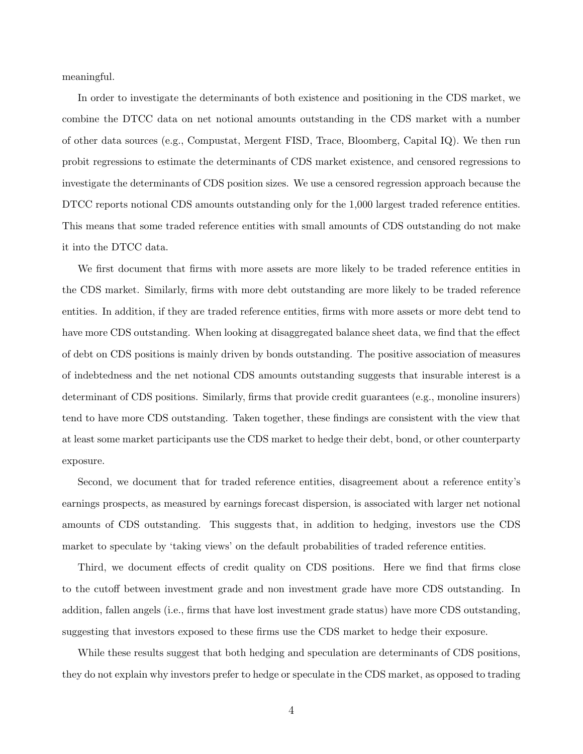meaningful.

In order to investigate the determinants of both existence and positioning in the CDS market, we combine the DTCC data on net notional amounts outstanding in the CDS market with a number of other data sources (e.g., Compustat, Mergent FISD, Trace, Bloomberg, Capital IQ). We then run probit regressions to estimate the determinants of CDS market existence, and censored regressions to investigate the determinants of CDS position sizes. We use a censored regression approach because the DTCC reports notional CDS amounts outstanding only for the 1,000 largest traded reference entities. This means that some traded reference entities with small amounts of CDS outstanding do not make it into the DTCC data.

We first document that firms with more assets are more likely to be traded reference entities in the CDS market. Similarly, firms with more debt outstanding are more likely to be traded reference entities. In addition, if they are traded reference entities, firms with more assets or more debt tend to have more CDS outstanding. When looking at disaggregated balance sheet data, we find that the effect of debt on CDS positions is mainly driven by bonds outstanding. The positive association of measures of indebtedness and the net notional CDS amounts outstanding suggests that insurable interest is a determinant of CDS positions. Similarly, firms that provide credit guarantees (e.g., monoline insurers) tend to have more CDS outstanding. Taken together, these findings are consistent with the view that at least some market participants use the CDS market to hedge their debt, bond, or other counterparty exposure.

Second, we document that for traded reference entities, disagreement about a reference entity's earnings prospects, as measured by earnings forecast dispersion, is associated with larger net notional amounts of CDS outstanding. This suggests that, in addition to hedging, investors use the CDS market to speculate by 'taking views' on the default probabilities of traded reference entities.

Third, we document effects of credit quality on CDS positions. Here we find that firms close to the cutoff between investment grade and non investment grade have more CDS outstanding. In addition, fallen angels (i.e., firms that have lost investment grade status) have more CDS outstanding, suggesting that investors exposed to these firms use the CDS market to hedge their exposure.

While these results suggest that both hedging and speculation are determinants of CDS positions, they do not explain why investors prefer to hedge or speculate in the CDS market, as opposed to trading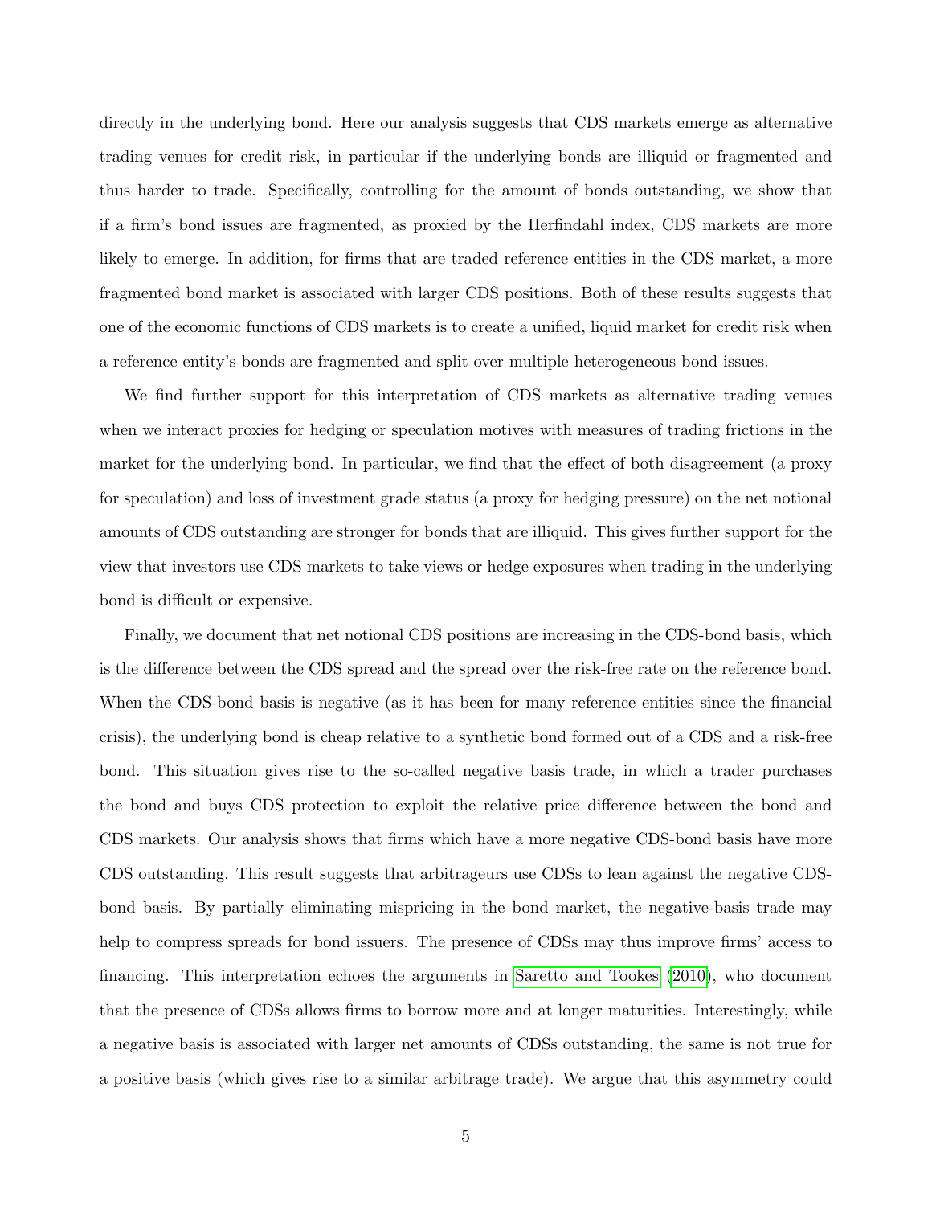directly in the underlying bond. Here our analysis suggests that CDS markets emerge as alternative trading venues for credit risk, in particular if the underlying bonds are illiquid or fragmented and thus harder to trade. Specifically, controlling for the amount of bonds outstanding, we show that if a firm's bond issues are fragmented, as proxied by the Herfindahl index, CDS markets are more likely to emerge. In addition, for firms that are traded reference entities in the CDS market, a more fragmented bond market is associated with larger CDS positions. Both of these results suggests that one of the economic functions of CDS markets is to create a unified, liquid market for credit risk when a reference entity's bonds are fragmented and split over multiple heterogeneous bond issues.

We find further support for this interpretation of CDS markets as alternative trading venues when we interact proxies for hedging or speculation motives with measures of trading frictions in the market for the underlying bond. In particular, we find that the effect of both disagreement (a proxy for speculation) and loss of investment grade status (a proxy for hedging pressure) on the net notional amounts of CDS outstanding are stronger for bonds that are illiquid. This gives further support for the view that investors use CDS markets to take views or hedge exposures when trading in the underlying bond is difficult or expensive.

Finally, we document that net notional CDS positions are increasing in the CDS-bond basis, which is the difference between the CDS spread and the spread over the risk-free rate on the reference bond. When the CDS-bond basis is negative (as it has been for many reference entities since the financial crisis), the underlying bond is cheap relative to a synthetic bond formed out of a CDS and a risk-free bond. This situation gives rise to the so-called negative basis trade, in which a trader purchases the bond and buys CDS protection to exploit the relative price difference between the bond and CDS markets. Our analysis shows that firms which have a more negative CDS-bond basis have more CDS outstanding. This result suggests that arbitrageurs use CDSs to lean against the negative CDS-bond basis. By partially eliminating mispricing in the bond market, the negative-basis trade may help to compress spreads for bond issuers. The presence of CDSs may thus improve firms' access to financing. This interpretation echoes the arguments in Saretto and Tookes (2010), who document that the presence of CDSs allows firms to borrow more and at longer maturities. Interestingly, while a negative basis is associated with larger net amounts of CDSs outstanding, the same is not true for a positive basis (which gives rise to a similar arbitrage trade). We argue that this asymmetry could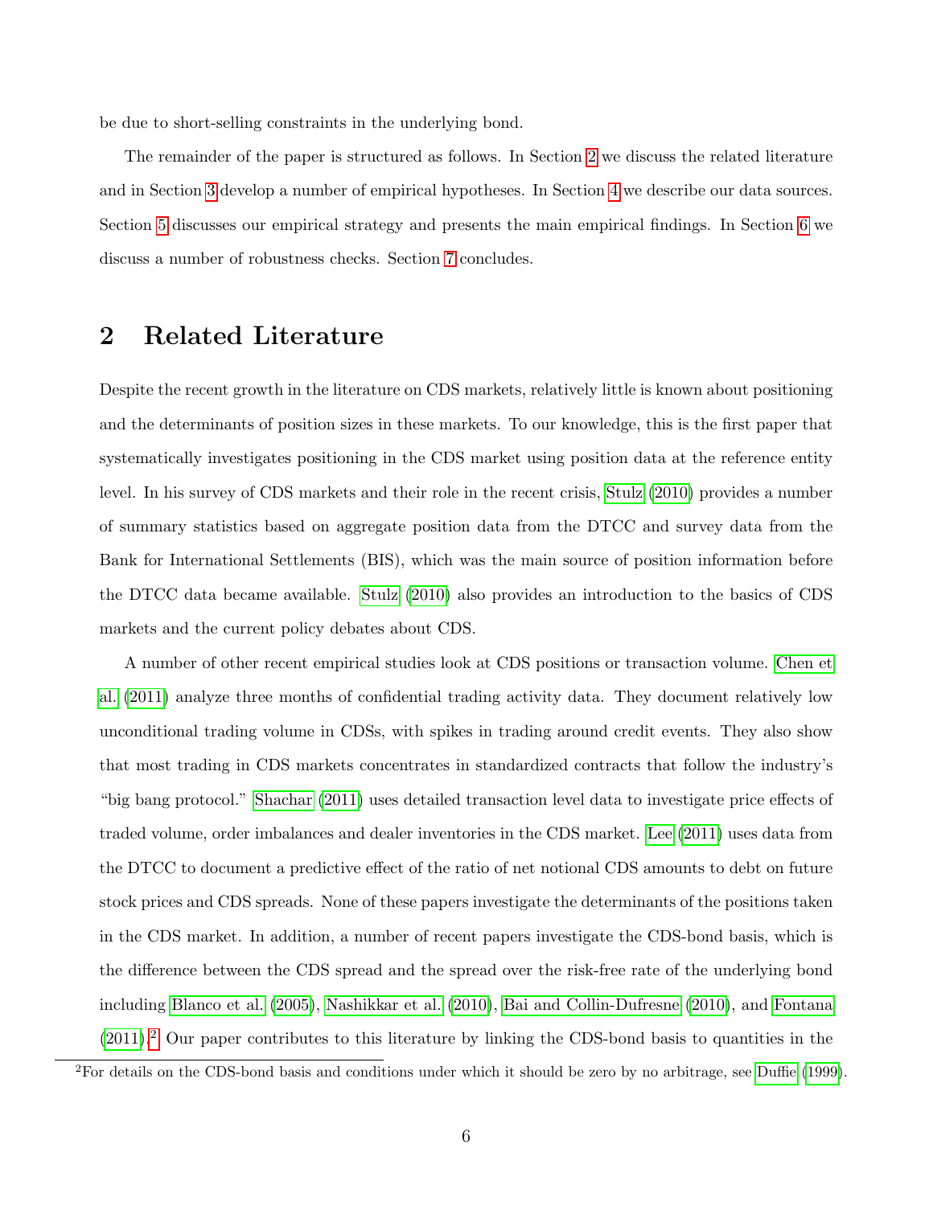be due to short-selling constraints in the underlying bond.

The remainder of the paper is structured as follows. In Section 2 we discuss the related literature and in Section 3 develop a number of empirical hypotheses. In Section 4 we describe our data sources. Section 5 discusses our empirical strategy and presents the main empirical findings. In Section 6 we discuss a number of robustness checks. Section 7 concludes.

## 2 Related Literature

Despite the recent growth in the literature on CDS markets, relatively little is known about positioning and the determinants of position sizes in these markets. To our knowledge, this is the first paper that systematically investigates positioning in the CDS market using position data at the reference entity level. In his survey of CDS markets and their role in the recent crisis, Stulz (2010) provides a number of summary statistics based on aggregate position data from the DTCC and survey data from the Bank for International Settlements (BIS), which was the main source of position information before the DTCC data became available. Stulz (2010) also provides an introduction to the basics of CDS markets and the current policy debates about CDS.

A number of other recent empirical studies look at CDS positions or transaction volume. Chen et al. (2011) analyze three months of confidential trading activity data. They document relatively low unconditional trading volume in CDSs, with spikes in trading around credit events. They also show that most trading in CDS markets concentrates in standardized contracts that follow the industry's "big bang protocol." Shachar (2011) uses detailed transaction level data to investigate price effects of traded volume, order imbalances and dealer inventories in the CDS market. Lee (2011) uses data from the DTCC to document a predictive effect of the ratio of net notional CDS amounts to debt on future stock prices and CDS spreads. None of these papers investigate the determinants of the positions taken in the CDS market. In addition, a number of recent papers investigate the CDS-bond basis, which is the difference between the CDS spread and the spread over the risk-free rate of the underlying bond including Blanco et al. (2005), Nashikkar et al. (2010), Bai and Collin-Dufresne (2010), and Fontana (2011).[2] Our paper contributes to this literature by linking the CDS-bond basis to quantities in the

[2]For details on the CDS-bond basis and conditions under which it should be zero by no arbitrage, see Duffie (1999).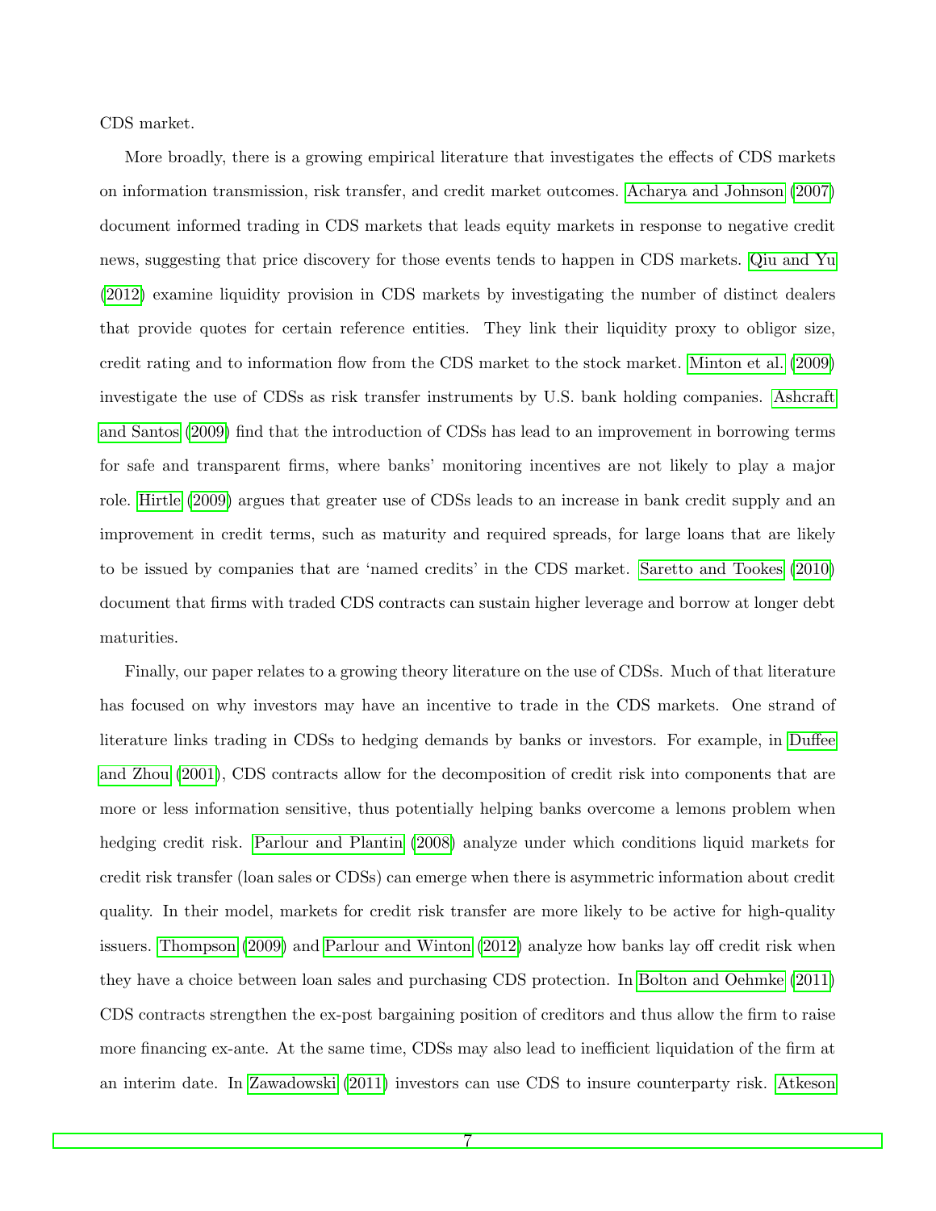CDS market.

More broadly, there is a growing empirical literature that investigates the effects of CDS markets on information transmission, risk transfer, and credit market outcomes. Acharya and Johnson (2007) document informed trading in CDS markets that leads equity markets in response to negative credit news, suggesting that price discovery for those events tends to happen in CDS markets. Qiu and Yu (2012) examine liquidity provision in CDS markets by investigating the number of distinct dealers that provide quotes for certain reference entities. They link their liquidity proxy to obligor size, credit rating and to information flow from the CDS market to the stock market. Minton et al. (2009) investigate the use of CDSs as risk transfer instruments by U.S. bank holding companies. Ashcraft and Santos (2009) find that the introduction of CDSs has lead to an improvement in borrowing terms for safe and transparent firms, where banks' monitoring incentives are not likely to play a major role. Hirtle (2009) argues that greater use of CDSs leads to an increase in bank credit supply and an improvement in credit terms, such as maturity and required spreads, for large loans that are likely to be issued by companies that are 'named credits' in the CDS market. Saretto and Tookes (2010) document that firms with traded CDS contracts can sustain higher leverage and borrow at longer debt maturities.

Finally, our paper relates to a growing theory literature on the use of CDSs. Much of that literature has focused on why investors may have an incentive to trade in the CDS markets. One strand of literature links trading in CDSs to hedging demands by banks or investors. For example, in Duffee and Zhou (2001), CDS contracts allow for the decomposition of credit risk into components that are more or less information sensitive, thus potentially helping banks overcome a lemons problem when hedging credit risk. Parlour and Plantin (2008) analyze under which conditions liquid markets for credit risk transfer (loan sales or CDSs) can emerge when there is asymmetric information about credit quality. In their model, markets for credit risk transfer are more likely to be active for high-quality issuers. Thompson (2009) and Parlour and Winton (2012) analyze how banks lay off credit risk when they have a choice between loan sales and purchasing CDS protection. In Bolton and Oehmke (2011) CDS contracts strengthen the ex-post bargaining position of creditors and thus allow the firm to raise more financing ex-ante. At the same time, CDSs may also lead to inefficient liquidation of the firm at an interim date. In Zawadowski (2011) investors can use CDS to insure counterparty risk. Atkeson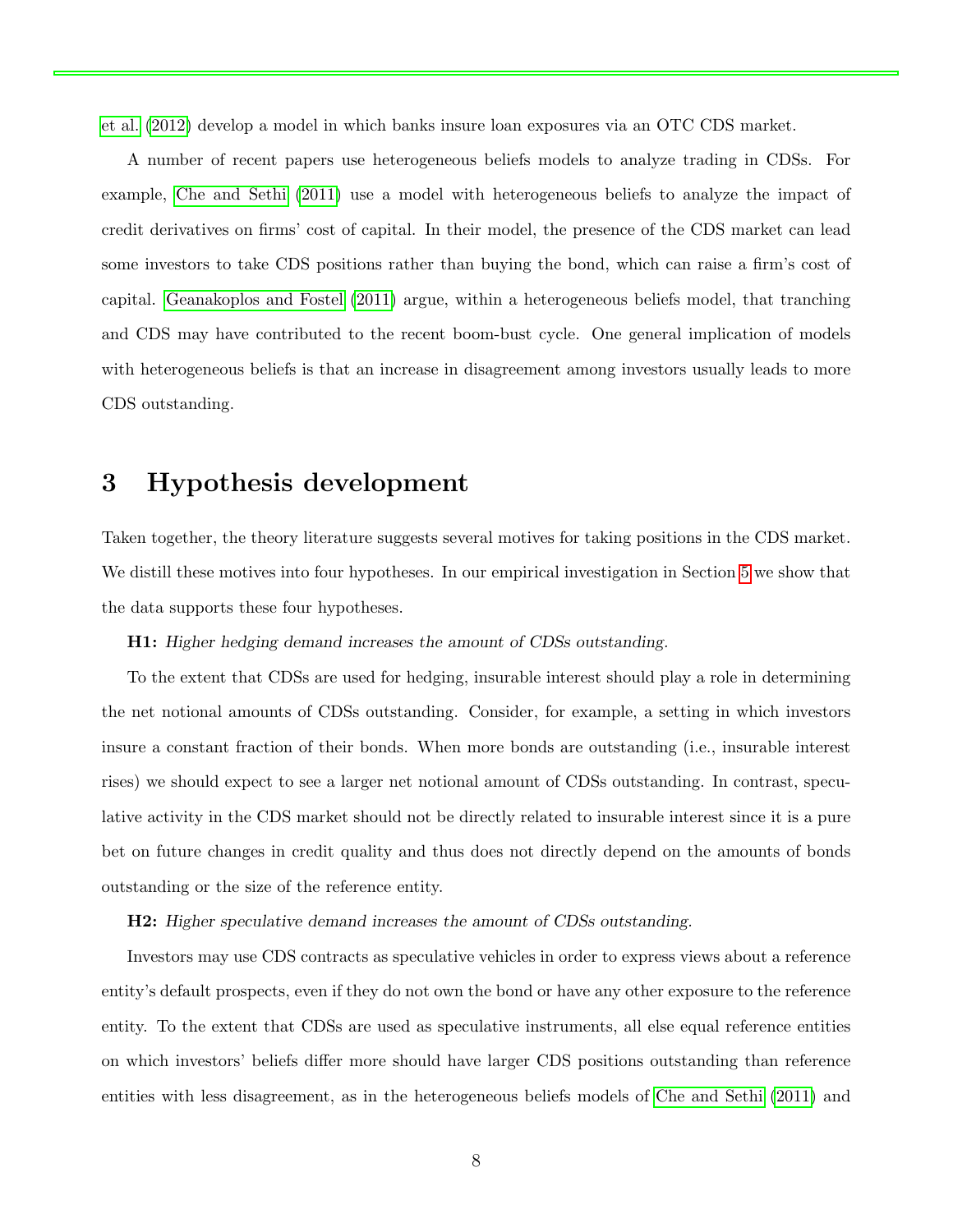et al. (2012) develop a model in which banks insure loan exposures via an OTC CDS market.

A number of recent papers use heterogeneous beliefs models to analyze trading in CDSs. For example, Che and Sethi (2011) use a model with heterogeneous beliefs to analyze the impact of credit derivatives on firms' cost of capital. In their model, the presence of the CDS market can lead some investors to take CDS positions rather than buying the bond, which can raise a firm's cost of capital. Geanakoplos and Fostel (2011) argue, within a heterogeneous beliefs model, that tranching and CDS may have contributed to the recent boom-bust cycle. One general implication of models with heterogeneous beliefs is that an increase in disagreement among investors usually leads to more CDS outstanding.

# 3 Hypothesis development

Taken together, the theory literature suggests several motives for taking positions in the CDS market. We distill these motives into four hypotheses. In our empirical investigation in Section 5 we show that the data supports these four hypotheses.

**H1:** *Higher hedging demand increases the amount of CDSs outstanding.*

To the extent that CDSs are used for hedging, insurable interest should play a role in determining the net notional amounts of CDSs outstanding. Consider, for example, a setting in which investors insure a constant fraction of their bonds. When more bonds are outstanding (i.e., insurable interest rises) we should expect to see a larger net notional amount of CDSs outstanding. In contrast, speculative activity in the CDS market should not be directly related to insurable interest since it is a pure bet on future changes in credit quality and thus does not directly depend on the amounts of bonds outstanding or the size of the reference entity.

**H2:** *Higher speculative demand increases the amount of CDSs outstanding.*

Investors may use CDS contracts as speculative vehicles in order to express views about a reference entity's default prospects, even if they do not own the bond or have any other exposure to the reference entity. To the extent that CDSs are used as speculative instruments, all else equal reference entities on which investors' beliefs differ more should have larger CDS positions outstanding than reference entities with less disagreement, as in the heterogeneous beliefs models of Che and Sethi (2011) and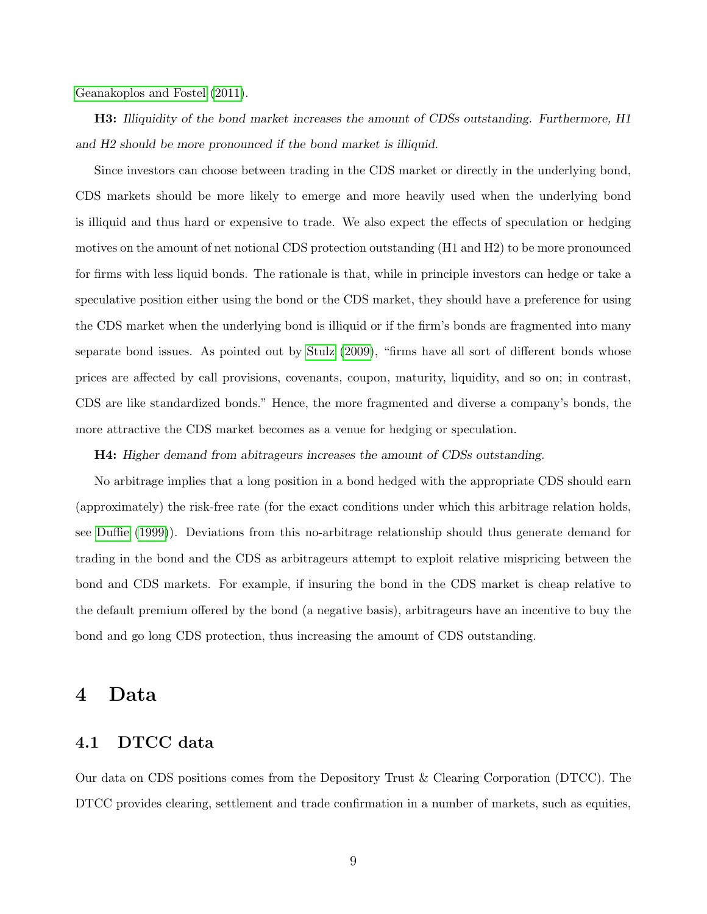Geanakoplos and Fostel (2011).

**H3:** *Illiquidity of the bond market increases the amount of CDSs outstanding. Furthermore, H1 and H2 should be more pronounced if the bond market is illiquid.*

Since investors can choose between trading in the CDS market or directly in the underlying bond, CDS markets should be more likely to emerge and more heavily used when the underlying bond is illiquid and thus hard or expensive to trade. We also expect the effects of speculation or hedging motives on the amount of net notional CDS protection outstanding (H1 and H2) to be more pronounced for firms with less liquid bonds. The rationale is that, while in principle investors can hedge or take a speculative position either using the bond or the CDS market, they should have a preference for using the CDS market when the underlying bond is illiquid or if the firm's bonds are fragmented into many separate bond issues. As pointed out by Stulz (2009), "firms have all sort of different bonds whose prices are affected by call provisions, covenants, coupon, maturity, liquidity, and so on; in contrast, CDS are like standardized bonds." Hence, the more fragmented and diverse a company's bonds, the more attractive the CDS market becomes as a venue for hedging or speculation.

**H4:** *Higher demand from abitrageurs increases the amount of CDSs outstanding.*

No arbitrage implies that a long position in a bond hedged with the appropriate CDS should earn (approximately) the risk-free rate (for the exact conditions under which this arbitrage relation holds, see Duffie (1999)). Deviations from this no-arbitrage relationship should thus generate demand for trading in the bond and the CDS as arbitrageurs attempt to exploit relative mispricing between the bond and CDS markets. For example, if insuring the bond in the CDS market is cheap relative to the default premium offered by the bond (a negative basis), arbitrageurs have an incentive to buy the bond and go long CDS protection, thus increasing the amount of CDS outstanding.

# 4 Data

## 4.1 DTCC data

Our data on CDS positions comes from the Depository Trust & Clearing Corporation (DTCC). The DTCC provides clearing, settlement and trade confirmation in a number of markets, such as equities,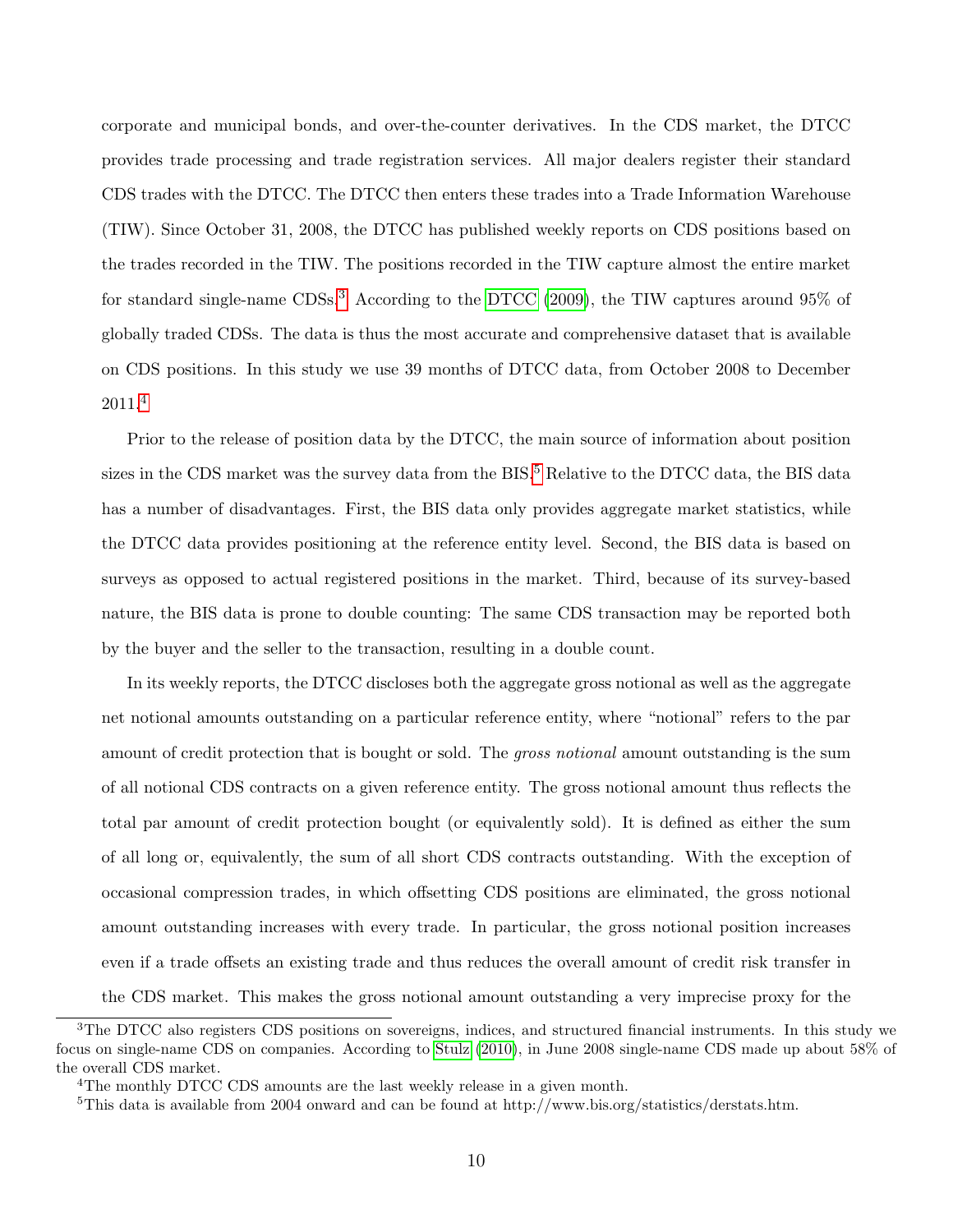corporate and municipal bonds, and over-the-counter derivatives. In the CDS market, the DTCC provides trade processing and trade registration services. All major dealers register their standard CDS trades with the DTCC. The DTCC then enters these trades into a Trade Information Warehouse (TIW). Since October 31, 2008, the DTCC has published weekly reports on CDS positions based on the trades recorded in the TIW. The positions recorded in the TIW capture almost the entire market for standard single-name CDSs.[3] According to the DTCC (2009), the TIW captures around 95% of globally traded CDSs. The data is thus the most accurate and comprehensive dataset that is available on CDS positions. In this study we use 39 months of DTCC data, from October 2008 to December 2011.[4]

Prior to the release of position data by the DTCC, the main source of information about position sizes in the CDS market was the survey data from the BIS.[5] Relative to the DTCC data, the BIS data has a number of disadvantages. First, the BIS data only provides aggregate market statistics, while the DTCC data provides positioning at the reference entity level. Second, the BIS data is based on surveys as opposed to actual registered positions in the market. Third, because of its survey-based nature, the BIS data is prone to double counting: The same CDS transaction may be reported both by the buyer and the seller to the transaction, resulting in a double count.

In its weekly reports, the DTCC discloses both the aggregate gross notional as well as the aggregate net notional amounts outstanding on a particular reference entity, where "notional" refers to the par amount of credit protection that is bought or sold. The *gross notional* amount outstanding is the sum of all notional CDS contracts on a given reference entity. The gross notional amount thus reflects the total par amount of credit protection bought (or equivalently sold). It is defined as either the sum of all long or, equivalently, the sum of all short CDS contracts outstanding. With the exception of occasional compression trades, in which offsetting CDS positions are eliminated, the gross notional amount outstanding increases with every trade. In particular, the gross notional position increases even if a trade offsets an existing trade and thus reduces the overall amount of credit risk transfer in the CDS market. This makes the gross notional amount outstanding a very imprecise proxy for the

[3] The DTCC also registers CDS positions on sovereigns, indices, and structured financial instruments. In this study we focus on single-name CDS on companies. According to Stulz (2010), in June 2008 single-name CDS made up about 58% of the overall CDS market.

[4] The monthly DTCC CDS amounts are the last weekly release in a given month.

[5] This data is available from 2004 onward and can be found at http://www.bis.org/statistics/derstats.htm.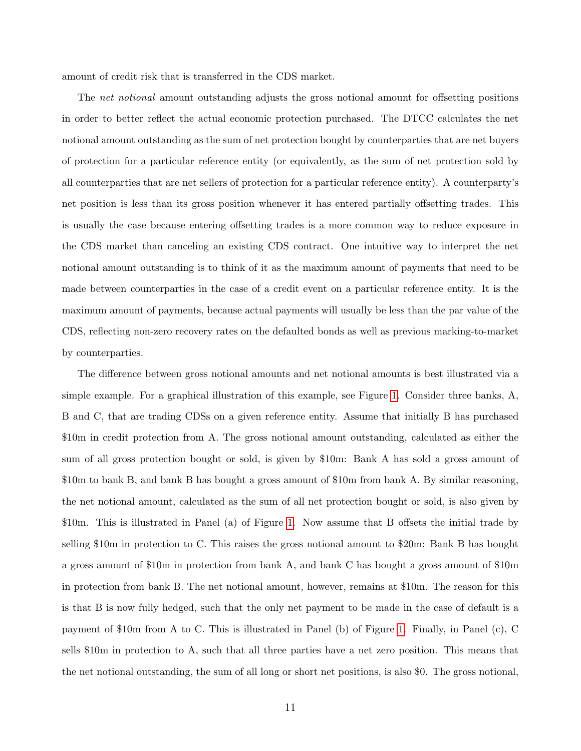amount of credit risk that is transferred in the CDS market.

The *net notional* amount outstanding adjusts the gross notional amount for offsetting positions in order to better reflect the actual economic protection purchased. The DTCC calculates the net notional amount outstanding as the sum of net protection bought by counterparties that are net buyers of protection for a particular reference entity (or equivalently, as the sum of net protection sold by all counterparties that are net sellers of protection for a particular reference entity). A counterparty's net position is less than its gross position whenever it has entered partially offsetting trades. This is usually the case because entering offsetting trades is a more common way to reduce exposure in the CDS market than canceling an existing CDS contract. One intuitive way to interpret the net notional amount outstanding is to think of it as the maximum amount of payments that need to be made between counterparties in the case of a credit event on a particular reference entity. It is the maximum amount of payments, because actual payments will usually be less than the par value of the CDS, reflecting non-zero recovery rates on the defaulted bonds as well as previous marking-to-market by counterparties.

The difference between gross notional amounts and net notional amounts is best illustrated via a simple example. For a graphical illustration of this example, see Figure 1. Consider three banks, A, B and C, that are trading CDSs on a given reference entity. Assume that initially B has purchased \$10m in credit protection from A. The gross notional amount outstanding, calculated as either the sum of all gross protection bought or sold, is given by \$10m: Bank A has sold a gross amount of \$10m to bank B, and bank B has bought a gross amount of \$10m from bank A. By similar reasoning, the net notional amount, calculated as the sum of all net protection bought or sold, is also given by \$10m. This is illustrated in Panel (a) of Figure 1. Now assume that B offsets the initial trade by selling \$10m in protection to C. This raises the gross notional amount to \$20m: Bank B has bought a gross amount of \$10m in protection from bank A, and bank C has bought a gross amount of \$10m in protection from bank B. The net notional amount, however, remains at \$10m. The reason for this is that B is now fully hedged, such that the only net payment to be made in the case of default is a payment of \$10m from A to C. This is illustrated in Panel (b) of Figure 1. Finally, in Panel (c), C sells \$10m in protection to A, such that all three parties have a net zero position. This means that the net notional outstanding, the sum of all long or short net positions, is also \$0. The gross notional,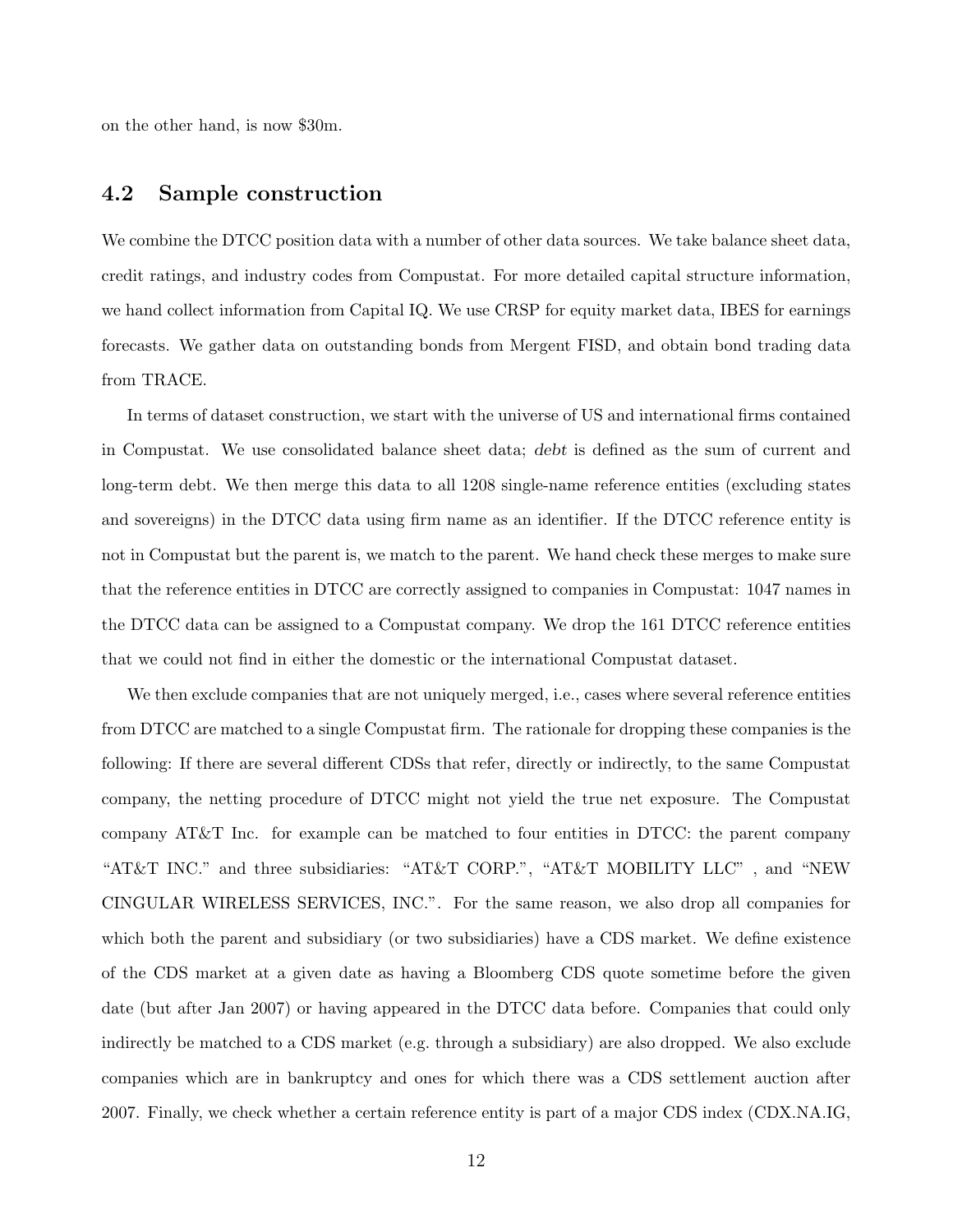on the other hand, is now $30m.

## 4.2 Sample construction

We combine the DTCC position data with a number of other data sources. We take balance sheet data, credit ratings, and industry codes from Compustat. For more detailed capital structure information, we hand collect information from Capital IQ. We use CRSP for equity market data, IBES for earnings forecasts. We gather data on outstanding bonds from Mergent FISD, and obtain bond trading data from TRACE.

In terms of dataset construction, we start with the universe of US and international firms contained in Compustat. We use consolidated balance sheet data; *debt* is defined as the sum of current and long-term debt. We then merge this data to all 1208 single-name reference entities (excluding states and sovereigns) in the DTCC data using firm name as an identifier. If the DTCC reference entity is not in Compustat but the parent is, we match to the parent. We hand check these merges to make sure that the reference entities in DTCC are correctly assigned to companies in Compustat: 1047 names in the DTCC data can be assigned to a Compustat company. We drop the 161 DTCC reference entities that we could not find in either the domestic or the international Compustat dataset.

We then exclude companies that are not uniquely merged, i.e., cases where several reference entities from DTCC are matched to a single Compustat firm. The rationale for dropping these companies is the following: If there are several different CDSs that refer, directly or indirectly, to the same Compustat company, the netting procedure of DTCC might not yield the true net exposure. The Compustat company AT&T Inc. for example can be matched to four entities in DTCC: the parent company "AT&T INC." and three subsidiaries: "AT&T CORP.", "AT&T MOBILITY LLC" , and "NEW CINGULAR WIRELESS SERVICES, INC.". For the same reason, we also drop all companies for which both the parent and subsidiary (or two subsidiaries) have a CDS market. We define existence of the CDS market at a given date as having a Bloomberg CDS quote sometime before the given date (but after Jan 2007) or having appeared in the DTCC data before. Companies that could only indirectly be matched to a CDS market (e.g. through a subsidiary) are also dropped. We also exclude companies which are in bankruptcy and ones for which there was a CDS settlement auction after 2007. Finally, we check whether a certain reference entity is part of a major CDS index (CDX.NA.IG,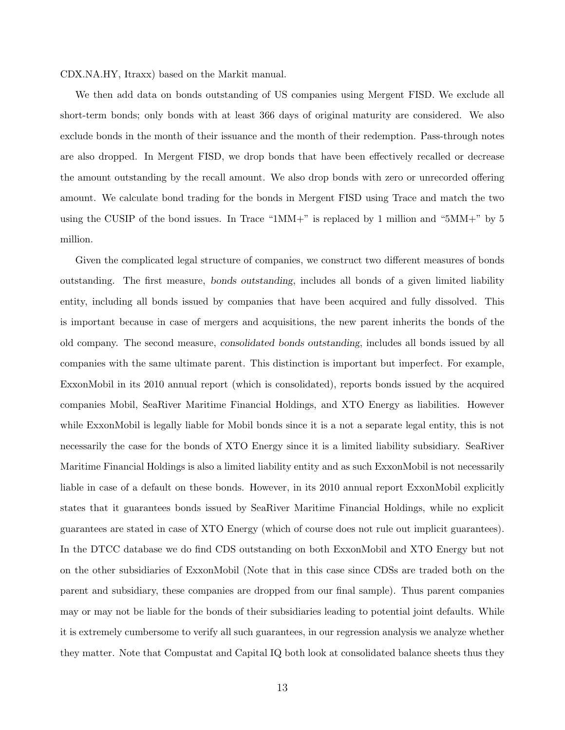CDX.NA.HY, Itraxx) based on the Markit manual.

We then add data on bonds outstanding of US companies using Mergent FISD. We exclude all short-term bonds; only bonds with at least 366 days of original maturity are considered. We also exclude bonds in the month of their issuance and the month of their redemption. Pass-through notes are also dropped. In Mergent FISD, we drop bonds that have been effectively recalled or decrease the amount outstanding by the recall amount. We also drop bonds with zero or unrecorded offering amount. We calculate bond trading for the bonds in Mergent FISD using Trace and match the two using the CUSIP of the bond issues. In Trace "1MM+" is replaced by 1 million and "5MM+" by 5 million.

Given the complicated legal structure of companies, we construct two different measures of bonds outstanding. The first measure, *bonds outstanding*, includes all bonds of a given limited liability entity, including all bonds issued by companies that have been acquired and fully dissolved. This is important because in case of mergers and acquisitions, the new parent inherits the bonds of the old company. The second measure, *consolidated bonds outstanding*, includes all bonds issued by all companies with the same ultimate parent. This distinction is important but imperfect. For example, ExxonMobil in its 2010 annual report (which is consolidated), reports bonds issued by the acquired companies Mobil, SeaRiver Maritime Financial Holdings, and XTO Energy as liabilities. However while ExxonMobil is legally liable for Mobil bonds since it is a not a separate legal entity, this is not necessarily the case for the bonds of XTO Energy since it is a limited liability subsidiary. SeaRiver Maritime Financial Holdings is also a limited liability entity and as such ExxonMobil is not necessarily liable in case of a default on these bonds. However, in its 2010 annual report ExxonMobil explicitly states that it guarantees bonds issued by SeaRiver Maritime Financial Holdings, while no explicit guarantees are stated in case of XTO Energy (which of course does not rule out implicit guarantees). In the DTCC database we do find CDS outstanding on both ExxonMobil and XTO Energy but not on the other subsidiaries of ExxonMobil (Note that in this case since CDSs are traded both on the parent and subsidiary, these companies are dropped from our final sample). Thus parent companies may or may not be liable for the bonds of their subsidiaries leading to potential joint defaults. While it is extremely cumbersome to verify all such guarantees, in our regression analysis we analyze whether they matter. Note that Compustat and Capital IQ both look at consolidated balance sheets thus they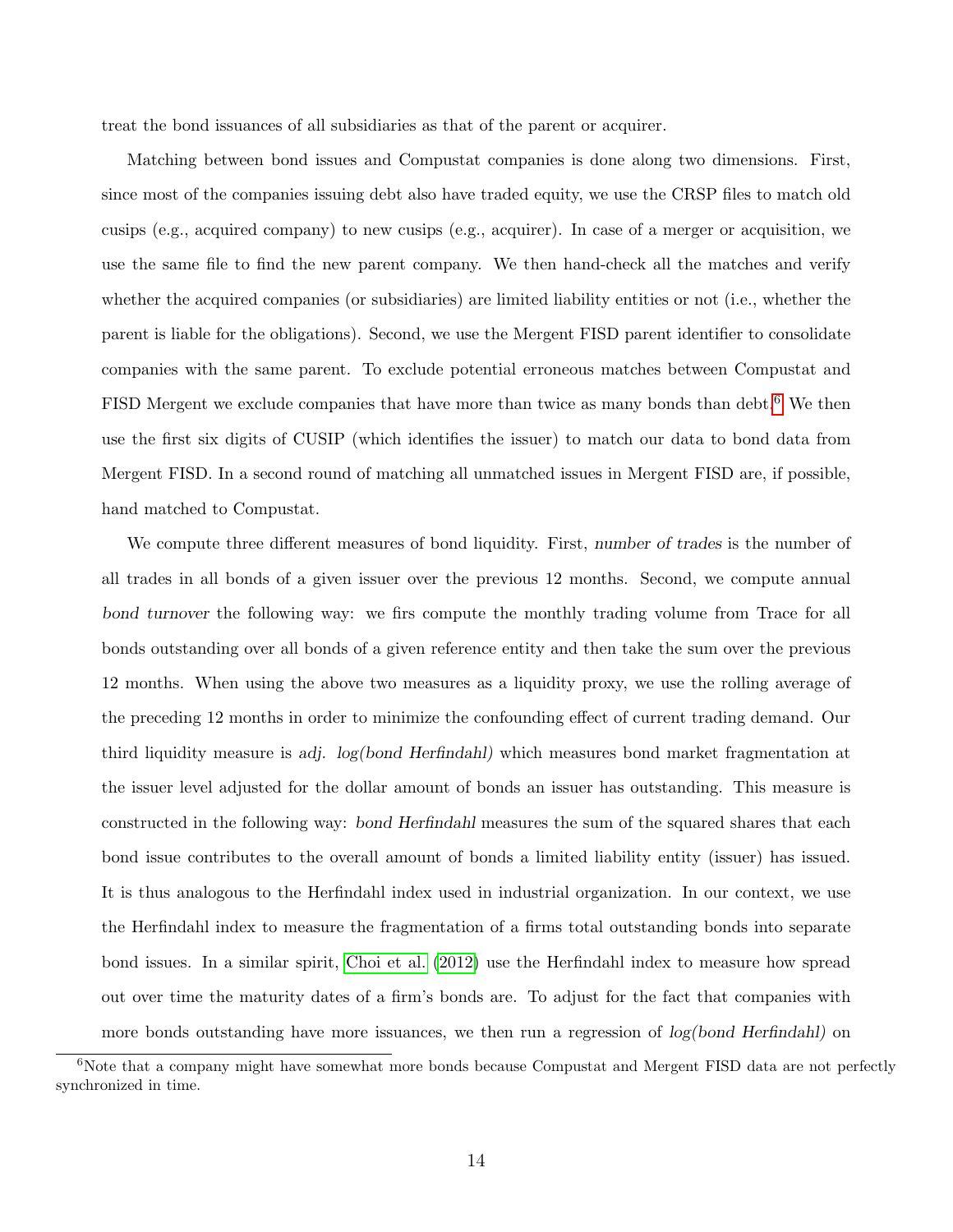treat the bond issuances of all subsidiaries as that of the parent or acquirer.

Matching between bond issues and Compustat companies is done along two dimensions. First, since most of the companies issuing debt also have traded equity, we use the CRSP files to match old cusips (e.g., acquired company) to new cusips (e.g., acquirer). In case of a merger or acquisition, we use the same file to find the new parent company. We then hand-check all the matches and verify whether the acquired companies (or subsidiaries) are limited liability entities or not (i.e., whether the parent is liable for the obligations). Second, we use the Mergent FISD parent identifier to consolidate companies with the same parent. To exclude potential erroneous matches between Compustat and FISD Mergent we exclude companies that have more than twice as many bonds than debt.[6] We then use the first six digits of CUSIP (which identifies the issuer) to match our data to bond data from Mergent FISD. In a second round of matching all unmatched issues in Mergent FISD are, if possible, hand matched to Compustat.

We compute three different measures of bond liquidity. First, *number of trades* is the number of all trades in all bonds of a given issuer over the previous 12 months. Second, we compute annual *bond turnover* the following way: we firs compute the monthly trading volume from Trace for all bonds outstanding over all bonds of a given reference entity and then take the sum over the previous 12 months. When using the above two measures as a liquidity proxy, we use the rolling average of the preceding 12 months in order to minimize the confounding effect of current trading demand. Our third liquidity measure is *adj. log(bond Herfindahl)* which measures bond market fragmentation at the issuer level adjusted for the dollar amount of bonds an issuer has outstanding. This measure is constructed in the following way: *bond Herfindahl* measures the sum of the squared shares that each bond issue contributes to the overall amount of bonds a limited liability entity (issuer) has issued. It is thus analogous to the Herfindahl index used in industrial organization. In our context, we use the Herfindahl index to measure the fragmentation of a firms total outstanding bonds into separate bond issues. In a similar spirit, Choi et al. (2012) use the Herfindahl index to measure how spread out over time the maturity dates of a firm's bonds are. To adjust for the fact that companies with more bonds outstanding have more issuances, we then run a regression of *log(bond Herfindahl)* on

[6] Note that a company might have somewhat more bonds because Compustat and Mergent FISD data are not perfectly synchronized in time.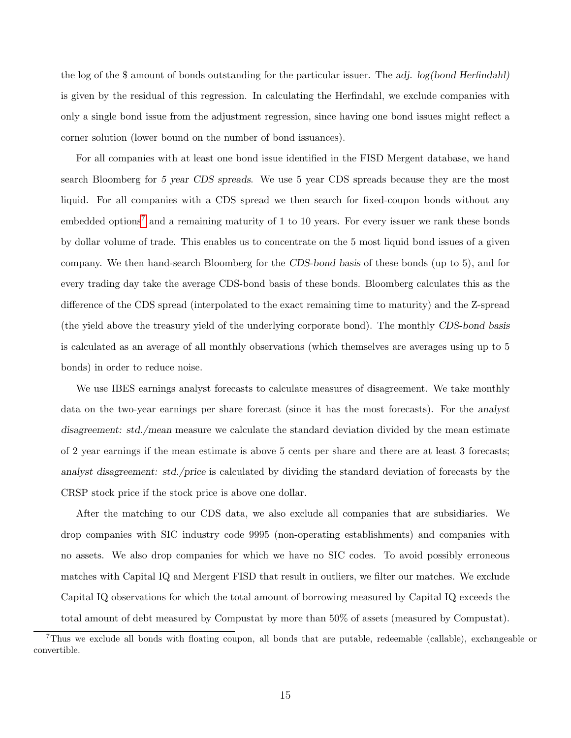the log of the $ amount of bonds outstanding for the particular issuer. The *adj. log(bond Herfindahl)* is given by the residual of this regression. In calculating the Herfindahl, we exclude companies with only a single bond issue from the adjustment regression, since having one bond issues might reflect a corner solution (lower bound on the number of bond issuances).

For all companies with at least one bond issue identified in the FISD Mergent database, we hand search Bloomberg for *5 year CDS spreads*. We use 5 year CDS spreads because they are the most liquid. For all companies with a CDS spread we then search for fixed-coupon bonds without any embedded options[7] and a remaining maturity of 1 to 10 years. For every issuer we rank these bonds by dollar volume of trade. This enables us to concentrate on the 5 most liquid bond issues of a given company. We then hand-search Bloomberg for the *CDS-bond basis* of these bonds (up to 5), and for every trading day take the average CDS-bond basis of these bonds. Bloomberg calculates this as the difference of the CDS spread (interpolated to the exact remaining time to maturity) and the Z-spread (the yield above the treasury yield of the underlying corporate bond). The monthly *CDS-bond basis* is calculated as an average of all monthly observations (which themselves are averages using up to 5 bonds) in order to reduce noise.

We use IBES earnings analyst forecasts to calculate measures of disagreement. We take monthly data on the two-year earnings per share forecast (since it has the most forecasts). For the *analyst disagreement: std./mean* measure we calculate the standard deviation divided by the mean estimate of 2 year earnings if the mean estimate is above 5 cents per share and there are at least 3 forecasts; *analyst disagreement: std./price* is calculated by dividing the standard deviation of forecasts by the CRSP stock price if the stock price is above one dollar.

After the matching to our CDS data, we also exclude all companies that are subsidiaries. We drop companies with SIC industry code 9995 (non-operating establishments) and companies with no assets. We also drop companies for which we have no SIC codes. To avoid possibly erroneous matches with Capital IQ and Mergent FISD that result in outliers, we filter our matches. We exclude Capital IQ observations for which the total amount of borrowing measured by Capital IQ exceeds the total amount of debt measured by Compustat by more than 50% of assets (measured by Compustat).

[7] Thus we exclude all bonds with floating coupon, all bonds that are putable, redeemable (callable), exchangeable or convertible.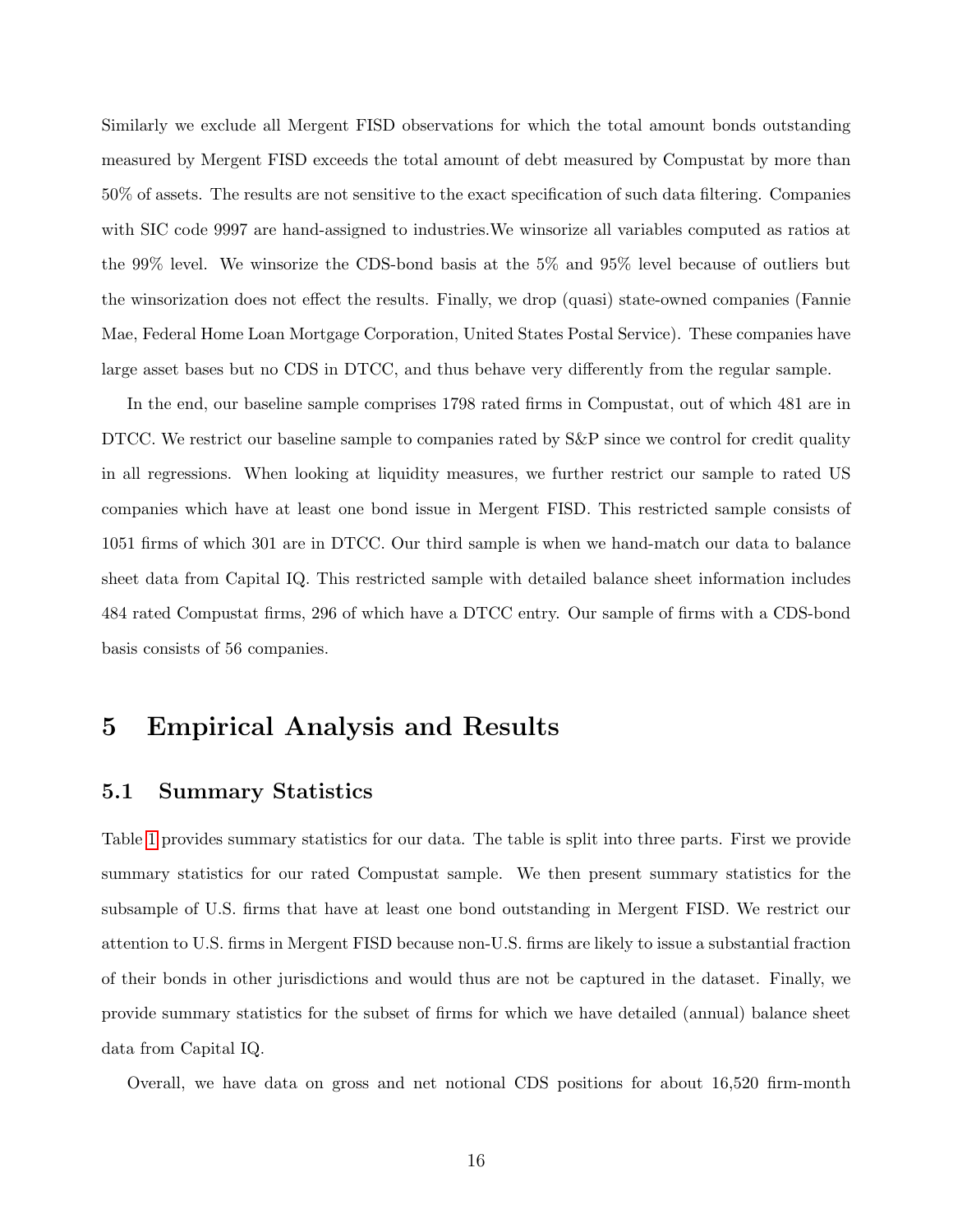Similarly we exclude all Mergent FISD observations for which the total amount bonds outstanding measured by Mergent FISD exceeds the total amount of debt measured by Compustat by more than 50% of assets. The results are not sensitive to the exact specification of such data filtering. Companies with SIC code 9997 are hand-assigned to industries.We winsorize all variables computed as ratios at the 99% level. We winsorize the CDS-bond basis at the 5% and 95% level because of outliers but the winsorization does not effect the results. Finally, we drop (quasi) state-owned companies (Fannie Mae, Federal Home Loan Mortgage Corporation, United States Postal Service). These companies have large asset bases but no CDS in DTCC, and thus behave very differently from the regular sample.

In the end, our baseline sample comprises 1798 rated firms in Compustat, out of which 481 are in DTCC. We restrict our baseline sample to companies rated by S&P since we control for credit quality in all regressions. When looking at liquidity measures, we further restrict our sample to rated US companies which have at least one bond issue in Mergent FISD. This restricted sample consists of 1051 firms of which 301 are in DTCC. Our third sample is when we hand-match our data to balance sheet data from Capital IQ. This restricted sample with detailed balance sheet information includes 484 rated Compustat firms, 296 of which have a DTCC entry. Our sample of firms with a CDS-bond basis consists of 56 companies.

# 5 Empirical Analysis and Results

## 5.1 Summary Statistics

Table 1 provides summary statistics for our data. The table is split into three parts. First we provide summary statistics for our rated Compustat sample. We then present summary statistics for the subsample of U.S. firms that have at least one bond outstanding in Mergent FISD. We restrict our attention to U.S. firms in Mergent FISD because non-U.S. firms are likely to issue a substantial fraction of their bonds in other jurisdictions and would thus are not be captured in the dataset. Finally, we provide summary statistics for the subset of firms for which we have detailed (annual) balance sheet data from Capital IQ.

Overall, we have data on gross and net notional CDS positions for about 16,520 firm-month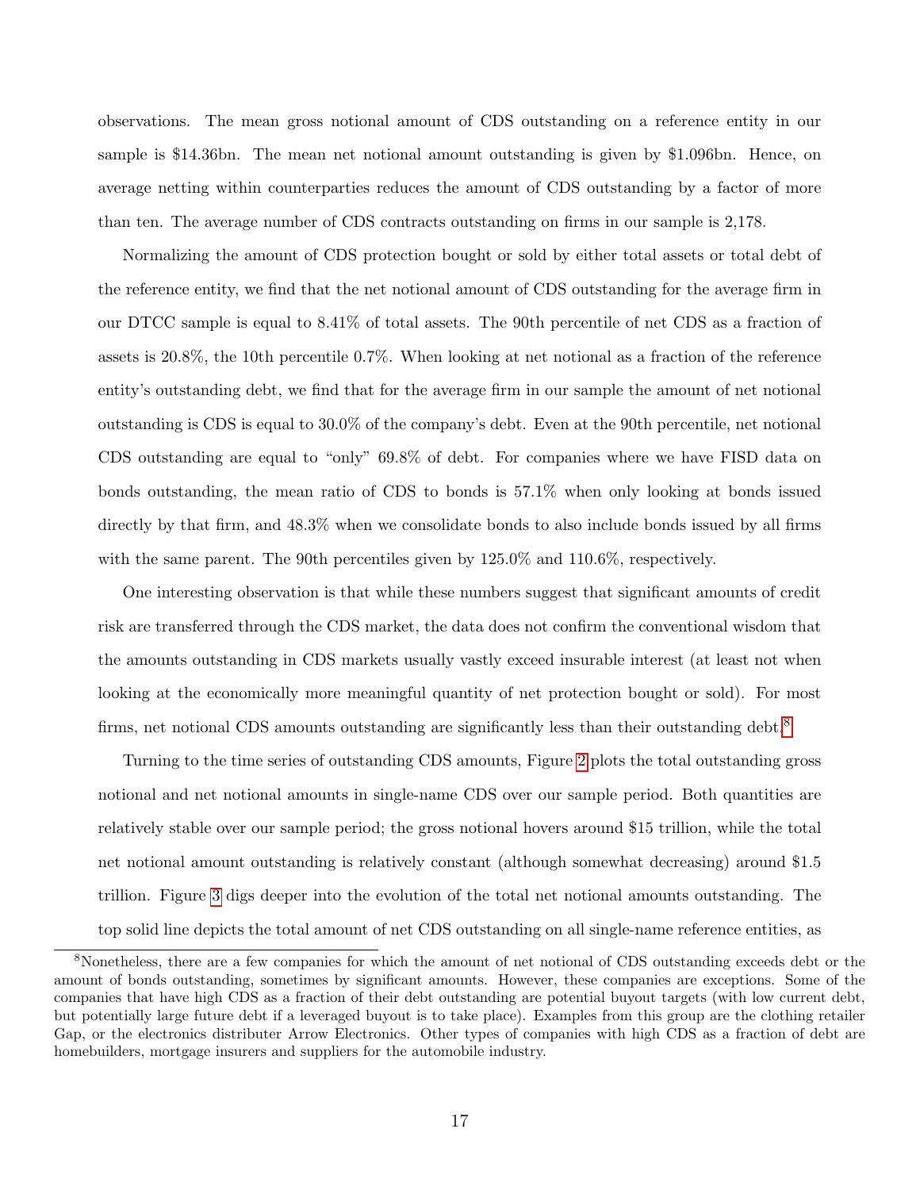observations. The mean gross notional amount of CDS outstanding on a reference entity in our sample is $14.36bn. The mean net notional amount outstanding is given by $1.096bn. Hence, on average netting within counterparties reduces the amount of CDS outstanding by a factor of more than ten. The average number of CDS contracts outstanding on firms in our sample is 2,178.

Normalizing the amount of CDS protection bought or sold by either total assets or total debt of the reference entity, we find that the net notional amount of CDS outstanding for the average firm in our DTCC sample is equal to 8.41% of total assets. The 90th percentile of net CDS as a fraction of assets is 20.8%, the 10th percentile 0.7%. When looking at net notional as a fraction of the reference entity's outstanding debt, we find that for the average firm in our sample the amount of net notional outstanding is CDS is equal to 30.0% of the company's debt. Even at the 90th percentile, net notional CDS outstanding are equal to "only" 69.8% of debt. For companies where we have FISD data on bonds outstanding, the mean ratio of CDS to bonds is 57.1% when only looking at bonds issued directly by that firm, and 48.3% when we consolidate bonds to also include bonds issued by all firms with the same parent. The 90th percentiles given by 125.0% and 110.6%, respectively.

One interesting observation is that while these numbers suggest that significant amounts of credit risk are transferred through the CDS market, the data does not confirm the conventional wisdom that the amounts outstanding in CDS markets usually vastly exceed insurable interest (at least not when looking at the economically more meaningful quantity of net protection bought or sold). For most firms, net notional CDS amounts outstanding are significantly less than their outstanding debt.[8]

Turning to the time series of outstanding CDS amounts, Figure 2 plots the total outstanding gross notional and net notional amounts in single-name CDS over our sample period. Both quantities are relatively stable over our sample period; the gross notional hovers around $15 trillion, while the total net notional amount outstanding is relatively constant (although somewhat decreasing) around $1.5 trillion. Figure 3 digs deeper into the evolution of the total net notional amounts outstanding. The top solid line depicts the total amount of net CDS outstanding on all single-name reference entities, as

[8]Nonetheless, there are a few companies for which the amount of net notional of CDS outstanding exceeds debt or the amount of bonds outstanding, sometimes by significant amounts. However, these companies are exceptions. Some of the companies that have high CDS as a fraction of their debt outstanding are potential buyout targets (with low current debt, but potentially large future debt if a leveraged buyout is to take place). Examples from this group are the clothing retailer Gap, or the electronics distributer Arrow Electronics. Other types of companies with high CDS as a fraction of debt are homebuilders, mortgage insurers and suppliers for the automobile industry.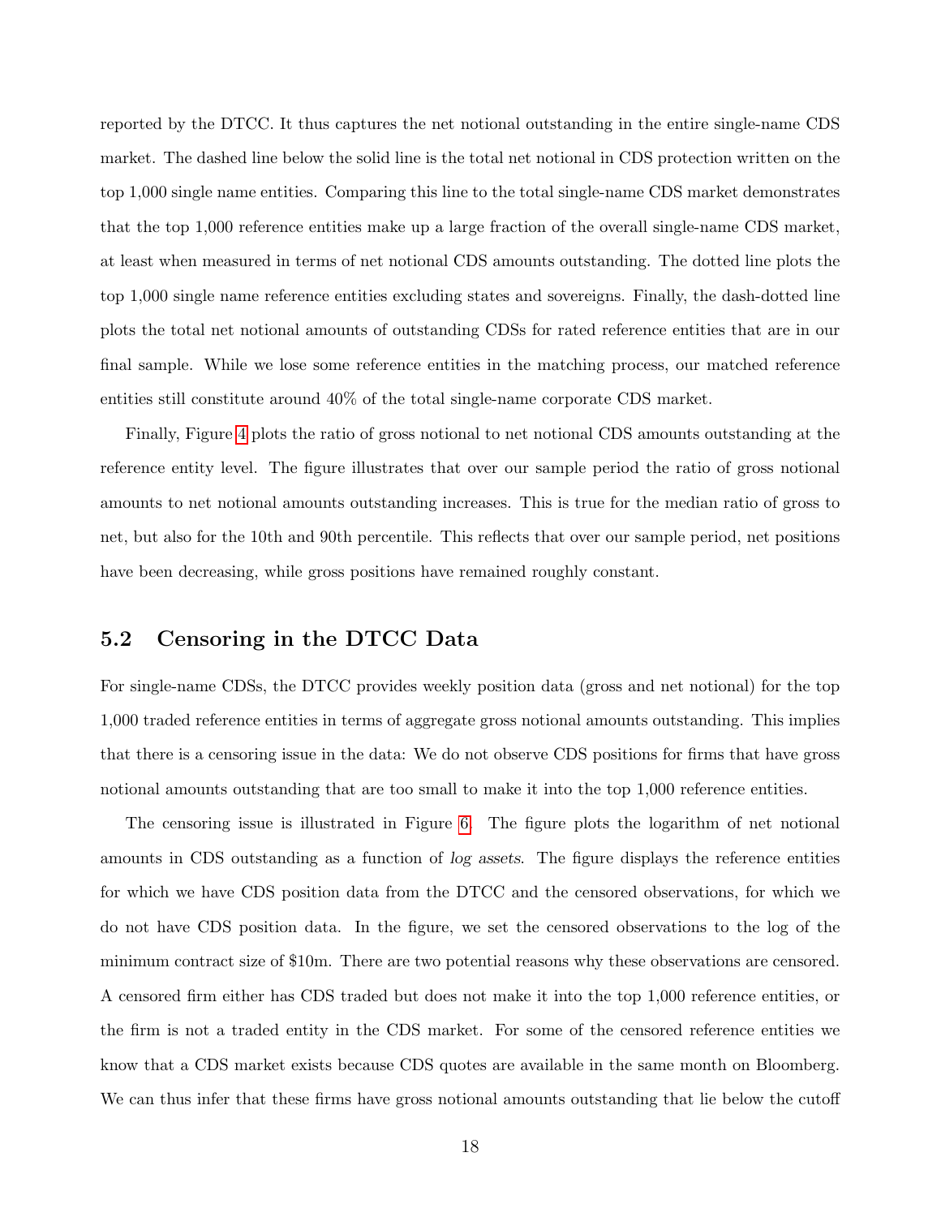reported by the DTCC. It thus captures the net notional outstanding in the entire single-name CDS market. The dashed line below the solid line is the total net notional in CDS protection written on the top 1,000 single name entities. Comparing this line to the total single-name CDS market demonstrates that the top 1,000 reference entities make up a large fraction of the overall single-name CDS market, at least when measured in terms of net notional CDS amounts outstanding. The dotted line plots the top 1,000 single name reference entities excluding states and sovereigns. Finally, the dash-dotted line plots the total net notional amounts of outstanding CDSs for rated reference entities that are in our final sample. While we lose some reference entities in the matching process, our matched reference entities still constitute around 40% of the total single-name corporate CDS market.

Finally, Figure 4 plots the ratio of gross notional to net notional CDS amounts outstanding at the reference entity level. The figure illustrates that over our sample period the ratio of gross notional amounts to net notional amounts outstanding increases. This is true for the median ratio of gross to net, but also for the 10th and 90th percentile. This reflects that over our sample period, net positions have been decreasing, while gross positions have remained roughly constant.

## 5.2 Censoring in the DTCC Data

For single-name CDSs, the DTCC provides weekly position data (gross and net notional) for the top 1,000 traded reference entities in terms of aggregate gross notional amounts outstanding. This implies that there is a censoring issue in the data: We do not observe CDS positions for firms that have gross notional amounts outstanding that are too small to make it into the top 1,000 reference entities.

The censoring issue is illustrated in Figure 6. The figure plots the logarithm of net notional amounts in CDS outstanding as a function of *log assets*. The figure displays the reference entities for which we have CDS position data from the DTCC and the censored observations, for which we do not have CDS position data. In the figure, we set the censored observations to the log of the minimum contract size of $10m. There are two potential reasons why these observations are censored. A censored firm either has CDS traded but does not make it into the top 1,000 reference entities, or the firm is not a traded entity in the CDS market. For some of the censored reference entities we know that a CDS market exists because CDS quotes are available in the same month on Bloomberg. We can thus infer that these firms have gross notional amounts outstanding that lie below the cutoff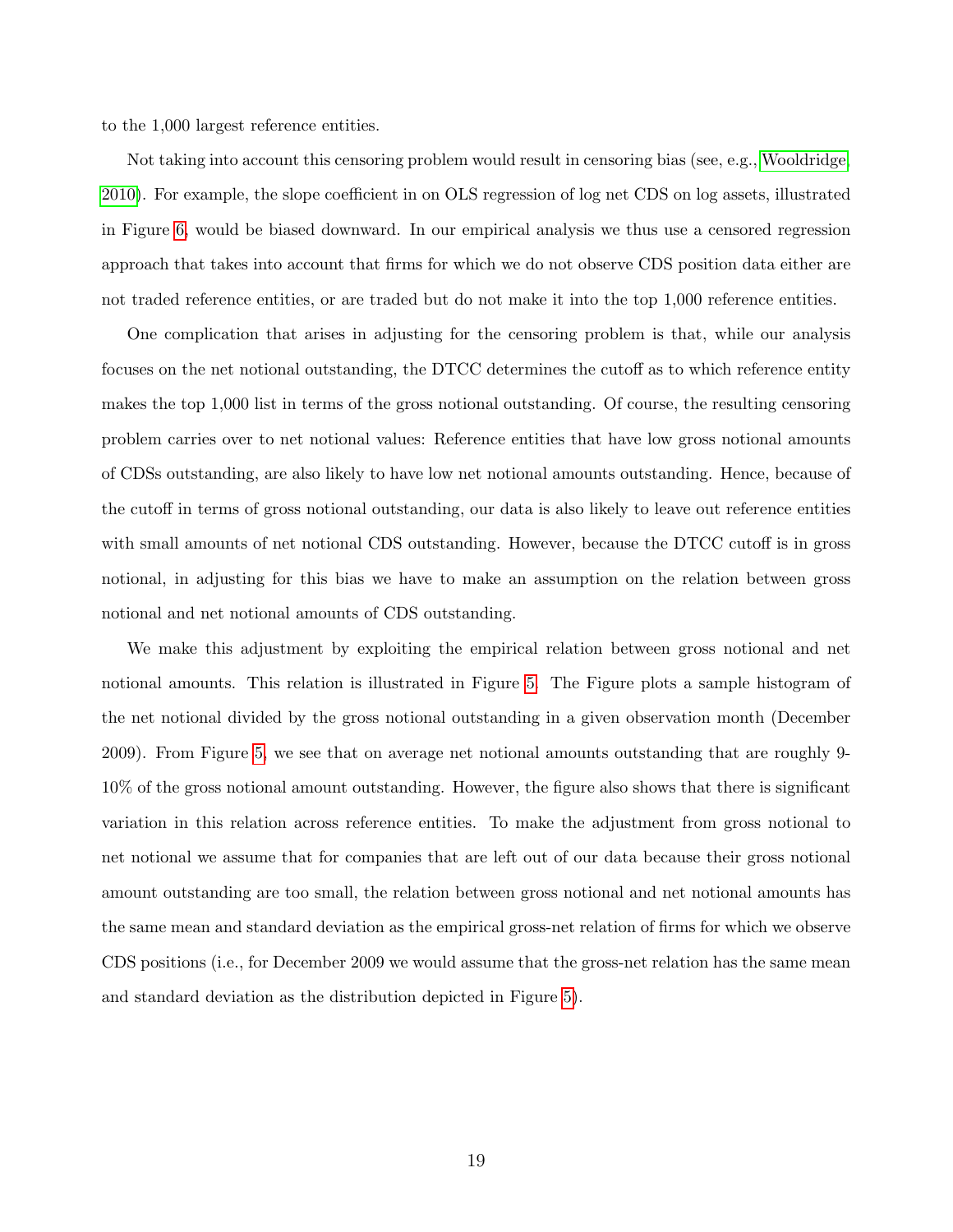to the 1,000 largest reference entities.

Not taking into account this censoring problem would result in censoring bias (see, e.g., Wooldridge 2010). For example, the slope coefficient in on OLS regression of log net CDS on log assets, illustrated in Figure 6, would be biased downward. In our empirical analysis we thus use a censored regression approach that takes into account that firms for which we do not observe CDS position data either are not traded reference entities, or are traded but do not make it into the top 1,000 reference entities.

One complication that arises in adjusting for the censoring problem is that, while our analysis focuses on the net notional outstanding, the DTCC determines the cutoff as to which reference entity makes the top 1,000 list in terms of the gross notional outstanding. Of course, the resulting censoring problem carries over to net notional values: Reference entities that have low gross notional amounts of CDSs outstanding, are also likely to have low net notional amounts outstanding. Hence, because of the cutoff in terms of gross notional outstanding, our data is also likely to leave out reference entities with small amounts of net notional CDS outstanding. However, because the DTCC cutoff is in gross notional, in adjusting for this bias we have to make an assumption on the relation between gross notional and net notional amounts of CDS outstanding.

We make this adjustment by exploiting the empirical relation between gross notional and net notional amounts. This relation is illustrated in Figure 5. The Figure plots a sample histogram of the net notional divided by the gross notional outstanding in a given observation month (December 2009). From Figure 5, we see that on average net notional amounts outstanding that are roughly 9-10% of the gross notional amount outstanding. However, the figure also shows that there is significant variation in this relation across reference entities. To make the adjustment from gross notional to net notional we assume that for companies that are left out of our data because their gross notional amount outstanding are too small, the relation between gross notional and net notional amounts has the same mean and standard deviation as the empirical gross-net relation of firms for which we observe CDS positions (i.e., for December 2009 we would assume that the gross-net relation has the same mean and standard deviation as the distribution depicted in Figure 5).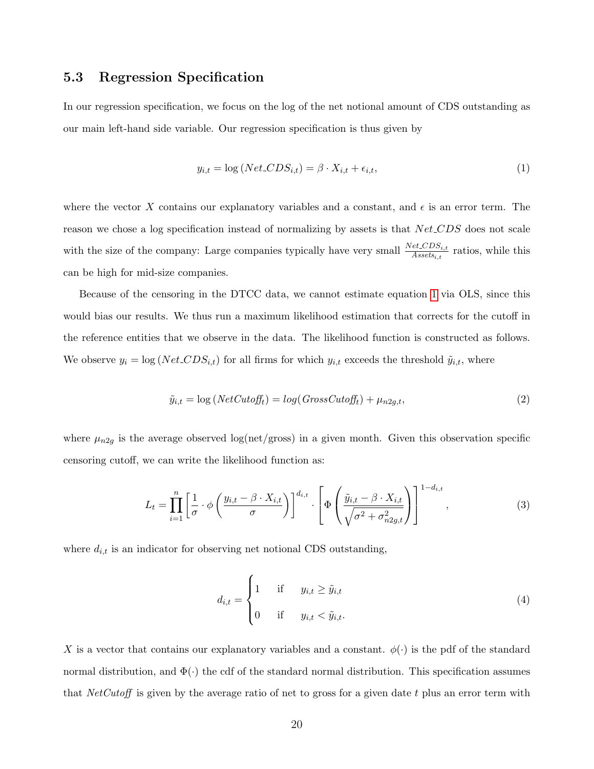### 5.3 Regression Specification

In our regression specification, we focus on the log of the net notional amount of CDS outstanding as our main left-hand side variable. Our regression specification is thus given by

$$y_{i,t} = \log\left(Net\_CDS_{i,t}\right) = \beta \cdot X_{i,t} + \epsilon_{i,t}, \tag{1}$$

where the vector $X$ contains our explanatory variables and a constant, and $\epsilon$ is an error term. The reason we chose a log specification instead of normalizing by assets is that $Net\_CDS$ does not scale with the size of the company: Large companies typically have very small $\frac{Net\_CDS_{i,t}}{Assets_{i,t}}$ ratios, while this can be high for mid-size companies.

Because of the censoring in the DTCC data, we cannot estimate equation 1 via OLS, since this would bias our results. We thus run a maximum likelihood estimation that corrects for the cutoff in the reference entities that we observe in the data. The likelihood function is constructed as follows. We observe $y_i = \log\left(Net\_CDS_{i,t}\right)$ for all firms for which $y_{i,t}$ exceeds the threshold $\tilde{y}_{i,t}$, where

$$\tilde{y}_{i,t} = \log\left(NetCutoff_t\right) = log(GrossCutoff_t) + \mu_{n2g,t}, \tag{2}$$

where $\mu_{n2g}$ is the average observed log(net/gross) in a given month. Given this observation specific censoring cutoff, we can write the likelihood function as:

$$L_t = \prod_{i=1}^{n} \left[\frac{1}{\sigma} \cdot \phi\left(\frac{y_{i,t} - \beta \cdot X_{i,t}}{\sigma}\right)\right]^{d_{i,t}} \cdot \left[\Phi\left(\frac{\tilde{y}_{i,t} - \beta \cdot X_{i,t}}{\sqrt{\sigma^2 + \sigma^2_{n2g,t}}}\right)\right]^{1-d_{i,t}}, \tag{3}$$

where $d_{i,t}$ is an indicator for observing net notional CDS outstanding,

$$d_{i,t} = \begin{cases} 1 & \text{if} \quad y_{i,t} \geq \tilde{y}_{i,t} \\ 0 & \text{if} \quad y_{i,t} < \tilde{y}_{i,t}. \end{cases} \tag{4}$$

$X$ is a vector that contains our explanatory variables and a constant. $\phi(\cdot)$ is the pdf of the standard normal distribution, and $\Phi(\cdot)$ the cdf of the standard normal distribution. This specification assumes that *NetCutoff* is given by the average ratio of net to gross for a given date $t$ plus an error term with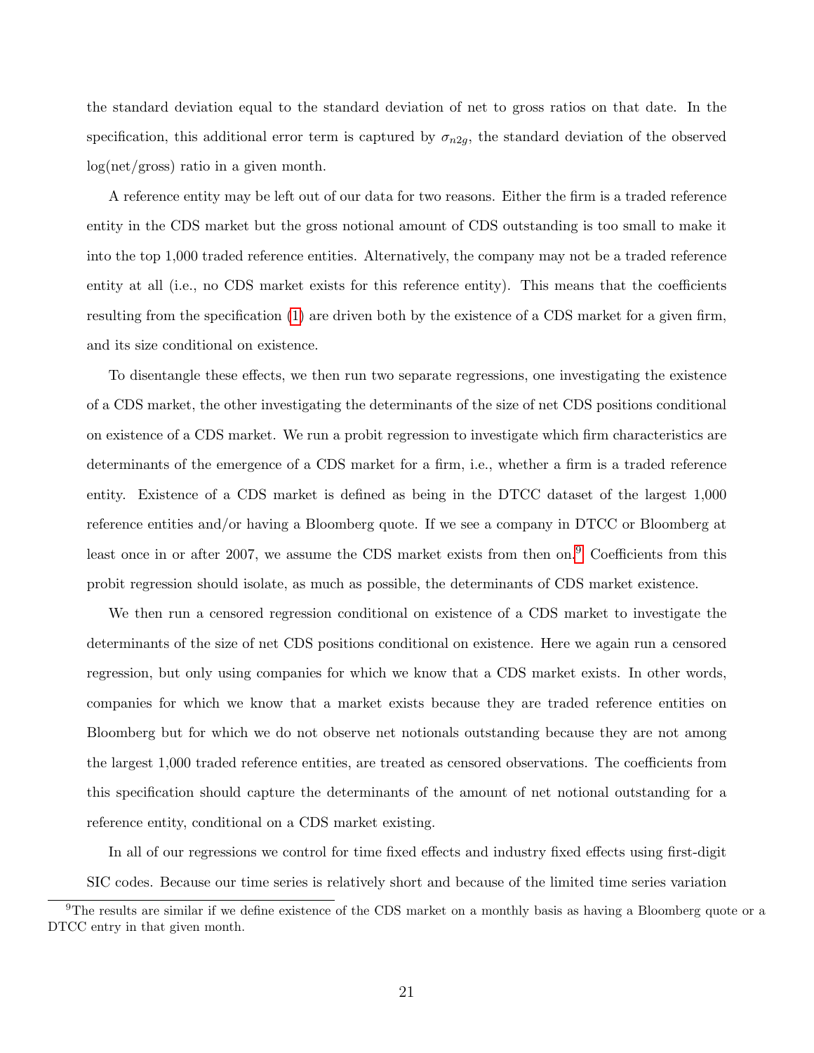the standard deviation equal to the standard deviation of net to gross ratios on that date. In the specification, this additional error term is captured by $\sigma_{n2g}$, the standard deviation of the observed log(net/gross) ratio in a given month.

A reference entity may be left out of our data for two reasons. Either the firm is a traded reference entity in the CDS market but the gross notional amount of CDS outstanding is too small to make it into the top 1,000 traded reference entities. Alternatively, the company may not be a traded reference entity at all (i.e., no CDS market exists for this reference entity). This means that the coefficients resulting from the specification (1) are driven both by the existence of a CDS market for a given firm, and its size conditional on existence.

To disentangle these effects, we then run two separate regressions, one investigating the existence of a CDS market, the other investigating the determinants of the size of net CDS positions conditional on existence of a CDS market. We run a probit regression to investigate which firm characteristics are determinants of the emergence of a CDS market for a firm, i.e., whether a firm is a traded reference entity. Existence of a CDS market is defined as being in the DTCC dataset of the largest 1,000 reference entities and/or having a Bloomberg quote. If we see a company in DTCC or Bloomberg at least once in or after 2007, we assume the CDS market exists from then on.[9] Coefficients from this probit regression should isolate, as much as possible, the determinants of CDS market existence.

We then run a censored regression conditional on existence of a CDS market to investigate the determinants of the size of net CDS positions conditional on existence. Here we again run a censored regression, but only using companies for which we know that a CDS market exists. In other words, companies for which we know that a market exists because they are traded reference entities on Bloomberg but for which we do not observe net notionals outstanding because they are not among the largest 1,000 traded reference entities, are treated as censored observations. The coefficients from this specification should capture the determinants of the amount of net notional outstanding for a reference entity, conditional on a CDS market existing.

In all of our regressions we control for time fixed effects and industry fixed effects using first-digit SIC codes. Because our time series is relatively short and because of the limited time series variation

[9] The results are similar if we define existence of the CDS market on a monthly basis as having a Bloomberg quote or a DTCC entry in that given month.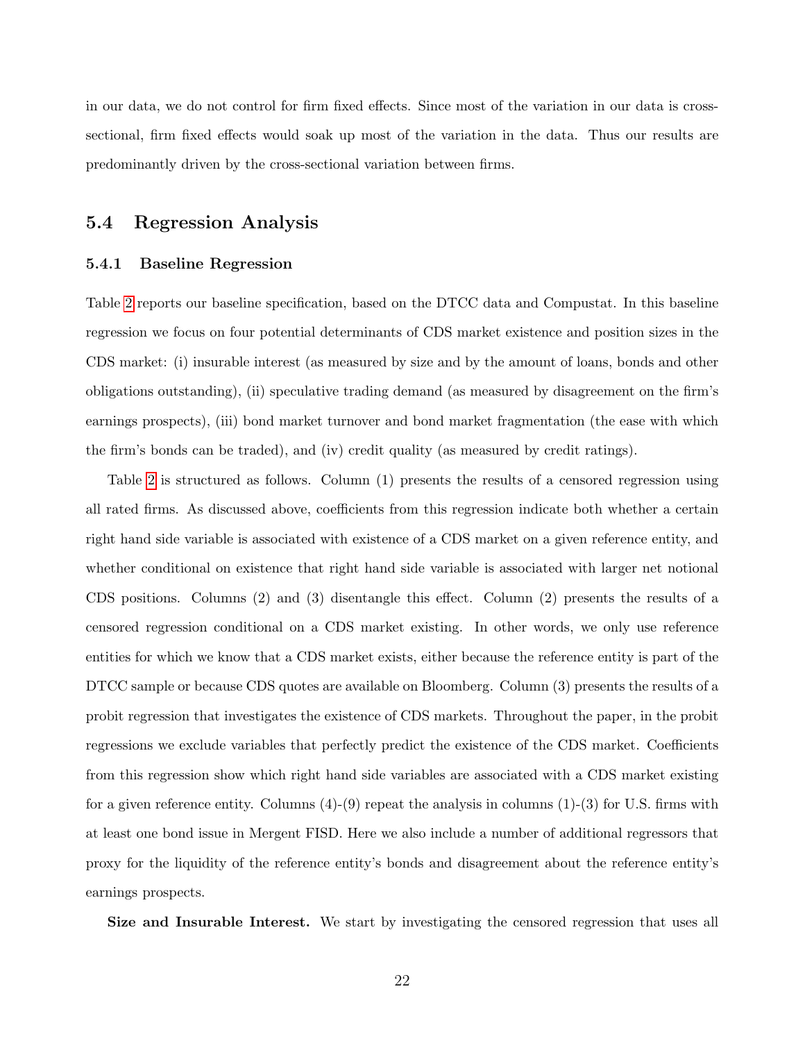in our data, we do not control for firm fixed effects. Since most of the variation in our data is cross-sectional, firm fixed effects would soak up most of the variation in the data. Thus our results are predominantly driven by the cross-sectional variation between firms.

## 5.4 Regression Analysis

### 5.4.1 Baseline Regression

Table 2 reports our baseline specification, based on the DTCC data and Compustat. In this baseline regression we focus on four potential determinants of CDS market existence and position sizes in the CDS market: (i) insurable interest (as measured by size and by the amount of loans, bonds and other obligations outstanding), (ii) speculative trading demand (as measured by disagreement on the firm's earnings prospects), (iii) bond market turnover and bond market fragmentation (the ease with which the firm's bonds can be traded), and (iv) credit quality (as measured by credit ratings).

Table 2 is structured as follows. Column (1) presents the results of a censored regression using all rated firms. As discussed above, coefficients from this regression indicate both whether a certain right hand side variable is associated with existence of a CDS market on a given reference entity, and whether conditional on existence that right hand side variable is associated with larger net notional CDS positions. Columns (2) and (3) disentangle this effect. Column (2) presents the results of a censored regression conditional on a CDS market existing. In other words, we only use reference entities for which we know that a CDS market exists, either because the reference entity is part of the DTCC sample or because CDS quotes are available on Bloomberg. Column (3) presents the results of a probit regression that investigates the existence of CDS markets. Throughout the paper, in the probit regressions we exclude variables that perfectly predict the existence of the CDS market. Coefficients from this regression show which right hand side variables are associated with a CDS market existing for a given reference entity. Columns (4)-(9) repeat the analysis in columns (1)-(3) for U.S. firms with at least one bond issue in Mergent FISD. Here we also include a number of additional regressors that proxy for the liquidity of the reference entity's bonds and disagreement about the reference entity's earnings prospects.

**Size and Insurable Interest.** We start by investigating the censored regression that uses all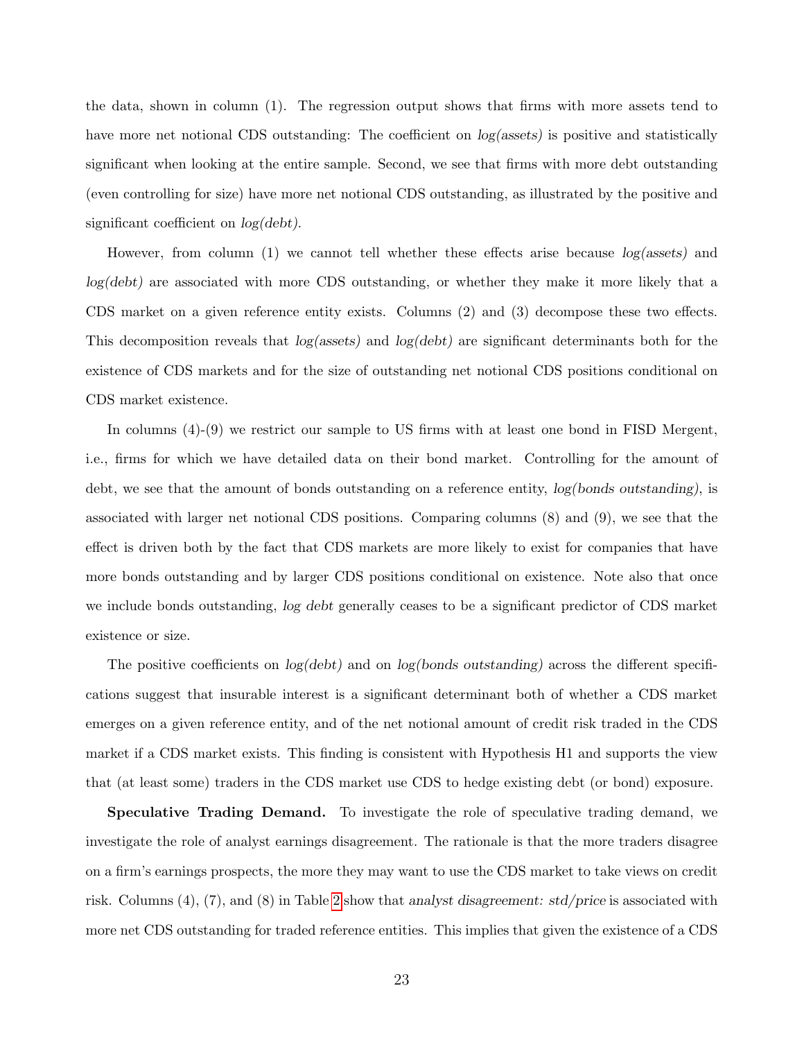the data, shown in column (1). The regression output shows that firms with more assets tend to have more net notional CDS outstanding: The coefficient on *log(assets)* is positive and statistically significant when looking at the entire sample. Second, we see that firms with more debt outstanding (even controlling for size) have more net notional CDS outstanding, as illustrated by the positive and significant coefficient on *log(debt)*.

However, from column (1) we cannot tell whether these effects arise because *log(assets)* and *log(debt)* are associated with more CDS outstanding, or whether they make it more likely that a CDS market on a given reference entity exists. Columns (2) and (3) decompose these two effects. This decomposition reveals that *log(assets)* and *log(debt)* are significant determinants both for the existence of CDS markets and for the size of outstanding net notional CDS positions conditional on CDS market existence.

In columns (4)-(9) we restrict our sample to US firms with at least one bond in FISD Mergent, i.e., firms for which we have detailed data on their bond market. Controlling for the amount of debt, we see that the amount of bonds outstanding on a reference entity, *log(bonds outstanding)*, is associated with larger net notional CDS positions. Comparing columns (8) and (9), we see that the effect is driven both by the fact that CDS markets are more likely to exist for companies that have more bonds outstanding and by larger CDS positions conditional on existence. Note also that once we include bonds outstanding, *log debt* generally ceases to be a significant predictor of CDS market existence or size.

The positive coefficients on *log(debt)* and on *log(bonds outstanding)* across the different specifications suggest that insurable interest is a significant determinant both of whether a CDS market emerges on a given reference entity, and of the net notional amount of credit risk traded in the CDS market if a CDS market exists. This finding is consistent with Hypothesis H1 and supports the view that (at least some) traders in the CDS market use CDS to hedge existing debt (or bond) exposure.

**Speculative Trading Demand.** To investigate the role of speculative trading demand, we investigate the role of analyst earnings disagreement. The rationale is that the more traders disagree on a firm's earnings prospects, the more they may want to use the CDS market to take views on credit risk. Columns (4), (7), and (8) in Table 2 show that *analyst disagreement: std/price* is associated with more net CDS outstanding for traded reference entities. This implies that given the existence of a CDS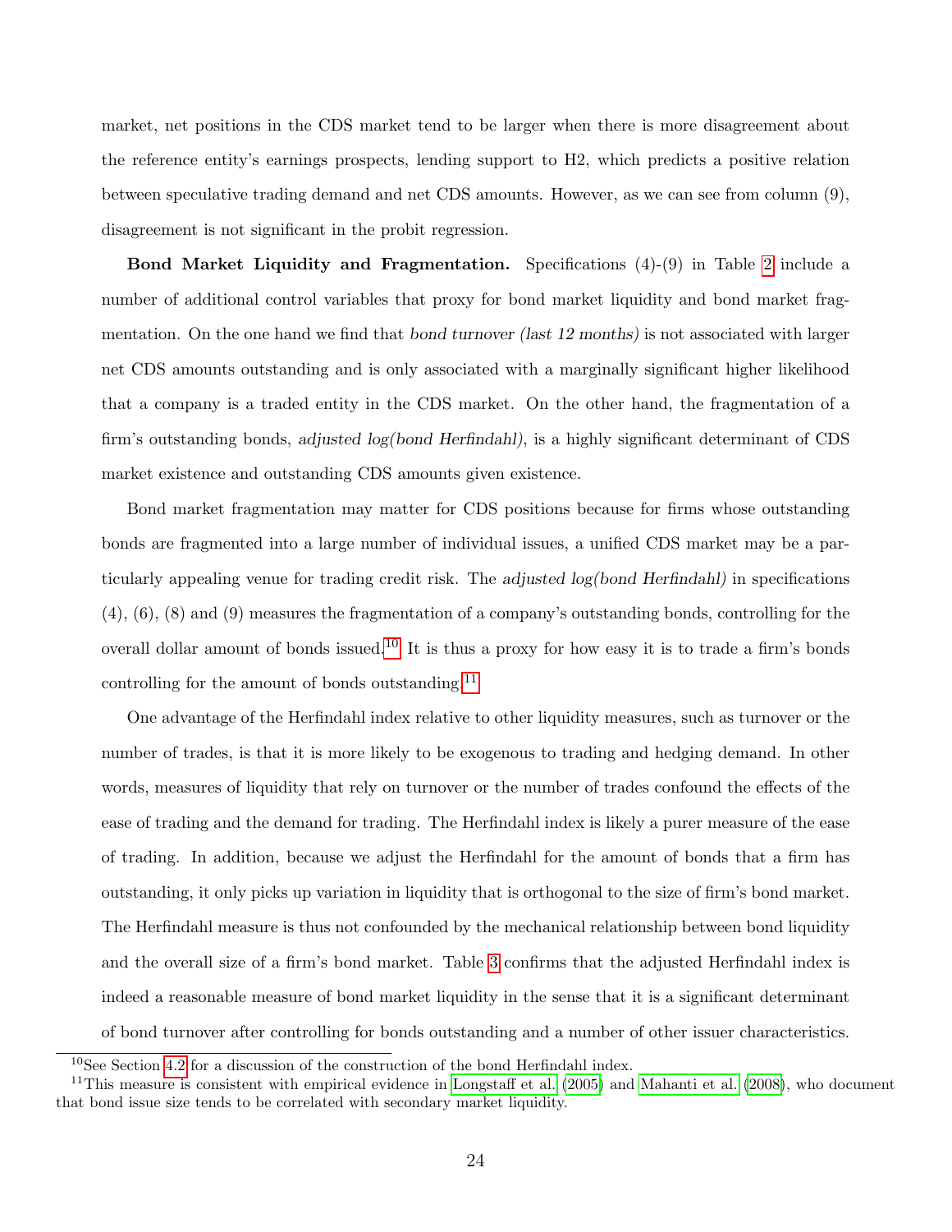market, net positions in the CDS market tend to be larger when there is more disagreement about the reference entity's earnings prospects, lending support to H2, which predicts a positive relation between speculative trading demand and net CDS amounts. However, as we can see from column (9), disagreement is not significant in the probit regression.

**Bond Market Liquidity and Fragmentation.** Specifications (4)-(9) in Table 2 include a number of additional control variables that proxy for bond market liquidity and bond market fragmentation. On the one hand we find that *bond turnover (last 12 months)* is not associated with larger net CDS amounts outstanding and is only associated with a marginally significant higher likelihood that a company is a traded entity in the CDS market. On the other hand, the fragmentation of a firm's outstanding bonds, *adjusted log(bond Herfindahl)*, is a highly significant determinant of CDS market existence and outstanding CDS amounts given existence.

Bond market fragmentation may matter for CDS positions because for firms whose outstanding bonds are fragmented into a large number of individual issues, a unified CDS market may be a particularly appealing venue for trading credit risk. The *adjusted log(bond Herfindahl)* in specifications (4), (6), (8) and (9) measures the fragmentation of a company's outstanding bonds, controlling for the overall dollar amount of bonds issued.[10] It is thus a proxy for how easy it is to trade a firm's bonds controlling for the amount of bonds outstanding.[11]

One advantage of the Herfindahl index relative to other liquidity measures, such as turnover or the number of trades, is that it is more likely to be exogenous to trading and hedging demand. In other words, measures of liquidity that rely on turnover or the number of trades confound the effects of the ease of trading and the demand for trading. The Herfindahl index is likely a purer measure of the ease of trading. In addition, because we adjust the Herfindahl for the amount of bonds that a firm has outstanding, it only picks up variation in liquidity that is orthogonal to the size of firm's bond market. The Herfindahl measure is thus not confounded by the mechanical relationship between bond liquidity and the overall size of a firm's bond market. Table 3 confirms that the adjusted Herfindahl index is indeed a reasonable measure of bond market liquidity in the sense that it is a significant determinant of bond turnover after controlling for bonds outstanding and a number of other issuer characteristics.

[10] See Section 4.2 for a discussion of the construction of the bond Herfindahl index.

[11] This measure is consistent with empirical evidence in Longstaff et al. (2005) and Mahanti et al. (2008), who document that bond issue size tends to be correlated with secondary market liquidity.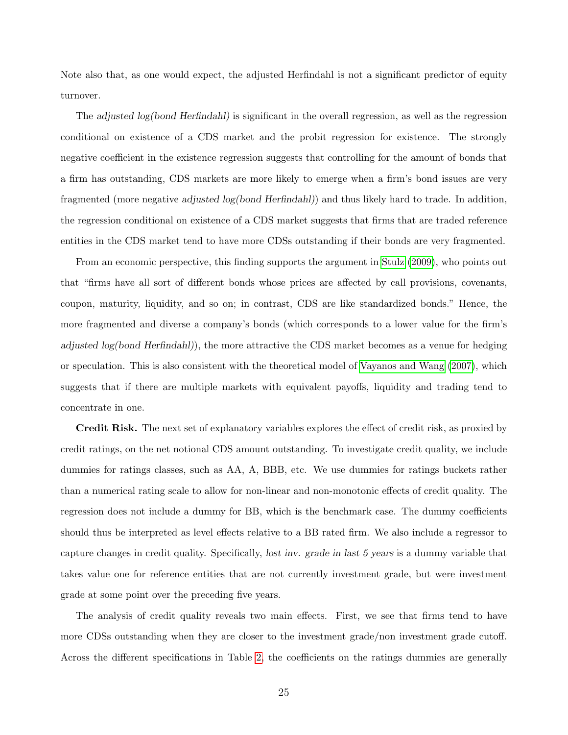Note also that, as one would expect, the adjusted Herfindahl is not a significant predictor of equity turnover.

The *adjusted log(bond Herfindahl)* is significant in the overall regression, as well as the regression conditional on existence of a CDS market and the probit regression for existence. The strongly negative coefficient in the existence regression suggests that controlling for the amount of bonds that a firm has outstanding, CDS markets are more likely to emerge when a firm's bond issues are very fragmented (more negative *adjusted log(bond Herfindahl)*) and thus likely hard to trade. In addition, the regression conditional on existence of a CDS market suggests that firms that are traded reference entities in the CDS market tend to have more CDSs outstanding if their bonds are very fragmented.

From an economic perspective, this finding supports the argument in Stulz (2009), who points out that "firms have all sort of different bonds whose prices are affected by call provisions, covenants, coupon, maturity, liquidity, and so on; in contrast, CDS are like standardized bonds." Hence, the more fragmented and diverse a company's bonds (which corresponds to a lower value for the firm's *adjusted log(bond Herfindahl)*), the more attractive the CDS market becomes as a venue for hedging or speculation. This is also consistent with the theoretical model of Vayanos and Wang (2007), which suggests that if there are multiple markets with equivalent payoffs, liquidity and trading tend to concentrate in one.

**Credit Risk.** The next set of explanatory variables explores the effect of credit risk, as proxied by credit ratings, on the net notional CDS amount outstanding. To investigate credit quality, we include dummies for ratings classes, such as AA, A, BBB, etc. We use dummies for ratings buckets rather than a numerical rating scale to allow for non-linear and non-monotonic effects of credit quality. The regression does not include a dummy for BB, which is the benchmark case. The dummy coefficients should thus be interpreted as level effects relative to a BB rated firm. We also include a regressor to capture changes in credit quality. Specifically, *lost inv. grade in last 5 years* is a dummy variable that takes value one for reference entities that are not currently investment grade, but were investment grade at some point over the preceding five years.

The analysis of credit quality reveals two main effects. First, we see that firms tend to have more CDSs outstanding when they are closer to the investment grade/non investment grade cutoff. Across the different specifications in Table 2, the coefficients on the ratings dummies are generally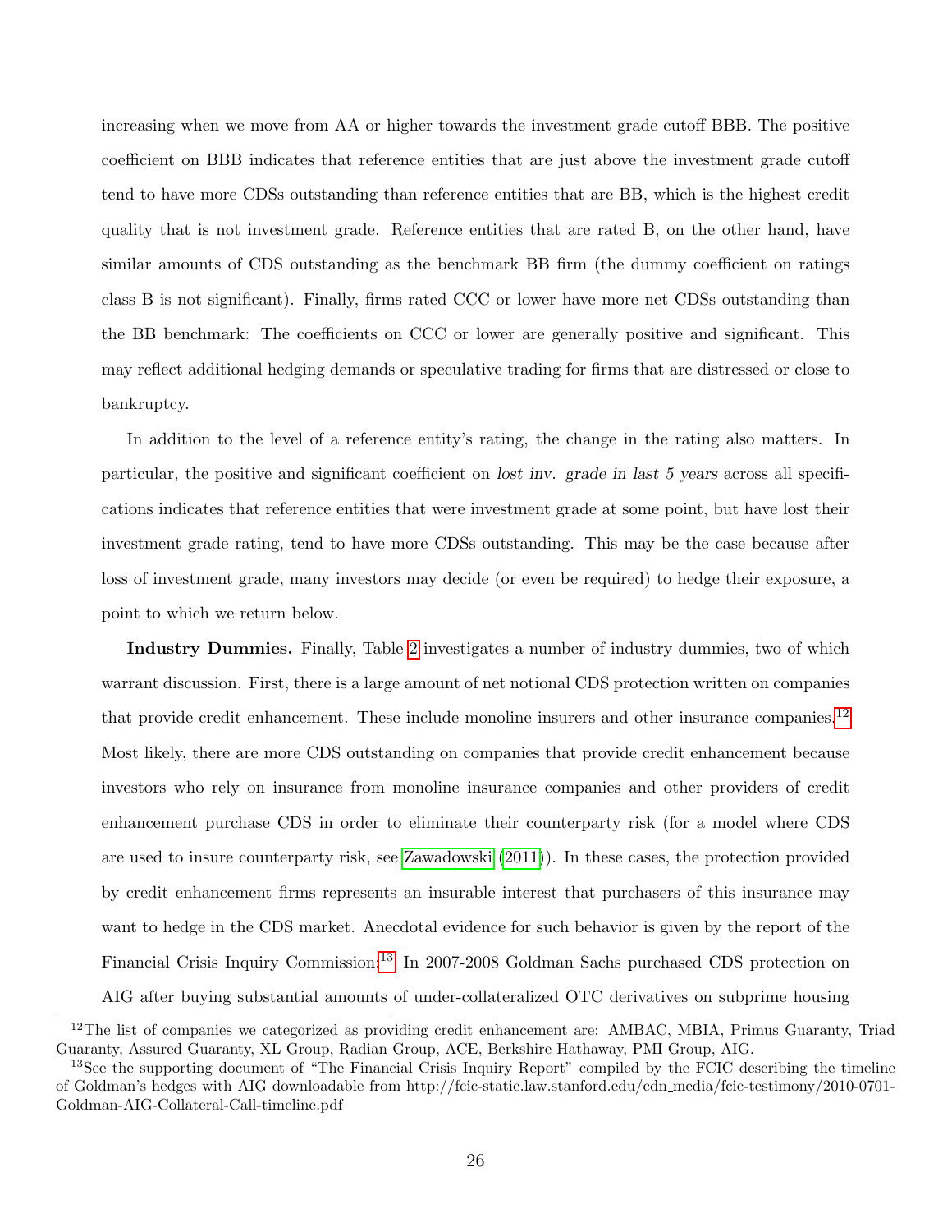increasing when we move from AA or higher towards the investment grade cutoff BBB. The positive coefficient on BBB indicates that reference entities that are just above the investment grade cutoff tend to have more CDSs outstanding than reference entities that are BB, which is the highest credit quality that is not investment grade. Reference entities that are rated B, on the other hand, have similar amounts of CDS outstanding as the benchmark BB firm (the dummy coefficient on ratings class B is not significant). Finally, firms rated CCC or lower have more net CDSs outstanding than the BB benchmark: The coefficients on CCC or lower are generally positive and significant. This may reflect additional hedging demands or speculative trading for firms that are distressed or close to bankruptcy.

In addition to the level of a reference entity's rating, the change in the rating also matters. In particular, the positive and significant coefficient on *lost inv. grade in last 5 years* across all specifications indicates that reference entities that were investment grade at some point, but have lost their investment grade rating, tend to have more CDSs outstanding. This may be the case because after loss of investment grade, many investors may decide (or even be required) to hedge their exposure, a point to which we return below.

**Industry Dummies.** Finally, Table 2 investigates a number of industry dummies, two of which warrant discussion. First, there is a large amount of net notional CDS protection written on companies that provide credit enhancement. These include monoline insurers and other insurance companies.[12] Most likely, there are more CDS outstanding on companies that provide credit enhancement because investors who rely on insurance from monoline insurance companies and other providers of credit enhancement purchase CDS in order to eliminate their counterparty risk (for a model where CDS are used to insure counterparty risk, see Zawadowski (2011)). In these cases, the protection provided by credit enhancement firms represents an insurable interest that purchasers of this insurance may want to hedge in the CDS market. Anecdotal evidence for such behavior is given by the report of the Financial Crisis Inquiry Commission:[13] In 2007-2008 Goldman Sachs purchased CDS protection on AIG after buying substantial amounts of under-collateralized OTC derivatives on subprime housing

[12]The list of companies we categorized as providing credit enhancement are: AMBAC, MBIA, Primus Guaranty, Triad Guaranty, Assured Guaranty, XL Group, Radian Group, ACE, Berkshire Hathaway, PMI Group, AIG.

[13]See the supporting document of "The Financial Crisis Inquiry Report" compiled by the FCIC describing the timeline of Goldman's hedges with AIG downloadable from http://fcic-static.law.stanford.edu/cdn_media/fcic-testimony/2010-0701-Goldman-AIG-Collateral-Call-timeline.pdf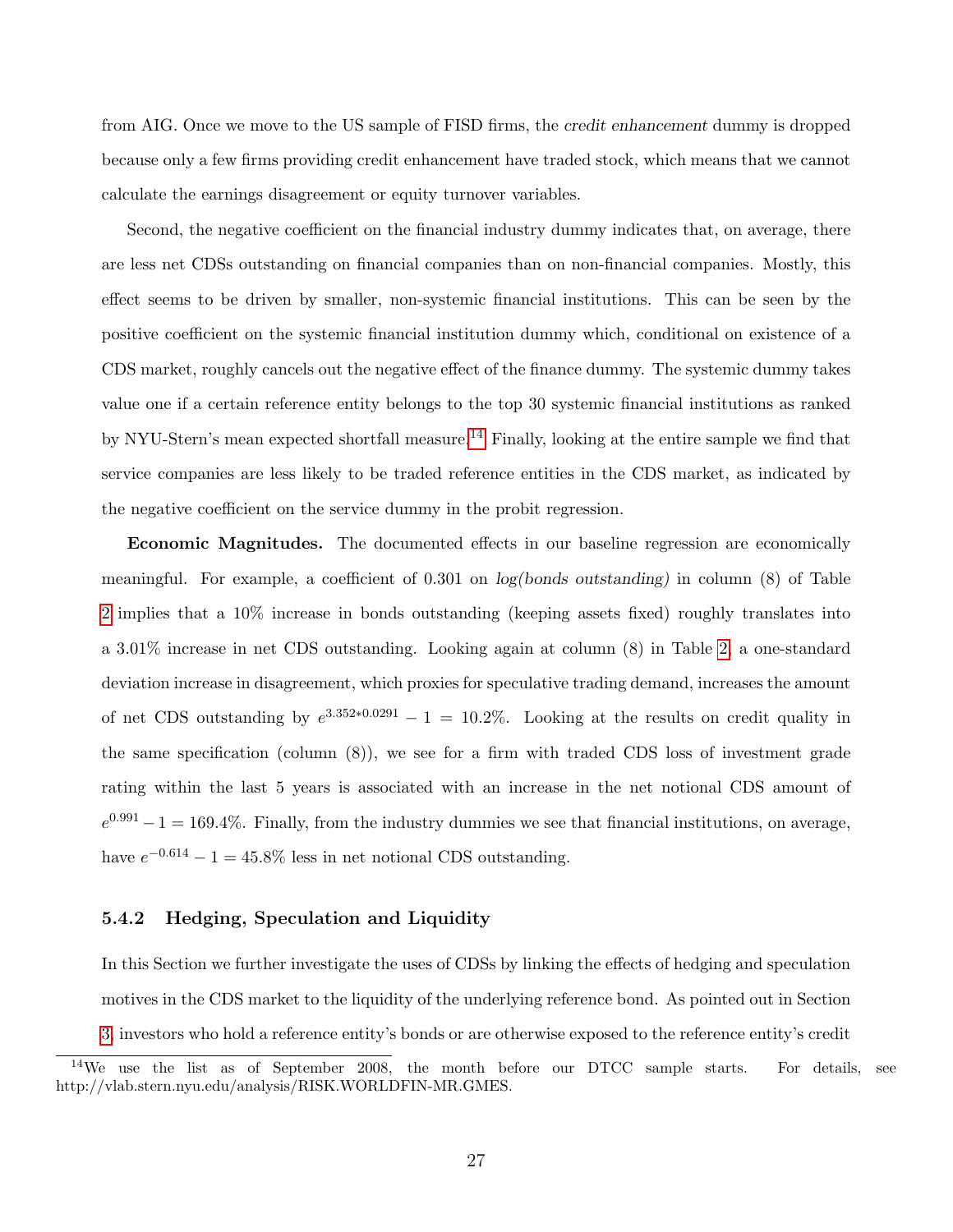from AIG. Once we move to the US sample of FISD firms, the *credit enhancement* dummy is dropped because only a few firms providing credit enhancement have traded stock, which means that we cannot calculate the earnings disagreement or equity turnover variables.

Second, the negative coefficient on the financial industry dummy indicates that, on average, there are less net CDSs outstanding on financial companies than on non-financial companies. Mostly, this effect seems to be driven by smaller, non-systemic financial institutions. This can be seen by the positive coefficient on the systemic financial institution dummy which, conditional on existence of a CDS market, roughly cancels out the negative effect of the finance dummy. The systemic dummy takes value one if a certain reference entity belongs to the top 30 systemic financial institutions as ranked by NYU-Stern's mean expected shortfall measure.[14] Finally, looking at the entire sample we find that service companies are less likely to be traded reference entities in the CDS market, as indicated by the negative coefficient on the service dummy in the probit regression.

**Economic Magnitudes.** The documented effects in our baseline regression are economically meaningful. For example, a coefficient of 0.301 on *log(bonds outstanding)* in column (8) of Table 2 implies that a 10% increase in bonds outstanding (keeping assets fixed) roughly translates into a 3.01% increase in net CDS outstanding. Looking again at column (8) in Table 2, a one-standard deviation increase in disagreement, which proxies for speculative trading demand, increases the amount of net CDS outstanding by $e^{3.352*0.0291} - 1 = 10.2\%$. Looking at the results on credit quality in the same specification (column (8)), we see for a firm with traded CDS loss of investment grade rating within the last 5 years is associated with an increase in the net notional CDS amount of $e^{0.991} - 1 = 169.4\%$. Finally, from the industry dummies we see that financial institutions, on average, have $e^{-0.614} - 1 = 45.8\%$ less in net notional CDS outstanding.

### 5.4.2 Hedging, Speculation and Liquidity

In this Section we further investigate the uses of CDSs by linking the effects of hedging and speculation motives in the CDS market to the liquidity of the underlying reference bond. As pointed out in Section 3, investors who hold a reference entity's bonds or are otherwise exposed to the reference entity's credit

[14] We use the list as of September 2008, the month before our DTCC sample starts. For details, see http://vlab.stern.nyu.edu/analysis/RISK.WORLDFIN-MR.GMES.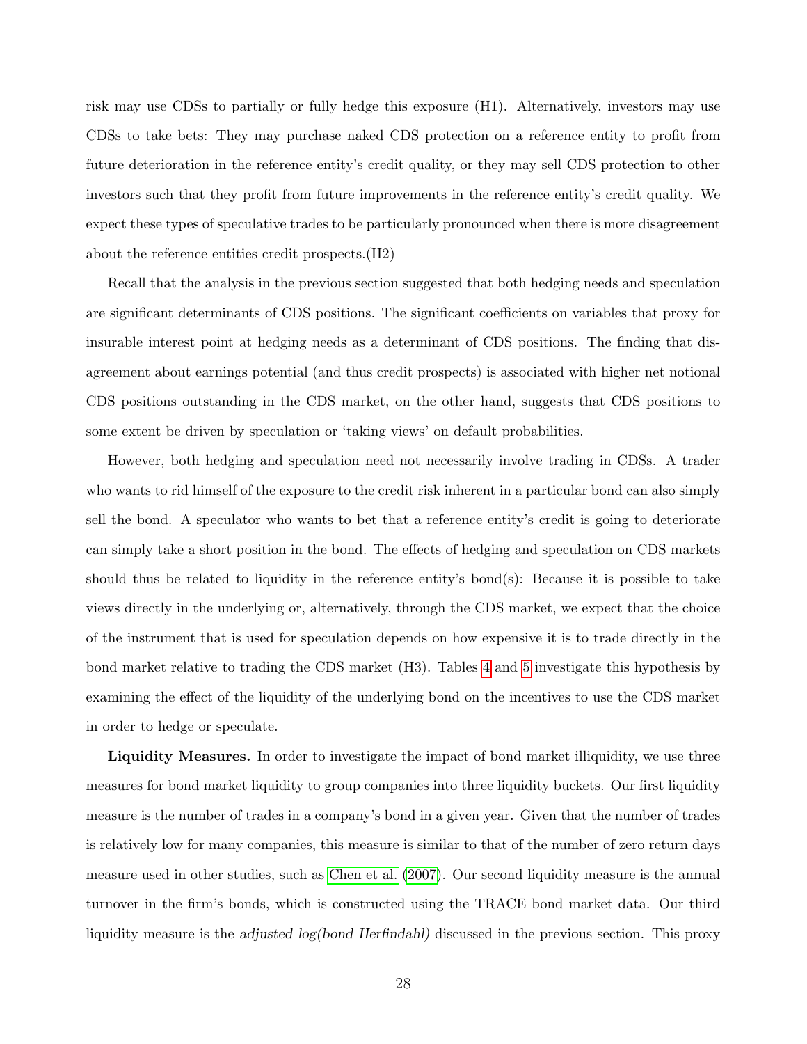risk may use CDSs to partially or fully hedge this exposure (H1). Alternatively, investors may use CDSs to take bets: They may purchase naked CDS protection on a reference entity to profit from future deterioration in the reference entity's credit quality, or they may sell CDS protection to other investors such that they profit from future improvements in the reference entity's credit quality. We expect these types of speculative trades to be particularly pronounced when there is more disagreement about the reference entities credit prospects.(H2)

Recall that the analysis in the previous section suggested that both hedging needs and speculation are significant determinants of CDS positions. The significant coefficients on variables that proxy for insurable interest point at hedging needs as a determinant of CDS positions. The finding that disagreement about earnings potential (and thus credit prospects) is associated with higher net notional CDS positions outstanding in the CDS market, on the other hand, suggests that CDS positions to some extent be driven by speculation or 'taking views' on default probabilities.

However, both hedging and speculation need not necessarily involve trading in CDSs. A trader who wants to rid himself of the exposure to the credit risk inherent in a particular bond can also simply sell the bond. A speculator who wants to bet that a reference entity's credit is going to deteriorate can simply take a short position in the bond. The effects of hedging and speculation on CDS markets should thus be related to liquidity in the reference entity's bond(s): Because it is possible to take views directly in the underlying or, alternatively, through the CDS market, we expect that the choice of the instrument that is used for speculation depends on how expensive it is to trade directly in the bond market relative to trading the CDS market (H3). Tables 4 and 5 investigate this hypothesis by examining the effect of the liquidity of the underlying bond on the incentives to use the CDS market in order to hedge or speculate.

**Liquidity Measures.** In order to investigate the impact of bond market illiquidity, we use three measures for bond market liquidity to group companies into three liquidity buckets. Our first liquidity measure is the number of trades in a company's bond in a given year. Given that the number of trades is relatively low for many companies, this measure is similar to that of the number of zero return days measure used in other studies, such as Chen et al. (2007). Our second liquidity measure is the annual turnover in the firm's bonds, which is constructed using the TRACE bond market data. Our third liquidity measure is the *adjusted log(bond Herfindahl)* discussed in the previous section. This proxy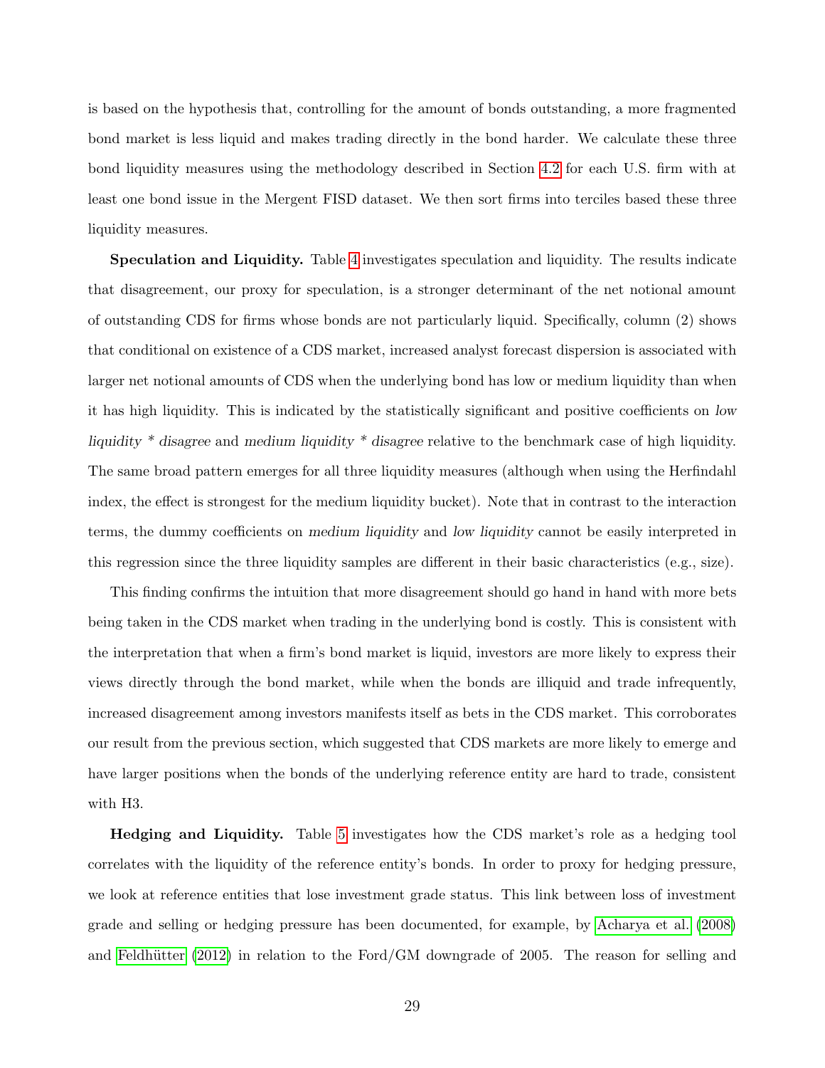is based on the hypothesis that, controlling for the amount of bonds outstanding, a more fragmented bond market is less liquid and makes trading directly in the bond harder. We calculate these three bond liquidity measures using the methodology described in Section 4.2 for each U.S. firm with at least one bond issue in the Mergent FISD dataset. We then sort firms into terciles based these three liquidity measures.

**Speculation and Liquidity.** Table 4 investigates speculation and liquidity. The results indicate that disagreement, our proxy for speculation, is a stronger determinant of the net notional amount of outstanding CDS for firms whose bonds are not particularly liquid. Specifically, column (2) shows that conditional on existence of a CDS market, increased analyst forecast dispersion is associated with larger net notional amounts of CDS when the underlying bond has low or medium liquidity than when it has high liquidity. This is indicated by the statistically significant and positive coefficients on *low liquidity * disagree* and *medium liquidity * disagree* relative to the benchmark case of high liquidity. The same broad pattern emerges for all three liquidity measures (although when using the Herfindahl index, the effect is strongest for the medium liquidity bucket). Note that in contrast to the interaction terms, the dummy coefficients on *medium liquidity* and *low liquidity* cannot be easily interpreted in this regression since the three liquidity samples are different in their basic characteristics (e.g., size).

This finding confirms the intuition that more disagreement should go hand in hand with more bets being taken in the CDS market when trading in the underlying bond is costly. This is consistent with the interpretation that when a firm's bond market is liquid, investors are more likely to express their views directly through the bond market, while when the bonds are illiquid and trade infrequently, increased disagreement among investors manifests itself as bets in the CDS market. This corroborates our result from the previous section, which suggested that CDS markets are more likely to emerge and have larger positions when the bonds of the underlying reference entity are hard to trade, consistent with H3.

**Hedging and Liquidity.** Table 5 investigates how the CDS market's role as a hedging tool correlates with the liquidity of the reference entity's bonds. In order to proxy for hedging pressure, we look at reference entities that lose investment grade status. This link between loss of investment grade and selling or hedging pressure has been documented, for example, by Acharya et al. (2008) and Feldhütter (2012) in relation to the Ford/GM downgrade of 2005. The reason for selling and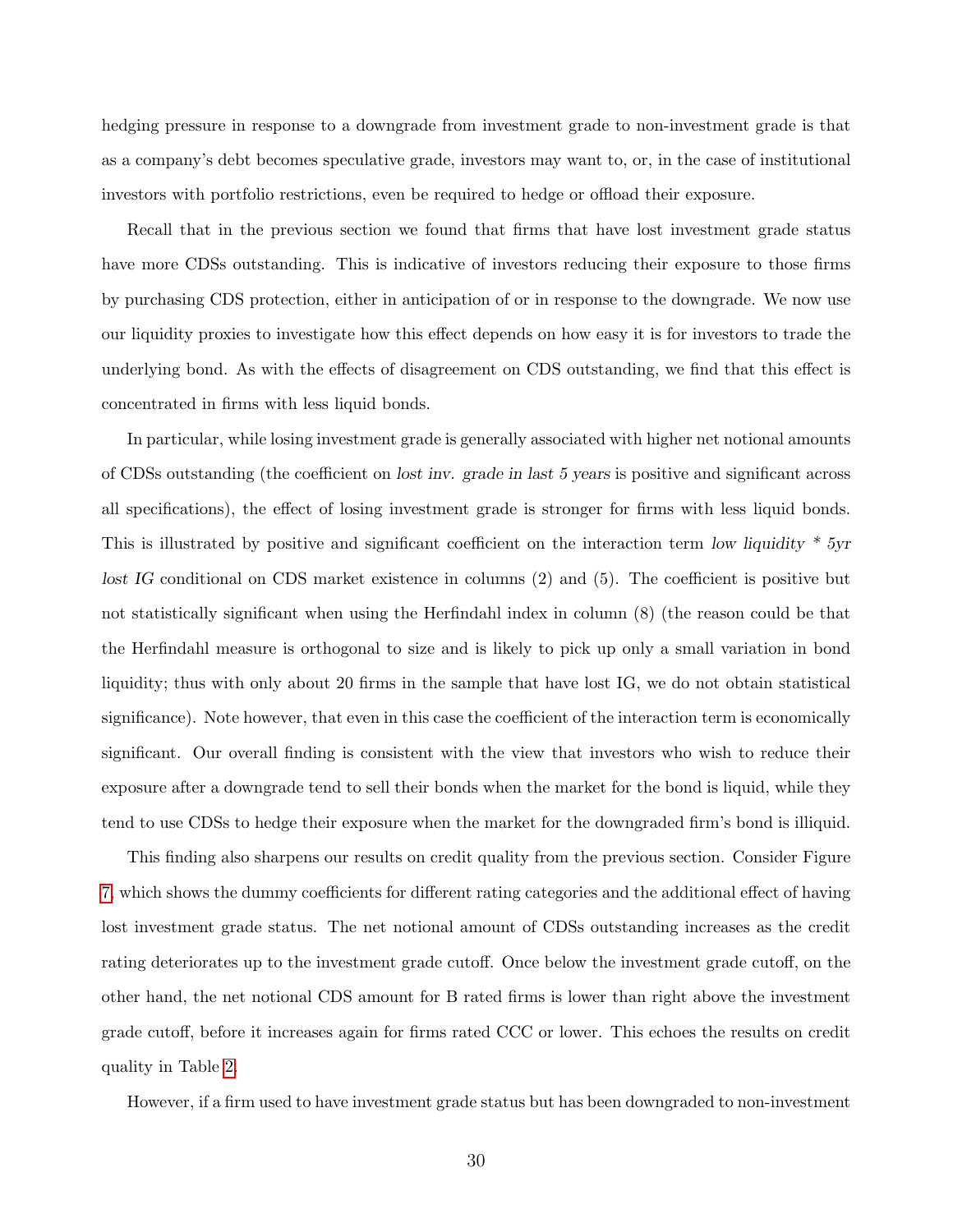hedging pressure in response to a downgrade from investment grade to non-investment grade is that as a company's debt becomes speculative grade, investors may want to, or, in the case of institutional investors with portfolio restrictions, even be required to hedge or offload their exposure.

Recall that in the previous section we found that firms that have lost investment grade status have more CDSs outstanding. This is indicative of investors reducing their exposure to those firms by purchasing CDS protection, either in anticipation of or in response to the downgrade. We now use our liquidity proxies to investigate how this effect depends on how easy it is for investors to trade the underlying bond. As with the effects of disagreement on CDS outstanding, we find that this effect is concentrated in firms with less liquid bonds.

In particular, while losing investment grade is generally associated with higher net notional amounts of CDSs outstanding (the coefficient on *lost inv. grade in last 5 years* is positive and significant across all specifications), the effect of losing investment grade is stronger for firms with less liquid bonds. This is illustrated by positive and significant coefficient on the interaction term *low liquidity * 5yr lost IG* conditional on CDS market existence in columns (2) and (5). The coefficient is positive but not statistically significant when using the Herfindahl index in column (8) (the reason could be that the Herfindahl measure is orthogonal to size and is likely to pick up only a small variation in bond liquidity; thus with only about 20 firms in the sample that have lost IG, we do not obtain statistical significance). Note however, that even in this case the coefficient of the interaction term is economically significant. Our overall finding is consistent with the view that investors who wish to reduce their exposure after a downgrade tend to sell their bonds when the market for the bond is liquid, while they tend to use CDSs to hedge their exposure when the market for the downgraded firm's bond is illiquid.

This finding also sharpens our results on credit quality from the previous section. Consider Figure 7, which shows the dummy coefficients for different rating categories and the additional effect of having lost investment grade status. The net notional amount of CDSs outstanding increases as the credit rating deteriorates up to the investment grade cutoff. Once below the investment grade cutoff, on the other hand, the net notional CDS amount for B rated firms is lower than right above the investment grade cutoff, before it increases again for firms rated CCC or lower. This echoes the results on credit quality in Table 2.

However, if a firm used to have investment grade status but has been downgraded to non-investment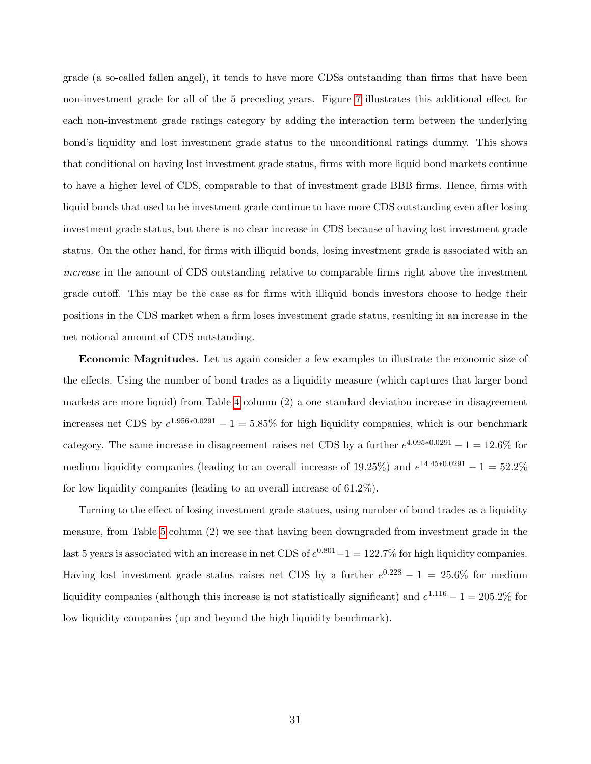grade (a so-called fallen angel), it tends to have more CDSs outstanding than firms that have been non-investment grade for all of the 5 preceding years. Figure 7 illustrates this additional effect for each non-investment grade ratings category by adding the interaction term between the underlying bond's liquidity and lost investment grade status to the unconditional ratings dummy. This shows that conditional on having lost investment grade status, firms with more liquid bond markets continue to have a higher level of CDS, comparable to that of investment grade BBB firms. Hence, firms with liquid bonds that used to be investment grade continue to have more CDS outstanding even after losing investment grade status, but there is no clear increase in CDS because of having lost investment grade status. On the other hand, for firms with illiquid bonds, losing investment grade is associated with an *increase* in the amount of CDS outstanding relative to comparable firms right above the investment grade cutoff. This may be the case as for firms with illiquid bonds investors choose to hedge their positions in the CDS market when a firm loses investment grade status, resulting in an increase in the net notional amount of CDS outstanding.

**Economic Magnitudes.** Let us again consider a few examples to illustrate the economic size of the effects. Using the number of bond trades as a liquidity measure (which captures that larger bond markets are more liquid) from Table 4 column (2) a one standard deviation increase in disagreement increases net CDS by $e^{1.956*0.0291} - 1 = 5.85\%$ for high liquidity companies, which is our benchmark category. The same increase in disagreement raises net CDS by a further $e^{4.095*0.0291} - 1 = 12.6\%$ for medium liquidity companies (leading to an overall increase of 19.25%) and $e^{14.45*0.0291} - 1 = 52.2\%$ for low liquidity companies (leading to an overall increase of 61.2%).

Turning to the effect of losing investment grade statues, using number of bond trades as a liquidity measure, from Table 5 column (2) we see that having been downgraded from investment grade in the last 5 years is associated with an increase in net CDS of $e^{0.801} - 1 = 122.7\%$ for high liquidity companies. Having lost investment grade status raises net CDS by a further $e^{0.228} - 1 = 25.6\%$ for medium liquidity companies (although this increase is not statistically significant) and $e^{1.116} - 1 = 205.2\%$ for low liquidity companies (up and beyond the high liquidity benchmark).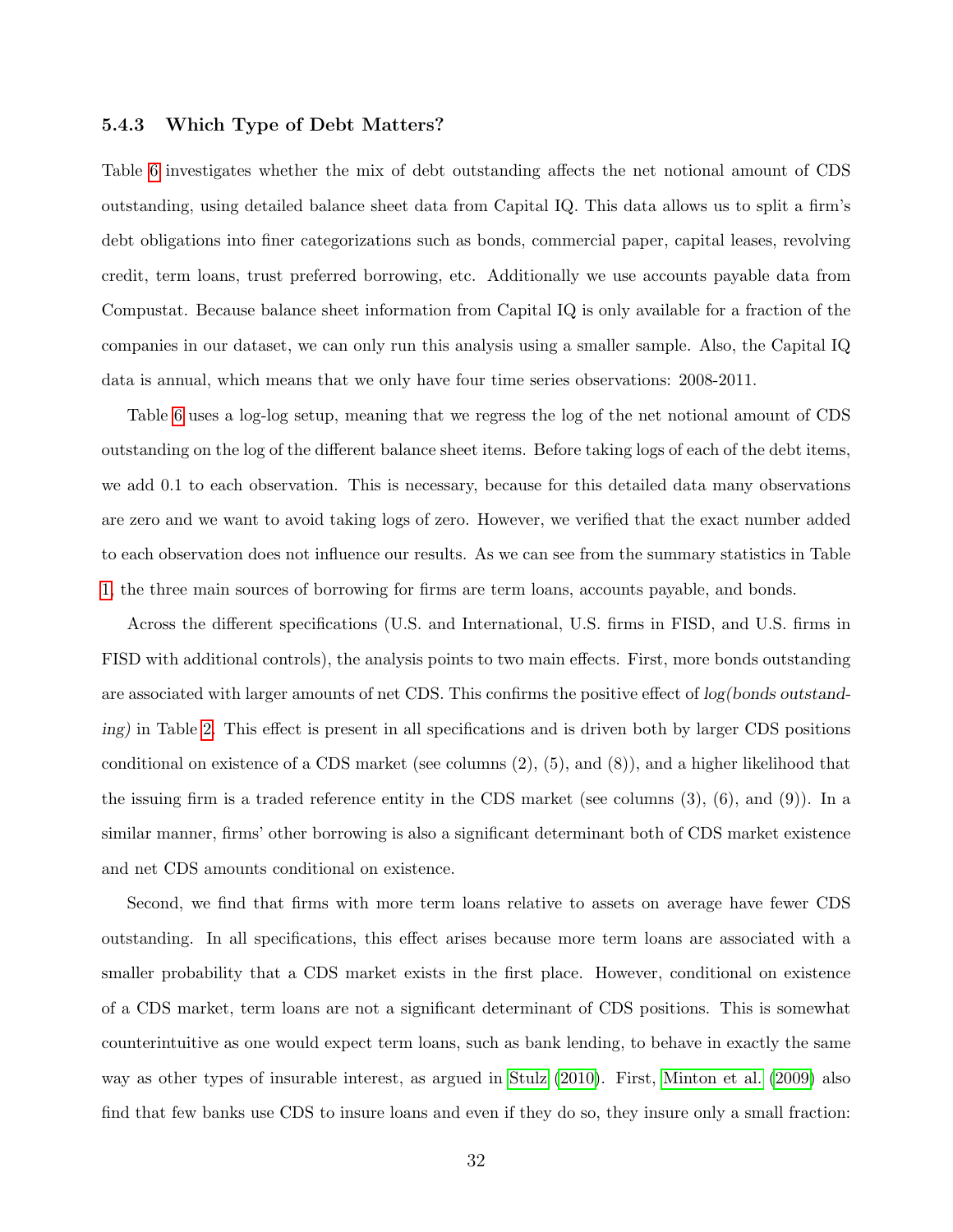### 5.4.3 Which Type of Debt Matters?

Table 6 investigates whether the mix of debt outstanding affects the net notional amount of CDS outstanding, using detailed balance sheet data from Capital IQ. This data allows us to split a firm's debt obligations into finer categorizations such as bonds, commercial paper, capital leases, revolving credit, term loans, trust preferred borrowing, etc. Additionally we use accounts payable data from Compustat. Because balance sheet information from Capital IQ is only available for a fraction of the companies in our dataset, we can only run this analysis using a smaller sample. Also, the Capital IQ data is annual, which means that we only have four time series observations: 2008-2011.

Table 6 uses a log-log setup, meaning that we regress the log of the net notional amount of CDS outstanding on the log of the different balance sheet items. Before taking logs of each of the debt items, we add 0.1 to each observation. This is necessary, because for this detailed data many observations are zero and we want to avoid taking logs of zero. However, we verified that the exact number added to each observation does not influence our results. As we can see from the summary statistics in Table 1, the three main sources of borrowing for firms are term loans, accounts payable, and bonds.

Across the different specifications (U.S. and International, U.S. firms in FISD, and U.S. firms in FISD with additional controls), the analysis points to two main effects. First, more bonds outstanding are associated with larger amounts of net CDS. This confirms the positive effect of *log(bonds outstanding)* in Table 2. This effect is present in all specifications and is driven both by larger CDS positions conditional on existence of a CDS market (see columns (2), (5), and (8)), and a higher likelihood that the issuing firm is a traded reference entity in the CDS market (see columns (3), (6), and (9)). In a similar manner, firms' other borrowing is also a significant determinant both of CDS market existence and net CDS amounts conditional on existence.

Second, we find that firms with more term loans relative to assets on average have fewer CDS outstanding. In all specifications, this effect arises because more term loans are associated with a smaller probability that a CDS market exists in the first place. However, conditional on existence of a CDS market, term loans are not a significant determinant of CDS positions. This is somewhat counterintuitive as one would expect term loans, such as bank lending, to behave in exactly the same way as other types of insurable interest, as argued in Stulz (2010). First, Minton et al. (2009) also find that few banks use CDS to insure loans and even if they do so, they insure only a small fraction: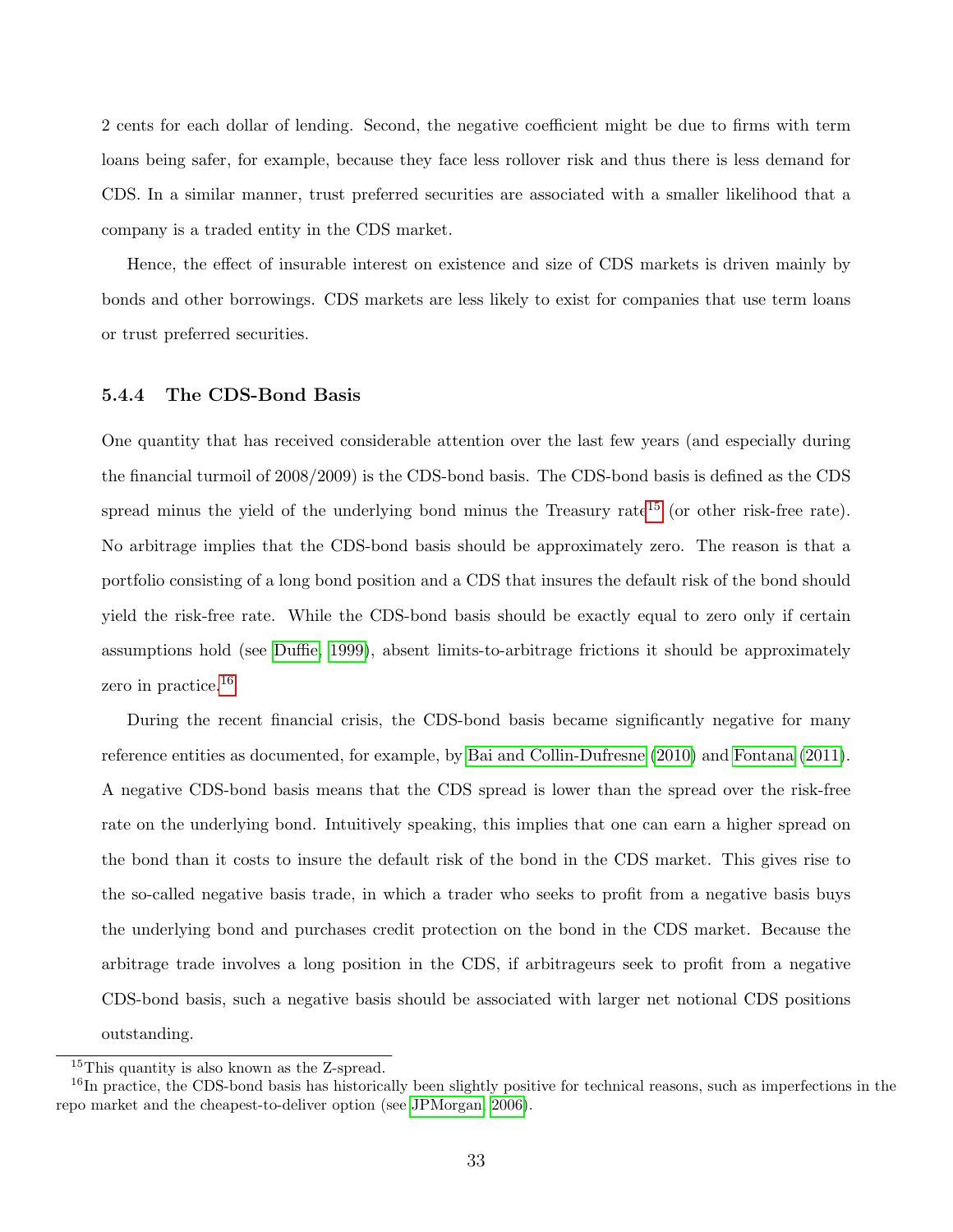2 cents for each dollar of lending. Second, the negative coefficient might be due to firms with term loans being safer, for example, because they face less rollover risk and thus there is less demand for CDS. In a similar manner, trust preferred securities are associated with a smaller likelihood that a company is a traded entity in the CDS market.

Hence, the effect of insurable interest on existence and size of CDS markets is driven mainly by bonds and other borrowings. CDS markets are less likely to exist for companies that use term loans or trust preferred securities.

#### 5.4.4 The CDS-Bond Basis

One quantity that has received considerable attention over the last few years (and especially during the financial turmoil of 2008/2009) is the CDS-bond basis. The CDS-bond basis is defined as the CDS spread minus the yield of the underlying bond minus the Treasury rate[15] (or other risk-free rate). No arbitrage implies that the CDS-bond basis should be approximately zero. The reason is that a portfolio consisting of a long bond position and a CDS that insures the default risk of the bond should yield the risk-free rate. While the CDS-bond basis should be exactly equal to zero only if certain assumptions hold (see Duffie, 1999), absent limits-to-arbitrage frictions it should be approximately zero in practice.[16]

During the recent financial crisis, the CDS-bond basis became significantly negative for many reference entities as documented, for example, by Bai and Collin-Dufresne (2010) and Fontana (2011). A negative CDS-bond basis means that the CDS spread is lower than the spread over the risk-free rate on the underlying bond. Intuitively speaking, this implies that one can earn a higher spread on the bond than it costs to insure the default risk of the bond in the CDS market. This gives rise to the so-called negative basis trade, in which a trader who seeks to profit from a negative basis buys the underlying bond and purchases credit protection on the bond in the CDS market. Because the arbitrage trade involves a long position in the CDS, if arbitrageurs seek to profit from a negative CDS-bond basis, such a negative basis should be associated with larger net notional CDS positions outstanding.

---

[15] This quantity is also known as the Z-spread.

[16] In practice, the CDS-bond basis has historically been slightly positive for technical reasons, such as imperfections in the repo market and the cheapest-to-deliver option (see JPMorgan, 2006).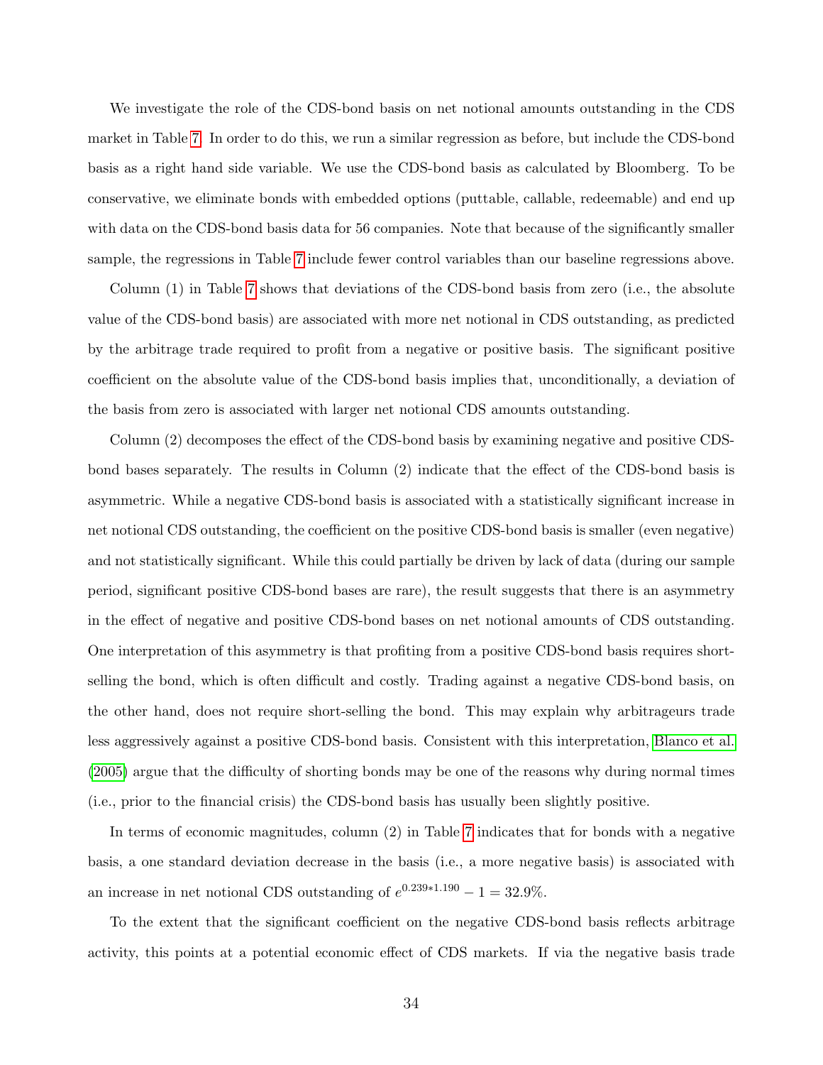We investigate the role of the CDS-bond basis on net notional amounts outstanding in the CDS market in Table 7. In order to do this, we run a similar regression as before, but include the CDS-bond basis as a right hand side variable. We use the CDS-bond basis as calculated by Bloomberg. To be conservative, we eliminate bonds with embedded options (puttable, callable, redeemable) and end up with data on the CDS-bond basis data for 56 companies. Note that because of the significantly smaller sample, the regressions in Table 7 include fewer control variables than our baseline regressions above.

Column (1) in Table 7 shows that deviations of the CDS-bond basis from zero (i.e., the absolute value of the CDS-bond basis) are associated with more net notional in CDS outstanding, as predicted by the arbitrage trade required to profit from a negative or positive basis. The significant positive coefficient on the absolute value of the CDS-bond basis implies that, unconditionally, a deviation of the basis from zero is associated with larger net notional CDS amounts outstanding.

Column (2) decomposes the effect of the CDS-bond basis by examining negative and positive CDS-bond bases separately. The results in Column (2) indicate that the effect of the CDS-bond basis is asymmetric. While a negative CDS-bond basis is associated with a statistically significant increase in net notional CDS outstanding, the coefficient on the positive CDS-bond basis is smaller (even negative) and not statistically significant. While this could partially be driven by lack of data (during our sample period, significant positive CDS-bond bases are rare), the result suggests that there is an asymmetry in the effect of negative and positive CDS-bond bases on net notional amounts of CDS outstanding. One interpretation of this asymmetry is that profiting from a positive CDS-bond basis requires short-selling the bond, which is often difficult and costly. Trading against a negative CDS-bond basis, on the other hand, does not require short-selling the bond. This may explain why arbitrageurs trade less aggressively against a positive CDS-bond basis. Consistent with this interpretation, Blanco et al. (2005) argue that the difficulty of shorting bonds may be one of the reasons why during normal times (i.e., prior to the financial crisis) the CDS-bond basis has usually been slightly positive.

In terms of economic magnitudes, column (2) in Table 7 indicates that for bonds with a negative basis, a one standard deviation decrease in the basis (i.e., a more negative basis) is associated with an increase in net notional CDS outstanding of $e^{0.239*1.190} - 1 = 32.9\%$.

To the extent that the significant coefficient on the negative CDS-bond basis reflects arbitrage activity, this points at a potential economic effect of CDS markets. If via the negative basis trade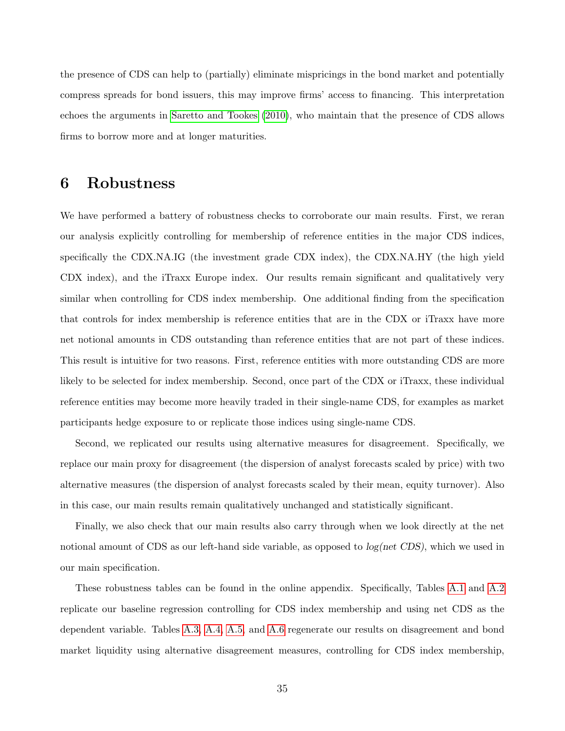the presence of CDS can help to (partially) eliminate mispricings in the bond market and potentially compress spreads for bond issuers, this may improve firms' access to financing. This interpretation echoes the arguments in Saretto and Tookes (2010), who maintain that the presence of CDS allows firms to borrow more and at longer maturities.

## 6 Robustness

We have performed a battery of robustness checks to corroborate our main results. First, we reran our analysis explicitly controlling for membership of reference entities in the major CDS indices, specifically the CDX.NA.IG (the investment grade CDX index), the CDX.NA.HY (the high yield CDX index), and the iTraxx Europe index. Our results remain significant and qualitatively very similar when controlling for CDS index membership. One additional finding from the specification that controls for index membership is reference entities that are in the CDX or iTraxx have more net notional amounts in CDS outstanding than reference entities that are not part of these indices. This result is intuitive for two reasons. First, reference entities with more outstanding CDS are more likely to be selected for index membership. Second, once part of the CDX or iTraxx, these individual reference entities may become more heavily traded in their single-name CDS, for examples as market participants hedge exposure to or replicate those indices using single-name CDS.

Second, we replicated our results using alternative measures for disagreement. Specifically, we replace our main proxy for disagreement (the dispersion of analyst forecasts scaled by price) with two alternative measures (the dispersion of analyst forecasts scaled by their mean, equity turnover). Also in this case, our main results remain qualitatively unchanged and statistically significant.

Finally, we also check that our main results also carry through when we look directly at the net notional amount of CDS as our left-hand side variable, as opposed to *log(net CDS)*, which we used in our main specification.

These robustness tables can be found in the online appendix. Specifically, Tables A.1 and A.2 replicate our baseline regression controlling for CDS index membership and using net CDS as the dependent variable. Tables A.3, A.4, A.5, and A.6 regenerate our results on disagreement and bond market liquidity using alternative disagreement measures, controlling for CDS index membership,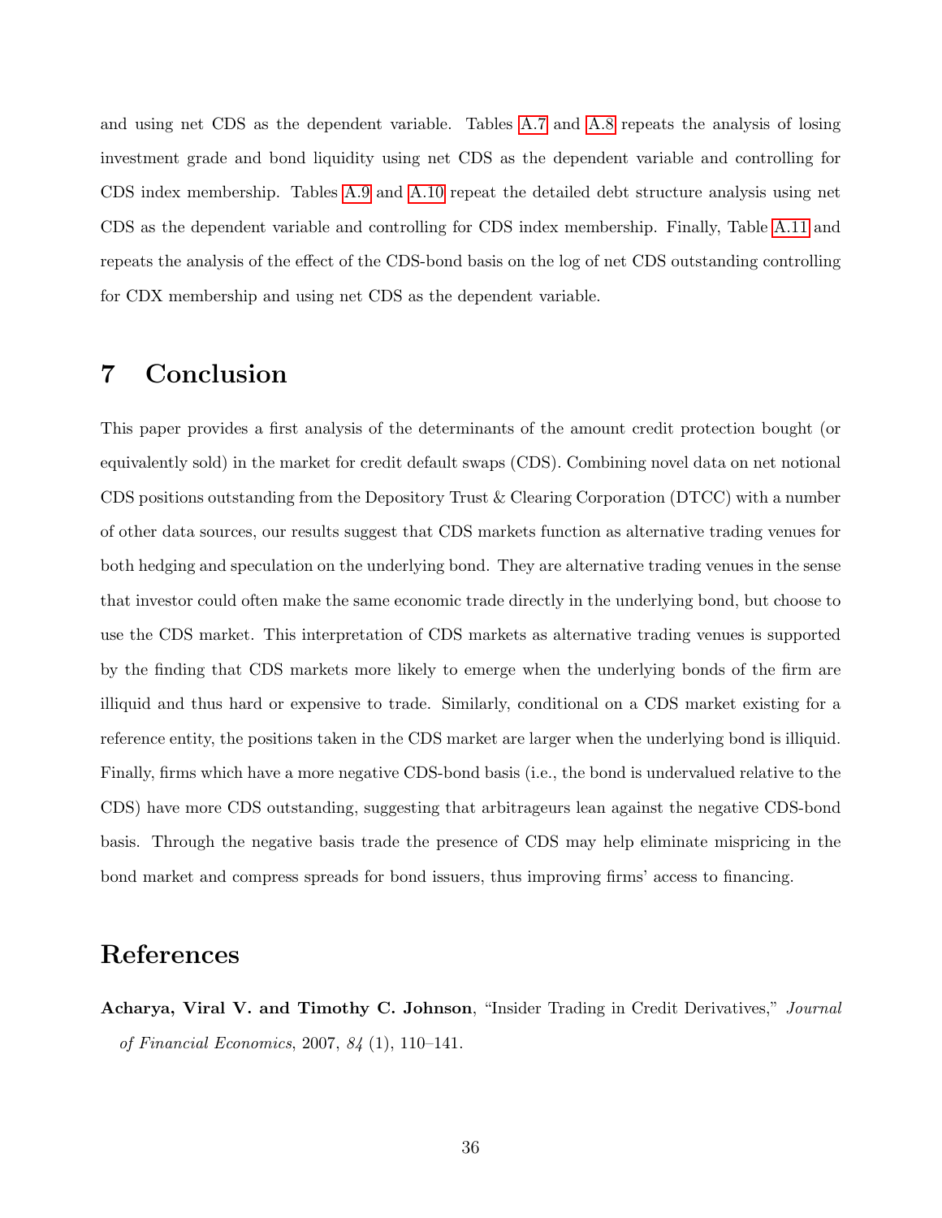and using net CDS as the dependent variable. Tables A.7 and A.8 repeats the analysis of losing investment grade and bond liquidity using net CDS as the dependent variable and controlling for CDS index membership. Tables A.9 and A.10 repeat the detailed debt structure analysis using net CDS as the dependent variable and controlling for CDS index membership. Finally, Table A.11 and repeats the analysis of the effect of the CDS-bond basis on the log of net CDS outstanding controlling for CDX membership and using net CDS as the dependent variable.

# 7 Conclusion

This paper provides a first analysis of the determinants of the amount credit protection bought (or equivalently sold) in the market for credit default swaps (CDS). Combining novel data on net notional CDS positions outstanding from the Depository Trust & Clearing Corporation (DTCC) with a number of other data sources, our results suggest that CDS markets function as alternative trading venues for both hedging and speculation on the underlying bond. They are alternative trading venues in the sense that investor could often make the same economic trade directly in the underlying bond, but choose to use the CDS market. This interpretation of CDS markets as alternative trading venues is supported by the finding that CDS markets more likely to emerge when the underlying bonds of the firm are illiquid and thus hard or expensive to trade. Similarly, conditional on a CDS market existing for a reference entity, the positions taken in the CDS market are larger when the underlying bond is illiquid. Finally, firms which have a more negative CDS-bond basis (i.e., the bond is undervalued relative to the CDS) have more CDS outstanding, suggesting that arbitrageurs lean against the negative CDS-bond basis. Through the negative basis trade the presence of CDS may help eliminate mispricing in the bond market and compress spreads for bond issuers, thus improving firms' access to financing.

# References

**Acharya, Viral V. and Timothy C. Johnson**, "Insider Trading in Credit Derivatives," *Journal of Financial Economics*, 2007, *84* (1), 110–141.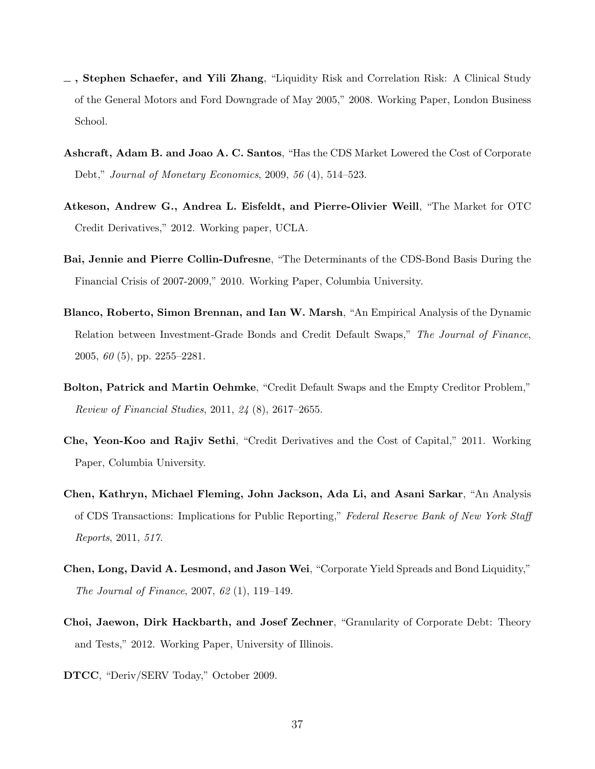**—, Stephen Schaefer, and Yili Zhang**, "Liquidity Risk and Correlation Risk: A Clinical Study of the General Motors and Ford Downgrade of May 2005," 2008. Working Paper, London Business School.

**Ashcraft, Adam B. and Joao A. C. Santos**, "Has the CDS Market Lowered the Cost of Corporate Debt," *Journal of Monetary Economics*, 2009, *56* (4), 514–523.

**Atkeson, Andrew G., Andrea L. Eisfeldt, and Pierre-Olivier Weill**, "The Market for OTC Credit Derivatives," 2012. Working paper, UCLA.

**Bai, Jennie and Pierre Collin-Dufresne**, "The Determinants of the CDS-Bond Basis During the Financial Crisis of 2007-2009," 2010. Working Paper, Columbia University.

**Blanco, Roberto, Simon Brennan, and Ian W. Marsh**, "An Empirical Analysis of the Dynamic Relation between Investment-Grade Bonds and Credit Default Swaps," *The Journal of Finance*, 2005, *60* (5), pp. 2255–2281.

**Bolton, Patrick and Martin Oehmke**, "Credit Default Swaps and the Empty Creditor Problem," *Review of Financial Studies*, 2011, *24* (8), 2617–2655.

**Che, Yeon-Koo and Rajiv Sethi**, "Credit Derivatives and the Cost of Capital," 2011. Working Paper, Columbia University.

**Chen, Kathryn, Michael Fleming, John Jackson, Ada Li, and Asani Sarkar**, "An Analysis of CDS Transactions: Implications for Public Reporting," *Federal Reserve Bank of New York Staff Reports*, 2011, *517.*

**Chen, Long, David A. Lesmond, and Jason Wei**, "Corporate Yield Spreads and Bond Liquidity," *The Journal of Finance*, 2007, *62* (1), 119–149.

**Choi, Jaewon, Dirk Hackbarth, and Josef Zechner**, "Granularity of Corporate Debt: Theory and Tests," 2012. Working Paper, University of Illinois.

**DTCC**, "Deriv/SERV Today," October 2009.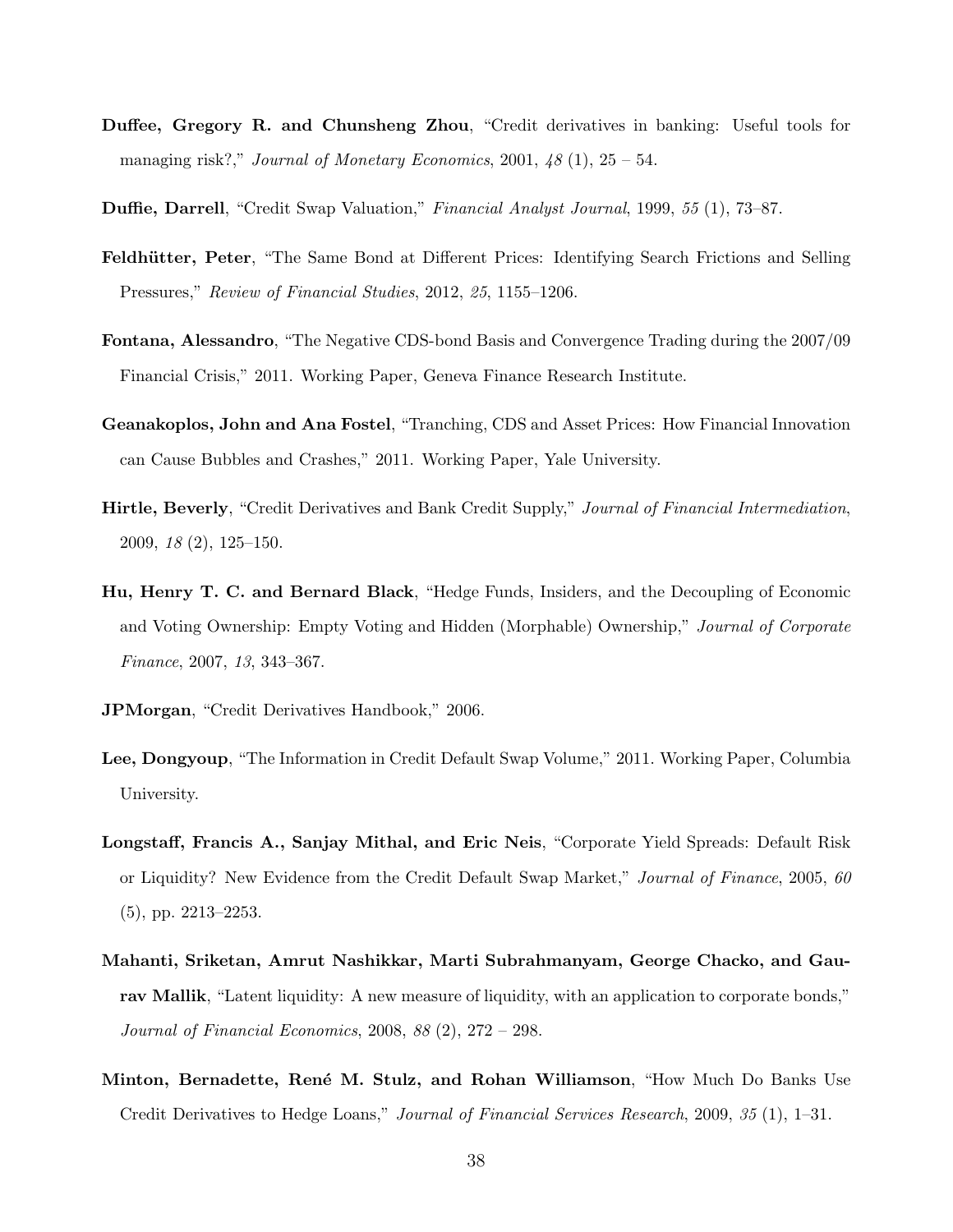**Duffee, Gregory R. and Chunsheng Zhou**, "Credit derivatives in banking: Useful tools for managing risk?," *Journal of Monetary Economics*, 2001, *48* (1), 25 – 54.

**Duffie, Darrell**, "Credit Swap Valuation," *Financial Analyst Journal*, 1999, *55* (1), 73–87.

**Feldhütter, Peter**, "The Same Bond at Different Prices: Identifying Search Frictions and Selling Pressures," *Review of Financial Studies*, 2012, *25*, 1155–1206.

**Fontana, Alessandro**, "The Negative CDS-bond Basis and Convergence Trading during the 2007/09 Financial Crisis," 2011. Working Paper, Geneva Finance Research Institute.

**Geanakoplos, John and Ana Fostel**, "Tranching, CDS and Asset Prices: How Financial Innovation can Cause Bubbles and Crashes," 2011. Working Paper, Yale University.

**Hirtle, Beverly**, "Credit Derivatives and Bank Credit Supply," *Journal of Financial Intermediation*, 2009, *18* (2), 125–150.

**Hu, Henry T. C. and Bernard Black**, "Hedge Funds, Insiders, and the Decoupling of Economic and Voting Ownership: Empty Voting and Hidden (Morphable) Ownership," *Journal of Corporate Finance*, 2007, *13*, 343–367.

**JPMorgan**, "Credit Derivatives Handbook," 2006.

**Lee, Dongyoup**, "The Information in Credit Default Swap Volume," 2011. Working Paper, Columbia University.

**Longstaff, Francis A., Sanjay Mithal, and Eric Neis**, "Corporate Yield Spreads: Default Risk or Liquidity? New Evidence from the Credit Default Swap Market," *Journal of Finance*, 2005, *60* (5), pp. 2213–2253.

**Mahanti, Sriketan, Amrut Nashikkar, Marti Subrahmanyam, George Chacko, and Gaurav Mallik**, "Latent liquidity: A new measure of liquidity, with an application to corporate bonds," *Journal of Financial Economics*, 2008, *88* (2), 272 – 298.

**Minton, Bernadette, René M. Stulz, and Rohan Williamson**, "How Much Do Banks Use Credit Derivatives to Hedge Loans," *Journal of Financial Services Research*, 2009, *35* (1), 1–31.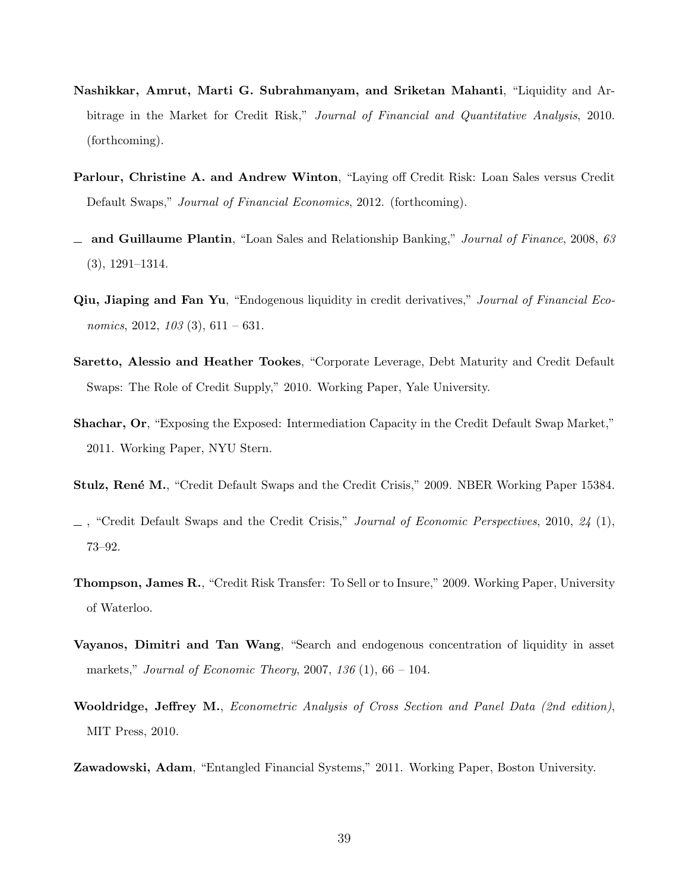**Nashikkar, Amrut, Marti G. Subrahmanyam, and Sriketan Mahanti**, "Liquidity and Arbitrage in the Market for Credit Risk," *Journal of Financial and Quantitative Analysis*, 2010. (forthcoming).

**Parlour, Christine A. and Andrew Winton**, "Laying off Credit Risk: Loan Sales versus Credit Default Swaps," *Journal of Financial Economics*, 2012. (forthcoming).

\_ **and Guillaume Plantin**, "Loan Sales and Relationship Banking," *Journal of Finance*, 2008, *63* (3), 1291–1314.

**Qiu, Jiaping and Fan Yu**, "Endogenous liquidity in credit derivatives," *Journal of Financial Economics*, 2012, *103* (3), 611 – 631.

**Saretto, Alessio and Heather Tookes**, "Corporate Leverage, Debt Maturity and Credit Default Swaps: The Role of Credit Supply," 2010. Working Paper, Yale University.

**Shachar, Or**, "Exposing the Exposed: Intermediation Capacity in the Credit Default Swap Market," 2011. Working Paper, NYU Stern.

**Stulz, René M.**, "Credit Default Swaps and the Credit Crisis," 2009. NBER Working Paper 15384.

\_ , "Credit Default Swaps and the Credit Crisis," *Journal of Economic Perspectives*, 2010, *24* (1), 73–92.

**Thompson, James R.**, "Credit Risk Transfer: To Sell or to Insure," 2009. Working Paper, University of Waterloo.

**Vayanos, Dimitri and Tan Wang**, "Search and endogenous concentration of liquidity in asset markets," *Journal of Economic Theory*, 2007, *136* (1), 66 – 104.

**Wooldridge, Jeffrey M.**, *Econometric Analysis of Cross Section and Panel Data (2nd edition)*, MIT Press, 2010.

**Zawadowski, Adam**, "Entangled Financial Systems," 2011. Working Paper, Boston University.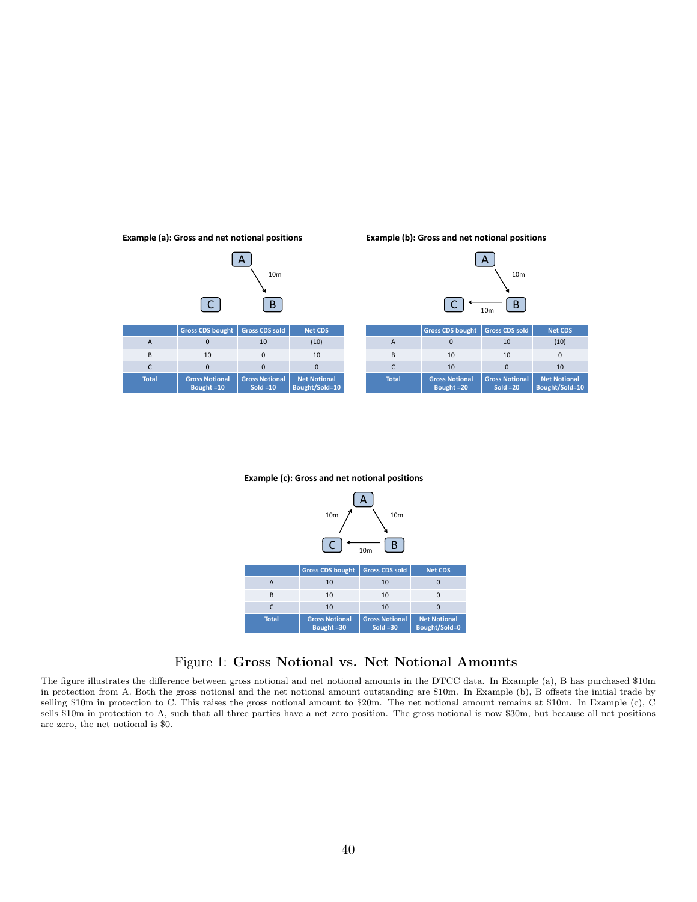**Example (a): Gross and net notional positions**

A
10m
C
B

| | Gross CDS bought | Gross CDS sold | Net CDS |
|---|---|---|---|
| A | 0 | 10 | (10) |
| B | 10 | 0 | 10 |
| C | 0 | 0 | 0 |
| Total | Gross Notional Bought =10 | Gross Notional Sold =10 | Net Notional Bought/Sold=10 |

**Example (b): Gross and net notional positions**

A
10m
C
B
10m

| | Gross CDS bought | Gross CDS sold | Net CDS |
|---|---|---|---|
| A | 0 | 10 | (10) |
| B | 10 | 10 | 0 |
| C | 10 | 0 | 10 |
| Total | Gross Notional Bought =20 | Gross Notional Sold =20 | Net Notional Bought/Sold=10 |

**Example (c): Gross and net notional positions**

A
10m
10m
C
B
10m

| | Gross CDS bought | Gross CDS sold | Net CDS |
|---|---|---|---|
| A | 10 | 10 | 0 |
| B | 10 | 10 | 0 |
| C | 10 | 10 | 0 |
| Total | Gross Notional Bought =30 | Gross Notional Sold =30 | Net Notional Bought/Sold=0 |

Figure 1: **Gross Notional vs. Net Notional Amounts**

The figure illustrates the difference between gross notional and net notional amounts in the DTCC data. In Example (a), B has purchased \$10m in protection from A. Both the gross notional and the net notional amount outstanding are \$10m. In Example (b), B offsets the initial trade by selling \$10m in protection to C. This raises the gross notional amount to \$20m. The net notional amount remains at \$10m. In Example (c), C sells \$10m in protection to A, such that all three parties have a net zero position. The gross notional is now \$30m, but because all net positions are zero, the net notional is \$0.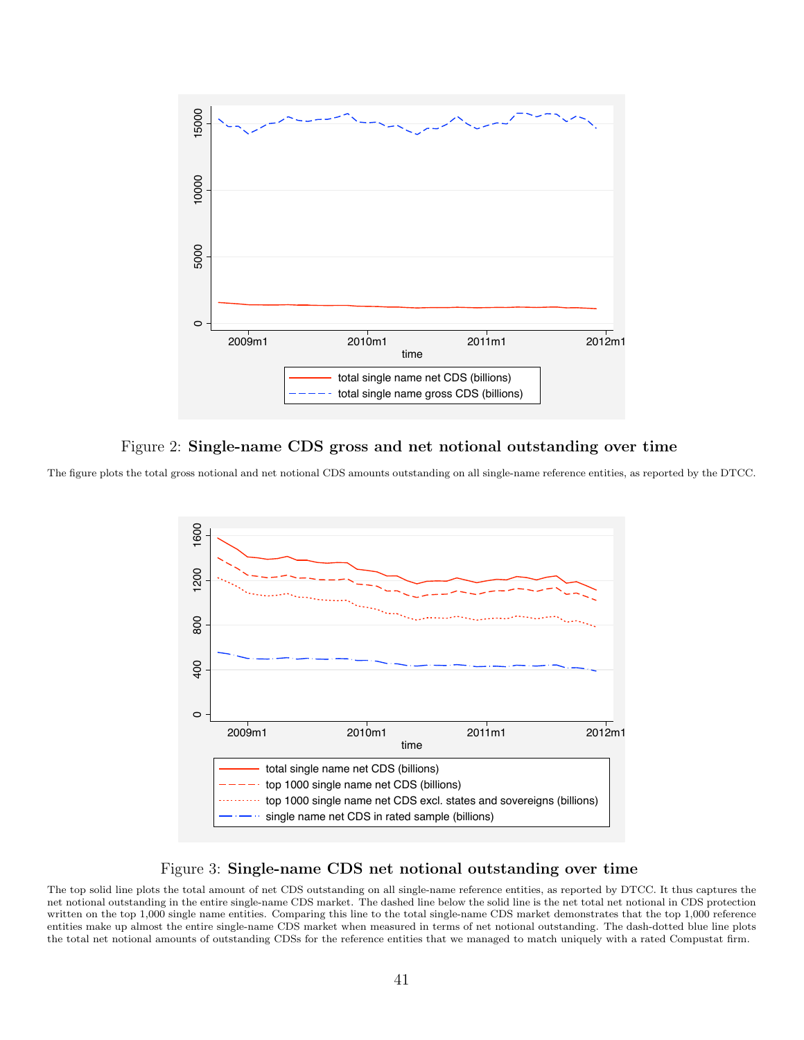15000
10000
5000
0
2009m1
2010m1
2011m1
2012m1
time

total single name net CDS (billions)
total single name gross CDS (billions)

Figure 2: **Single-name CDS gross and net notional outstanding over time**

The figure plots the total gross notional and net notional CDS amounts outstanding on all single-name reference entities, as reported by the DTCC.

1600
1200
800
400
0
2009m1
2010m1
2011m1
2012m1
time

total single name net CDS (billions)
top 1000 single name net CDS (billions)
top 1000 single name net CDS excl. states and sovereigns (billions)
single name net CDS in rated sample (billions)

Figure 3: **Single-name CDS net notional outstanding over time**

The top solid line plots the total amount of net CDS outstanding on all single-name reference entities, as reported by DTCC. It thus captures the net notional outstanding in the entire single-name CDS market. The dashed line below the solid line is the net total net notional in CDS protection written on the top 1,000 single name entities. Comparing this line to the total single-name CDS market demonstrates that the top 1,000 reference entities make up almost the entire single-name CDS market when measured in terms of net notional outstanding. The dash-dotted blue line plots the total net notional amounts of outstanding CDSs for the reference entities that we managed to match uniquely with a rated Compustat firm.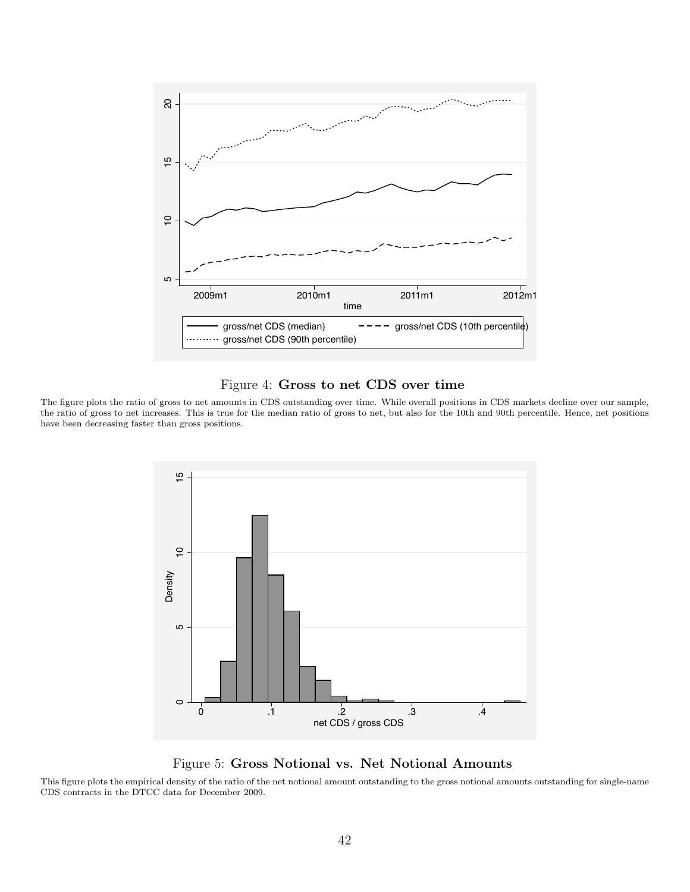20

15

10

5

2009m1

2010m1

2011m1

2012m1

time

gross/net CDS (median)

gross/net CDS (10th percentile)

gross/net CDS (90th percentile)

Figure 4: **Gross to net CDS over time**

The figure plots the ratio of gross to net amounts in CDS outstanding over time. While overall positions in CDS markets decline over our sample, the ratio of gross to net increases. This is true for the median ratio of gross to net, but also for the 10th and 90th percentile. Hence, net positions have been decreasing faster than gross positions.

15

10

5

0

Density

0

.1

.2

.3

.4

net CDS / gross CDS

Figure 5: **Gross Notional vs. Net Notional Amounts**

This figure plots the empirical density of the ratio of the net notional amount outstanding to the gross notional amounts outstanding for single-name CDS contracts in the DTCC data for December 2009.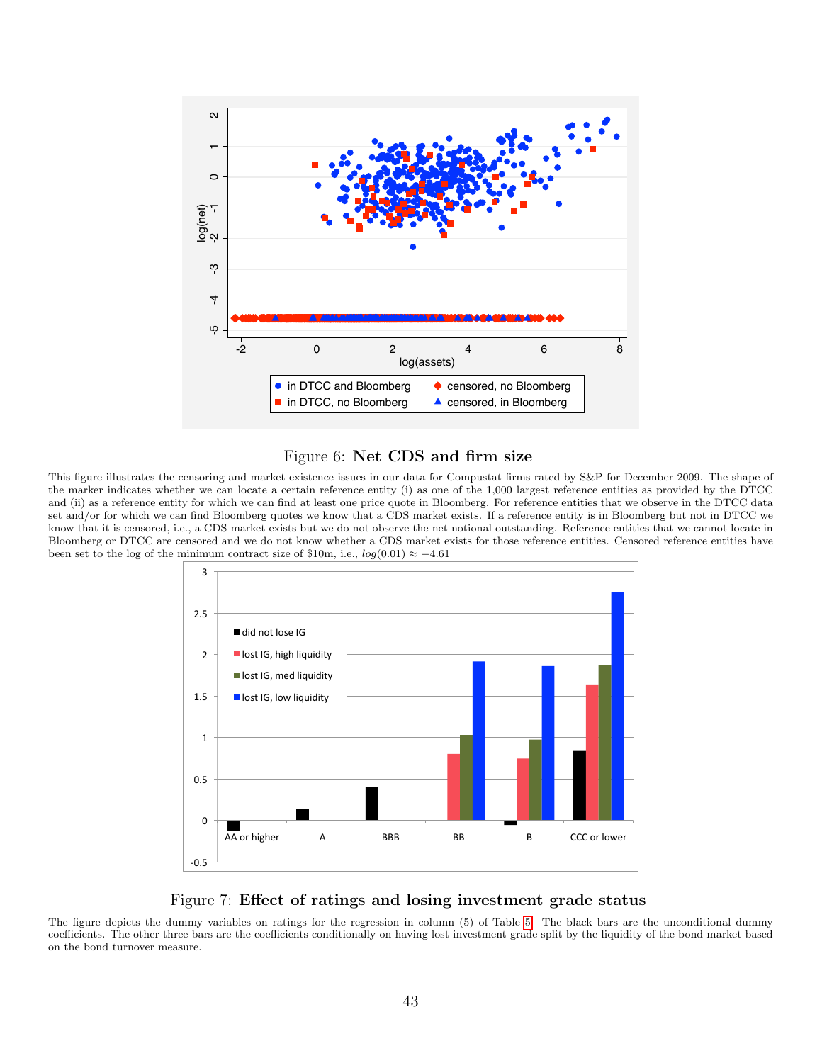log(net)

2
1
0
-1
-2
-3
-4
-5

-2 0 2 4 6 8

log(assets)

in DTCC and Bloomberg
censored, no Bloomberg
in DTCC, no Bloomberg
censored, in Bloomberg

Figure 6: **Net CDS and firm size**

This figure illustrates the censoring and market existence issues in our data for Compustat firms rated by S&P for December 2009. The shape of the marker indicates whether we can locate a certain reference entity (i) as one of the 1,000 largest reference entities as provided by the DTCC and (ii) as a reference entity for which we can find at least one price quote in Bloomberg. For reference entities that we observe in the DTCC data set and/or for which we can find Bloomberg quotes we know that a CDS market exists. If a reference entity is in Bloomberg but not in DTCC we know that it is censored, i.e., a CDS market exists but we do not observe the net notional outstanding. Reference entities that we cannot locate in Bloomberg or DTCC are censored and we do not know whether a CDS market exists for those reference entities. Censored reference entities have been set to the log of the minimum contract size of \$10m, i.e., $log(0.01) \approx -4.61$

3
2.5
2
1.5
1
0.5
0
-0.5

did not lose IG
lost IG, high liquidity
lost IG, med liquidity
lost IG, low liquidity

AA or higher
A
BBB
BB
B
CCC or lower

Figure 7: **Effect of ratings and losing investment grade status**

The figure depicts the dummy variables on ratings for the regression in column (5) of Table 5. The black bars are the unconditional dummy coefficients. The other three bars are the coefficients conditionally on having lost investment grade split by the liquidity of the bond market based on the bond turnover measure.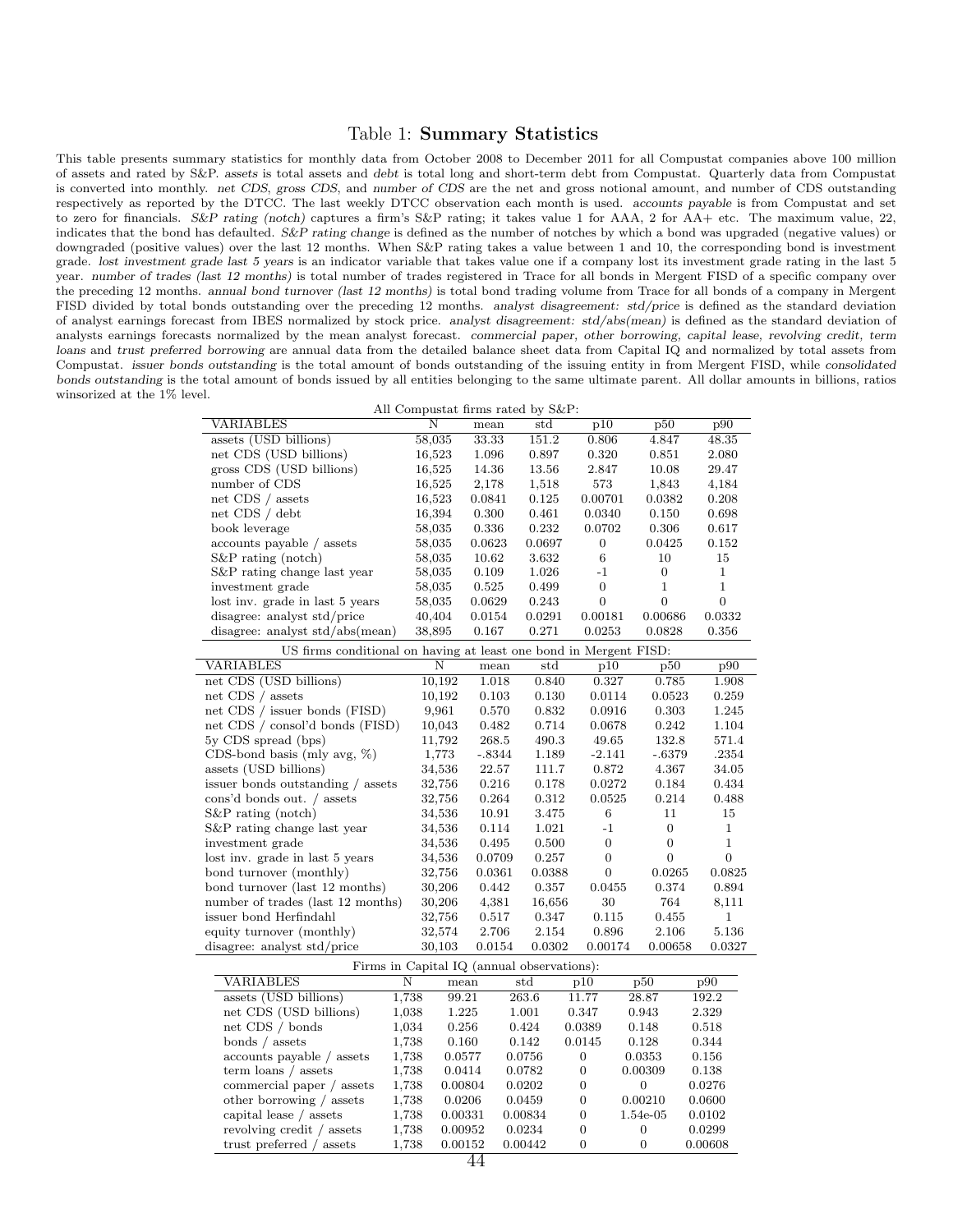# Table 1: **Summary Statistics**

This table presents summary statistics for monthly data from October 2008 to December 2011 for all Compustat companies above 100 million of assets and rated by S&P. *assets* is total assets and *debt* is total long and short-term debt from Compustat. Quarterly data from Compustat is converted into monthly. *net CDS*, *gross CDS*, and *number of CDS* are the net and gross notional amount, and number of CDS outstanding respectively as reported by the DTCC. The last weekly DTCC observation each month is used. *accounts payable* is from Compustat and set to zero for financials. *S&P rating (notch)* captures a firm's S&P rating; it takes value 1 for AAA, 2 for AA+ etc. The maximum value, 22, indicates that the bond has defaulted. *S&P rating change* is defined as the number of notches by which a bond was upgraded (negative values) or downgraded (positive values) over the last 12 months. When S&P rating takes a value between 1 and 10, the corresponding bond is investment grade. *lost investment grade last 5 years* is an indicator variable that takes value one if a company lost its investment grade rating in the last 5 year. *number of trades (last 12 months)* is total number of trades registered in Trace for all bonds in Mergent FISD of a specific company over the preceding 12 months. *annual bond turnover (last 12 months)* is total bond trading volume from Trace for all bonds of a company in Mergent FISD divided by total bonds outstanding over the preceding 12 months. *analyst disagreement: std/price* is defined as the standard deviation of analyst earnings forecast from IBES normalized by stock price. *analyst disagreement: std/abs(mean)* is defined as the standard deviation of analysts earnings forecasts normalized by the mean analyst forecast. *commercial paper, other borrowing, capital lease, revolving credit, term loans* and *trust preferred borrowing* are annual data from the detailed balance sheet data from Capital IQ and normalized by total assets from Compustat. *issuer bonds outstanding* is the total amount of bonds outstanding of the issuing entity in from Mergent FISD, while *consolidated bonds outstanding* is the total amount of bonds issued by all entities belonging to the same ultimate parent. All dollar amounts in billions, ratios winsorized at the 1% level.

All Compustat firms rated by S&P:

| VARIABLES | N | mean | std | p10 | p50 | p90 |
|---|---|---|---|---|---|---|
| assets (USD billions) | 58,035 | 33.33 | 151.2 | 0.806 | 4.847 | 48.35 |
| net CDS (USD billions) | 16,523 | 1.096 | 0.897 | 0.320 | 0.851 | 2.080 |
| gross CDS (USD billions) | 16,525 | 14.36 | 13.56 | 2.847 | 10.08 | 29.47 |
| number of CDS | 16,525 | 2,178 | 1,518 | 573 | 1,843 | 4,184 |
| net CDS / assets | 16,523 | 0.0841 | 0.125 | 0.00701 | 0.0382 | 0.208 |
| net CDS / debt | 16,394 | 0.300 | 0.461 | 0.0340 | 0.150 | 0.698 |
| book leverage | 58,035 | 0.336 | 0.232 | 0.0702 | 0.306 | 0.617 |
| accounts payable / assets | 58,035 | 0.0623 | 0.0697 | 0 | 0.0425 | 0.152 |
| S&P rating (notch) | 58,035 | 10.62 | 3.632 | 6 | 10 | 15 |
| S&P rating change last year | 58,035 | 0.109 | 1.026 | -1 | 0 | 1 |
| investment grade | 58,035 | 0.525 | 0.499 | 0 | 1 | 1 |
| lost inv. grade in last 5 years | 58,035 | 0.0629 | 0.243 | 0 | 0 | 0 |
| disagree: analyst std/price | 40,404 | 0.0154 | 0.0291 | 0.00181 | 0.00686 | 0.0332 |
| disagree: analyst std/abs(mean) | 38,895 | 0.167 | 0.271 | 0.0253 | 0.0828 | 0.356 |

US firms conditional on having at least one bond in Mergent FISD:

| VARIABLES | N | mean | std | p10 | p50 | p90 |
|---|---|---|---|---|---|---|
| net CDS (USD billions) | 10,192 | 1.018 | 0.840 | 0.327 | 0.785 | 1.908 |
| net CDS / assets | 10,192 | 0.103 | 0.130 | 0.0114 | 0.0523 | 0.259 |
| net CDS / issuer bonds (FISD) | 9,961 | 0.570 | 0.832 | 0.0916 | 0.303 | 1.245 |
| net CDS / consol'd bonds (FISD) | 10,043 | 0.482 | 0.714 | 0.0678 | 0.242 | 1.104 |
| 5y CDS spread (bps) | 11,792 | 268.5 | 490.3 | 49.65 | 132.8 | 571.4 |
| CDS-bond basis (mly avg, %) | 1,773 | -.8344 | 1.189 | -2.141 | -.6379 | .2354 |
| assets (USD billions) | 34,536 | 22.57 | 111.7 | 0.872 | 4.367 | 34.05 |
| issuer bonds outstanding / assets | 32,756 | 0.216 | 0.178 | 0.0272 | 0.184 | 0.434 |
| cons'd bonds out. / assets | 32,756 | 0.264 | 0.312 | 0.0525 | 0.214 | 0.488 |
| S&P rating (notch) | 34,536 | 10.91 | 3.475 | 6 | 11 | 15 |
| S&P rating change last year | 34,536 | 0.114 | 1.021 | -1 | 0 | 1 |
| investment grade | 34,536 | 0.495 | 0.500 | 0 | 0 | 1 |
| lost inv. grade in last 5 years | 34,536 | 0.0709 | 0.257 | 0 | 0 | 0 |
| bond turnover (monthly) | 32,756 | 0.0361 | 0.0388 | 0 | 0.0265 | 0.0825 |
| bond turnover (last 12 months) | 30,206 | 0.442 | 0.357 | 0.0455 | 0.374 | 0.894 |
| number of trades (last 12 months) | 30,206 | 4,381 | 16,656 | 30 | 764 | 8,111 |
| issuer bond Herfindahl | 32,756 | 0.517 | 0.347 | 0.115 | 0.455 | 1 |
| equity turnover (monthly) | 32,574 | 2.706 | 2.154 | 0.896 | 2.106 | 5.136 |
| disagree: analyst std/price | 30,103 | 0.0154 | 0.0302 | 0.00174 | 0.00658 | 0.0327 |

Firms in Capital IQ (annual observations):

| VARIABLES | N | mean | std | p10 | p50 | p90 |
|---|---|---|---|---|---|---|
| assets (USD billions) | 1,738 | 99.21 | 263.6 | 11.77 | 28.87 | 192.2 |
| net CDS (USD billions) | 1,038 | 1.225 | 1.001 | 0.347 | 0.943 | 2.329 |
| net CDS / bonds | 1,034 | 0.256 | 0.424 | 0.0389 | 0.148 | 0.518 |
| bonds / assets | 1,738 | 0.160 | 0.142 | 0.0145 | 0.128 | 0.344 |
| accounts payable / assets | 1,738 | 0.0577 | 0.0756 | 0 | 0.0353 | 0.156 |
| term loans / assets | 1,738 | 0.0414 | 0.0782 | 0 | 0.00309 | 0.138 |
| commercial paper / assets | 1,738 | 0.00804 | 0.0202 | 0 | 0 | 0.0276 |
| other borrowing / assets | 1,738 | 0.0206 | 0.0459 | 0 | 0.00210 | 0.0600 |
| capital lease / assets | 1,738 | 0.00331 | 0.00834 | 0 | 1.54e-05 | 0.0102 |
| revolving credit / assets | 1,738 | 0.00952 | 0.0234 | 0 | 0 | 0.0299 |
| trust preferred / assets | 1,738 | 0.00152 | 0.00442 | 0 | 0 | 0.00608 |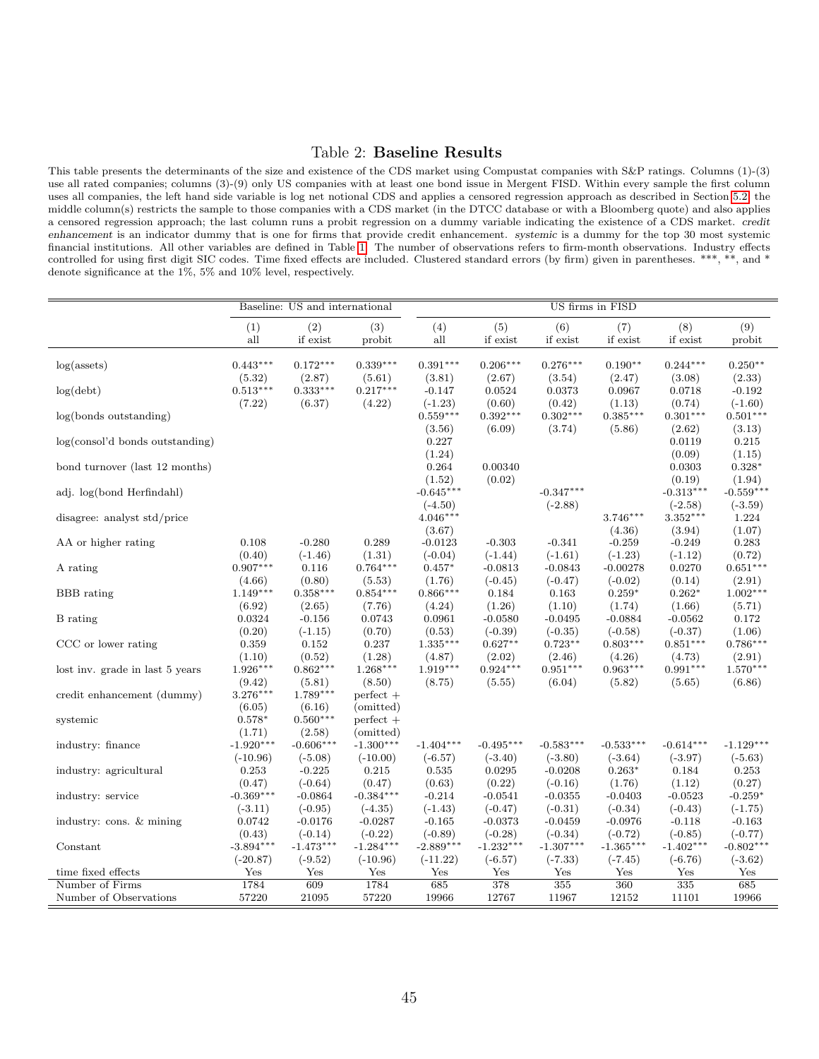Table 2: **Baseline Results**

This table presents the determinants of the size and existence of the CDS market using Compustat companies with S&P ratings. Columns (1)-(3) use all rated companies; columns (3)-(9) only US companies with at least one bond issue in Mergent FISD. Within every sample the first column uses all companies, the left hand side variable is log net notional CDS and applies a censored regression approach as described in Section 5.2, the middle column(s) restricts the sample to those companies with a CDS market (in the DTCC database or with a Bloomberg quote) and also applies a censored regression approach; the last column runs a probit regression on a dummy variable indicating the existence of a CDS market. *credit enhancement* is an indicator dummy that is one for firms that provide credit enhancement. *systemic* is a dummy for the top 30 most systemic financial institutions. All other variables are defined in Table 1. The number of observations refers to firm-month observations. Industry effects controlled for using first digit SIC codes. Time fixed effects are included. Clustered standard errors (by firm) given in parentheses. ***, **, and * denote significance at the 1%, 5% and 10% level, respectively.

| | Baseline: US and international | | | US firms in FISD | | | | | |
|---|---|---|---|---|---|---|---|---|---|
| | (1) all | (2) if exist | (3) probit | (4) all | (5) if exist | (6) if exist | (7) if exist | (8) if exist | (9) probit |
| log(assets) | 0.443*** | 0.172*** | 0.339*** | 0.391*** | 0.206*** | 0.276*** | 0.190** | 0.244*** | 0.250** |
| | (5.32) | (2.87) | (5.61) | (3.81) | (2.67) | (3.54) | (2.47) | (3.08) | (2.33) |
| log(debt) | 0.513*** | 0.333*** | 0.217*** | -0.147 | 0.0524 | 0.0373 | 0.0967 | 0.0718 | -0.192 |
| | (7.22) | (6.37) | (4.22) | (-1.23) | (0.60) | (0.42) | (1.13) | (0.74) | (-1.60) |
| log(bonds outstanding) | | | | 0.559*** | 0.392*** | 0.302*** | 0.385*** | 0.301*** | 0.501*** |
| | | | | (3.56) | (6.09) | (3.74) | (5.86) | (2.62) | (3.13) |
| log(consol'd bonds outstanding) | | | | 0.227 | | | | 0.0119 | 0.215 |
| | | | | (1.24) | | | | (0.09) | (1.15) |
| bond turnover (last 12 months) | | | | 0.264 | 0.00340 | | | 0.0303 | 0.328* |
| | | | | (1.52) | (0.02) | | | (0.19) | (1.94) |
| adj. log(bond Herfindahl) | | | | -0.645*** | | -0.347*** | | -0.313*** | -0.559*** |
| | | | | (-4.50) | | (-2.88) | | (-2.58) | (-3.59) |
| disagree: analyst std/price | | | | 4.046*** | | | 3.746*** | 3.352*** | 1.224 |
| | | | | (3.67) | | | (4.36) | (3.94) | (1.07) |
| AA or higher rating | 0.108 | -0.280 | 0.289 | -0.0123 | -0.303 | -0.341 | -0.259 | -0.249 | 0.283 |
| | (0.40) | (-1.46) | (1.31) | (-0.04) | (-1.44) | (-1.61) | (-1.23) | (-1.12) | (0.72) |
| A rating | 0.907*** | 0.116 | 0.764*** | 0.457* | -0.0813 | -0.0843 | -0.00278 | 0.0270 | 0.651*** |
| | (4.66) | (0.80) | (5.53) | (1.76) | (-0.45) | (-0.47) | (-0.02) | (0.14) | (2.91) |
| BBB rating | 1.149*** | 0.358*** | 0.854*** | 0.866*** | 0.184 | 0.163 | 0.259* | 0.262* | 1.002*** |
| | (6.92) | (2.65) | (7.76) | (4.24) | (1.26) | (1.10) | (1.74) | (1.66) | (5.71) |
| B rating | 0.0324 | -0.156 | 0.0743 | 0.0961 | -0.0580 | -0.0495 | -0.0884 | -0.0562 | 0.172 |
| | (0.20) | (-1.15) | (0.70) | (0.53) | (-0.39) | (-0.35) | (-0.58) | (-0.37) | (1.06) |
| CCC or lower rating | 0.359 | 0.152 | 0.237 | 1.335*** | 0.627** | 0.723** | 0.803*** | 0.851*** | 0.786*** |
| | (1.10) | (0.52) | (1.28) | (4.87) | (2.02) | (2.46) | (4.26) | (4.73) | (2.91) |
| lost inv. grade in last 5 years | 1.926*** | 0.862*** | 1.268*** | 1.919*** | 0.924*** | 0.951*** | 0.963*** | 0.991*** | 1.570*** |
| | (9.42) | (5.81) | (8.50) | (8.75) | (5.55) | (6.04) | (5.82) | (5.65) | (6.86) |
| credit enhancement (dummy) | 3.276*** | 1.789*** | perfect + | | | | | | |
| | (6.05) | (6.16) | (omitted) | | | | | | |
| systemic | 0.578* | 0.560*** | perfect + | | | | | | |
| | (1.71) | (2.58) | (omitted) | | | | | | |
| industry: finance | -1.920*** | -0.606*** | -1.300*** | -1.404*** | -0.495*** | -0.583*** | -0.533*** | -0.614*** | -1.129*** |
| | (-10.96) | (-5.08) | (-10.00) | (-6.57) | (-3.40) | (-3.80) | (-3.64) | (-3.97) | (-5.63) |
| industry: agricultural | 0.253 | -0.225 | 0.215 | 0.535 | 0.0295 | -0.0208 | 0.263* | 0.184 | 0.253 |
| | (0.47) | (-0.64) | (0.47) | (0.63) | (0.22) | (-0.16) | (1.76) | (1.12) | (0.27) |
| industry: service | -0.369*** | -0.0864 | -0.384*** | -0.214 | -0.0541 | -0.0355 | -0.0403 | -0.0523 | -0.259* |
| | (-3.11) | (-0.95) | (-4.35) | (-1.43) | (-0.47) | (-0.31) | (-0.34) | (-0.43) | (-1.75) |
| industry: cons. & mining | 0.0742 | -0.0176 | -0.0287 | -0.165 | -0.0373 | -0.0459 | -0.0976 | -0.118 | -0.163 |
| | (0.43) | (-0.14) | (-0.22) | (-0.89) | (-0.28) | (-0.34) | (-0.72) | (-0.85) | (-0.77) |
| Constant | -3.894*** | -1.473*** | -1.284*** | -2.889*** | -1.232*** | -1.307*** | -1.365*** | -1.402*** | -0.802*** |
| | (-20.87) | (-9.52) | (-10.96) | (-11.22) | (-6.57) | (-7.33) | (-7.45) | (-6.76) | (-3.62) |
| time fixed effects | Yes | Yes | Yes | Yes | Yes | Yes | Yes | Yes | Yes |
| Number of Firms | 1784 | 609 | 1784 | 685 | 378 | 355 | 360 | 335 | 685 |
| Number of Observations | 57220 | 21095 | 57220 | 19966 | 12767 | 11967 | 12152 | 11101 | 19966 |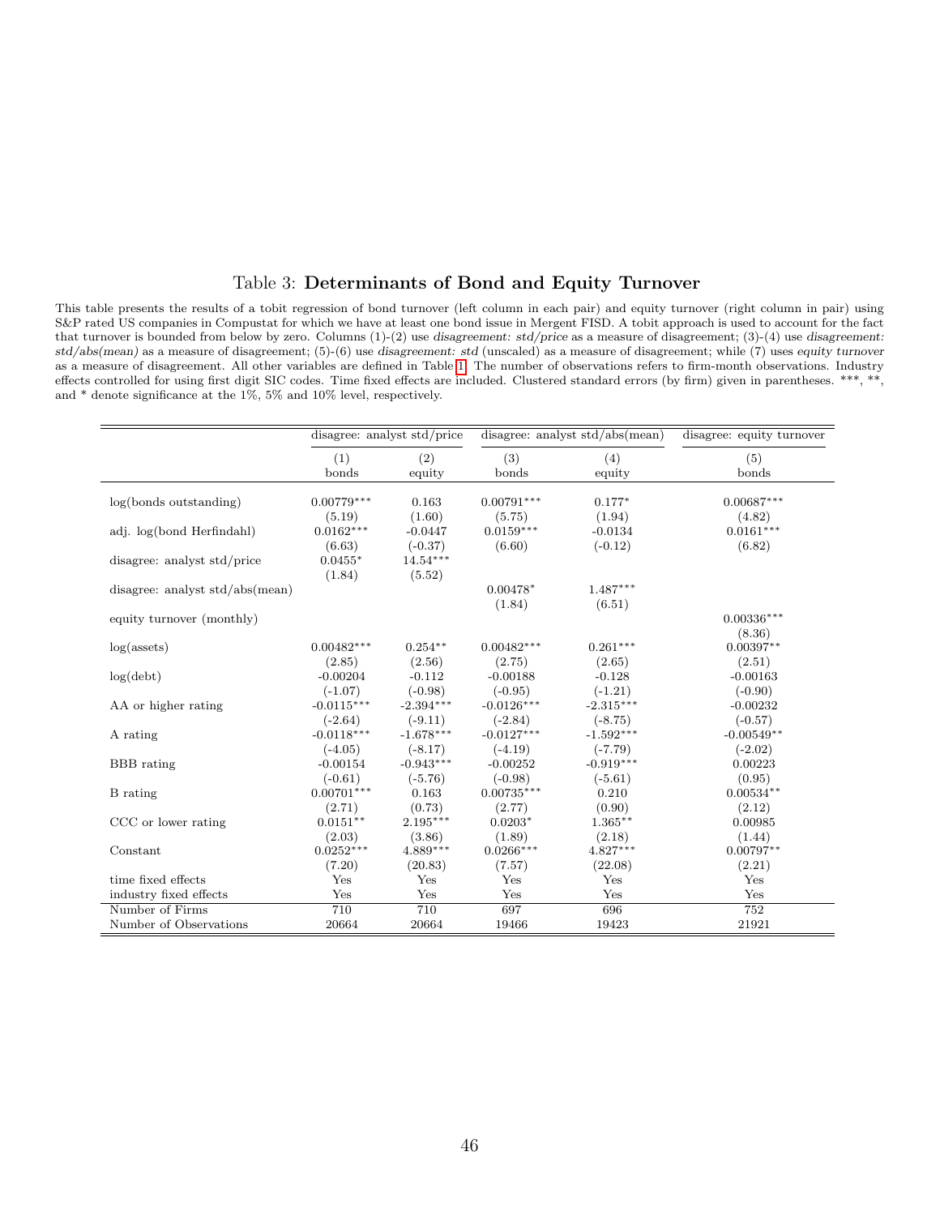# Table 3: **Determinants of Bond and Equity Turnover**

This table presents the results of a tobit regression of bond turnover (left column in each pair) and equity turnover (right column in pair) using S&P rated US companies in Compustat for which we have at least one bond issue in Mergent FISD. A tobit approach is used to account for the fact that turnover is bounded from below by zero. Columns (1)-(2) use *disagreement: std/price* as a measure of disagreement; (3)-(4) use *disagreement: std/abs(mean)* as a measure of disagreement; (5)-(6) use *disagreement: std* (unscaled) as a measure of disagreement; while (7) uses *equity turnover* as a measure of disagreement. All other variables are defined in Table 1. The number of observations refers to firm-month observations. Industry effects controlled for using first digit SIC codes. Time fixed effects are included. Clustered standard errors (by firm) given in parentheses. ***, **, and * denote significance at the 1%, 5% and 10% level, respectively.

| | disagree: analyst std/price | | disagree: analyst std/abs(mean) | | disagree: equity turnover |
|---|---|---|---|---|---|
| | (1) | (2) | (3) | (4) | (5) |
| | bonds | equity | bonds | equity | bonds |
| log(bonds outstanding) | 0.00779*** | 0.163 | 0.00791*** | 0.177* | 0.00687*** |
| | (5.19) | (1.60) | (5.75) | (1.94) | (4.82) |
| adj. log(bond Herfindahl) | 0.0162*** | -0.0447 | 0.0159*** | -0.0134 | 0.0161*** |
| | (6.63) | (-0.37) | (6.60) | (-0.12) | (6.82) |
| disagree: analyst std/price | 0.0455* | 14.54*** | | | |
| | (1.84) | (5.52) | | | |
| disagree: analyst std/abs(mean) | | | 0.00478* | 1.487*** | |
| | | | (1.84) | (6.51) | |
| equity turnover (monthly) | | | | | 0.00336*** |
| | | | | | (8.36) |
| log(assets) | 0.00482*** | 0.254** | 0.00482*** | 0.261*** | 0.00397** |
| | (2.85) | (2.56) | (2.75) | (2.65) | (2.51) |
| log(debt) | -0.00204 | -0.112 | -0.00188 | -0.128 | -0.00163 |
| | (-1.07) | (-0.98) | (-0.95) | (-1.21) | (-0.90) |
| AA or higher rating | -0.0115*** | -2.394*** | -0.0126*** | -2.315*** | -0.00232 |
| | (-2.64) | (-9.11) | (-2.84) | (-8.75) | (-0.57) |
| A rating | -0.0118*** | -1.678*** | -0.0127*** | -1.592*** | -0.00549** |
| | (-4.05) | (-8.17) | (-4.19) | (-7.79) | (-2.02) |
| BBB rating | -0.00154 | -0.943*** | -0.00252 | -0.919*** | 0.00223 |
| | (-0.61) | (-5.76) | (-0.98) | (-5.61) | (0.95) |
| B rating | 0.00701*** | 0.163 | 0.00735*** | 0.210 | 0.00534** |
| | (2.71) | (0.73) | (2.77) | (0.90) | (2.12) |
| CCC or lower rating | 0.0151** | 2.195*** | 0.0203* | 1.365** | 0.00985 |
| | (2.03) | (3.86) | (1.89) | (2.18) | (1.44) |
| Constant | 0.0252*** | 4.889*** | 0.0266*** | 4.827*** | 0.00797** |
| | (7.20) | (20.83) | (7.57) | (22.08) | (2.21) |
| time fixed effects | Yes | Yes | Yes | Yes | Yes |
| industry fixed effects | Yes | Yes | Yes | Yes | Yes |
| Number of Firms | 710 | 710 | 697 | 696 | 752 |
| Number of Observations | 20664 | 20664 | 19466 | 19423 | 21921 |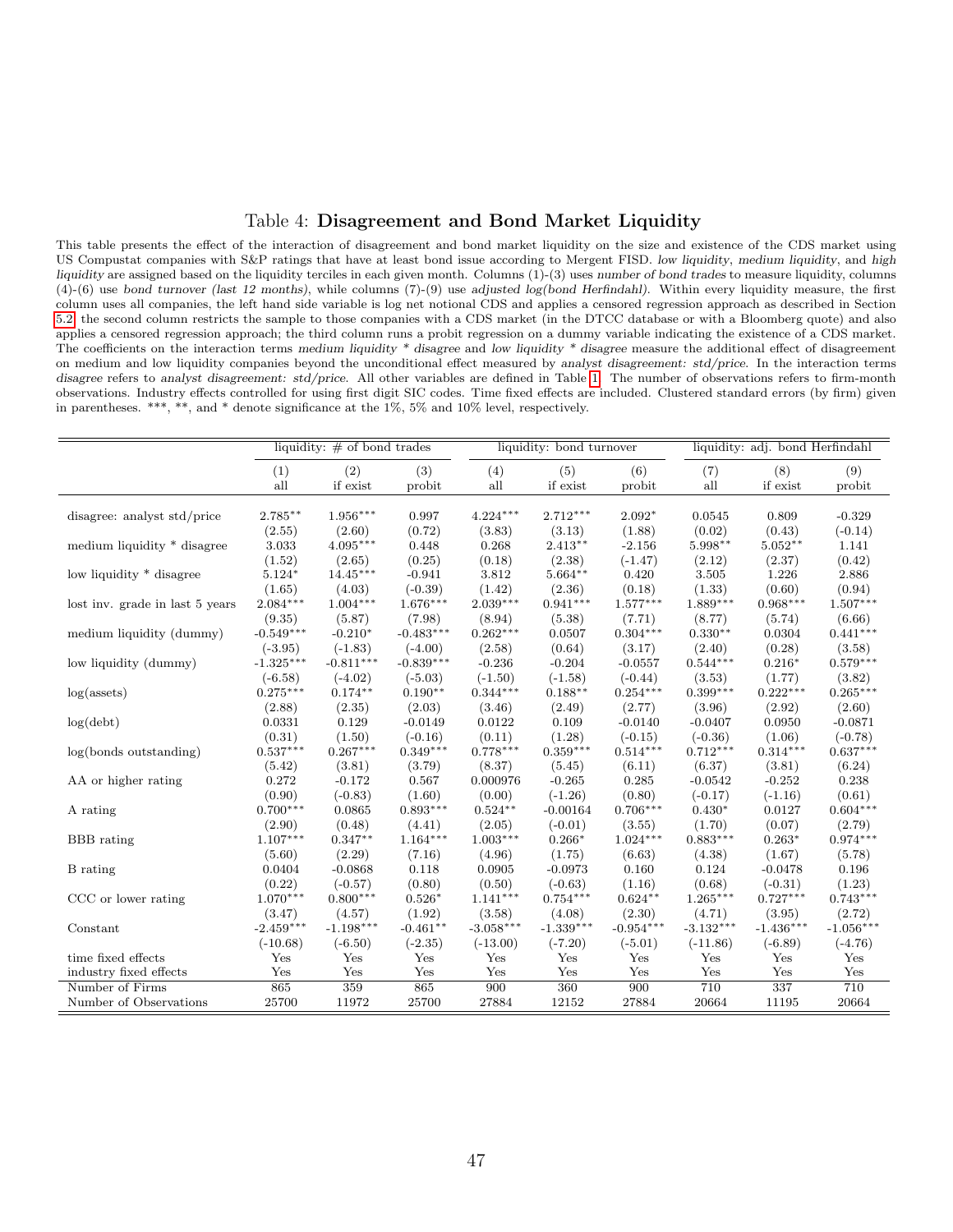Table 4: **Disagreement and Bond Market Liquidity**

This table presents the effect of the interaction of disagreement and bond market liquidity on the size and existence of the CDS market using US Compustat companies with S&P ratings that have at least bond issue according to Mergent FISD. *low liquidity*, *medium liquidity*, and *high liquidity* are assigned based on the liquidity terciles in each given month. Columns (1)-(3) uses *number of bond trades* to measure liquidity, columns (4)-(6) use *bond turnover (last 12 months)*, while columns (7)-(9) use *adjusted log(bond Herfindahl)*. Within every liquidity measure, the first column uses all companies, the left hand side variable is log net notional CDS and applies a censored regression approach as described in Section 5.2, the second column restricts the sample to those companies with a CDS market (in the DTCC database or with a Bloomberg quote) and also applies a censored regression approach; the third column runs a probit regression on a dummy variable indicating the existence of a CDS market. The coefficients on the interaction terms *medium liquidity * disagree* and *low liquidity * disagree* measure the additional effect of disagreement on medium and low liquidity companies beyond the unconditional effect measured by *analyst disagreement: std/price*. In the interaction terms *disagree* refers to *analyst disagreement: std/price*. All other variables are defined in Table 1. The number of observations refers to firm-month observations. Industry effects controlled for using first digit SIC codes. Time fixed effects are included. Clustered standard errors (by firm) given in parentheses. ***, **, and * denote significance at the 1%, 5% and 10% level, respectively.

| | liquidity: # of bond trades | | | liquidity: bond turnover | | | liquidity: adj. bond Herfindahl | | |
|---|---|---|---|---|---|---|---|---|---|
| | (1) all | (2) if exist | (3) probit | (4) all | (5) if exist | (6) probit | (7) all | (8) if exist | (9) probit |
| disagree: analyst std/price | 2.785** | 1.956*** | 0.997 | 4.224*** | 2.712*** | 2.092* | 0.0545 | 0.809 | -0.329 |
| | (2.55) | (2.60) | (0.72) | (3.83) | (3.13) | (1.88) | (0.02) | (0.43) | (-0.14) |
| medium liquidity * disagree | 3.033 | 4.095*** | 0.448 | 0.268 | 2.413** | -2.156 | 5.998** | 5.052** | 1.141 |
| | (1.52) | (2.65) | (0.25) | (0.18) | (2.38) | (-1.47) | (2.12) | (2.37) | (0.42) |
| low liquidity * disagree | 5.124* | 14.45*** | -0.941 | 3.812 | 5.664** | 0.420 | 3.505 | 1.226 | 2.886 |
| | (1.65) | (4.03) | (-0.39) | (1.42) | (2.36) | (0.18) | (1.33) | (0.60) | (0.94) |
| lost inv. grade in last 5 years | 2.084*** | 1.004*** | 1.676*** | 2.039*** | 0.941*** | 1.577*** | 1.889*** | 0.968*** | 1.507*** |
| | (9.35) | (5.87) | (7.98) | (8.94) | (5.38) | (7.71) | (8.77) | (5.74) | (6.66) |
| medium liquidity (dummy) | -0.549*** | -0.210* | -0.483*** | 0.262*** | 0.0507 | 0.304*** | 0.330** | 0.0304 | 0.441*** |
| | (-3.95) | (-1.83) | (-4.00) | (2.58) | (0.64) | (3.17) | (2.40) | (0.28) | (3.58) |
| low liquidity (dummy) | -1.325*** | -0.811*** | -0.839*** | -0.236 | -0.204 | -0.0557 | 0.544*** | 0.216* | 0.579*** |
| | (-6.58) | (-4.02) | (-5.03) | (-1.50) | (-1.58) | (-0.44) | (3.53) | (1.77) | (3.82) |
| log(assets) | 0.275*** | 0.174** | 0.190** | 0.344*** | 0.188** | 0.254*** | 0.399*** | 0.222*** | 0.265*** |
| | (2.88) | (2.35) | (2.03) | (3.46) | (2.49) | (2.77) | (3.96) | (2.92) | (2.60) |
| log(debt) | 0.0331 | 0.129 | -0.0149 | 0.0122 | 0.109 | -0.0140 | -0.0407 | 0.0950 | -0.0871 |
| | (0.31) | (1.50) | (-0.16) | (0.11) | (1.28) | (-0.15) | (-0.36) | (1.06) | (-0.78) |
| log(bonds outstanding) | 0.537*** | 0.267*** | 0.349*** | 0.778*** | 0.359*** | 0.514*** | 0.712*** | 0.314*** | 0.637*** |
| | (5.42) | (3.81) | (3.79) | (8.37) | (5.45) | (6.11) | (6.37) | (3.81) | (6.24) |
| AA or higher rating | 0.272 | -0.172 | 0.567 | 0.000976 | -0.265 | 0.285 | -0.0542 | -0.252 | 0.238 |
| | (0.90) | (-0.83) | (1.60) | (0.00) | (-1.26) | (0.80) | (-0.17) | (-1.16) | (0.61) |
| A rating | 0.700*** | 0.0865 | 0.893*** | 0.524** | -0.00164 | 0.706*** | 0.430* | 0.0127 | 0.604*** |
| | (2.90) | (0.48) | (4.41) | (2.05) | (-0.01) | (3.55) | (1.70) | (0.07) | (2.79) |
| BBB rating | 1.107*** | 0.347** | 1.164*** | 1.003*** | 0.266* | 1.024*** | 0.883*** | 0.263* | 0.974*** |
| | (5.60) | (2.29) | (7.16) | (4.96) | (1.75) | (6.63) | (4.38) | (1.67) | (5.78) |
| B rating | 0.0404 | -0.0868 | 0.118 | 0.0905 | -0.0973 | 0.160 | 0.124 | -0.0478 | 0.196 |
| | (0.22) | (-0.57) | (0.80) | (0.50) | (-0.63) | (1.16) | (0.68) | (-0.31) | (1.23) |
| CCC or lower rating | 1.070*** | 0.800*** | 0.526* | 1.141*** | 0.754*** | 0.624** | 1.265*** | 0.727*** | 0.743*** |
| | (3.47) | (4.57) | (1.92) | (3.58) | (4.08) | (2.30) | (4.71) | (3.95) | (2.72) |
| Constant | -2.459*** | -1.198*** | -0.461** | -3.058*** | -1.339*** | -0.954*** | -3.132*** | -1.436*** | -1.056*** |
| | (-10.68) | (-6.50) | (-2.35) | (-13.00) | (-7.20) | (-5.01) | (-11.86) | (-6.89) | (-4.76) |
| time fixed effects | Yes | Yes | Yes | Yes | Yes | Yes | Yes | Yes | Yes |
| industry fixed effects | Yes | Yes | Yes | Yes | Yes | Yes | Yes | Yes | Yes |
| Number of Firms | 865 | 359 | 865 | 900 | 360 | 900 | 710 | 337 | 710 |
| Number of Observations | 25700 | 11972 | 25700 | 27884 | 12152 | 27884 | 20664 | 11195 | 20664 |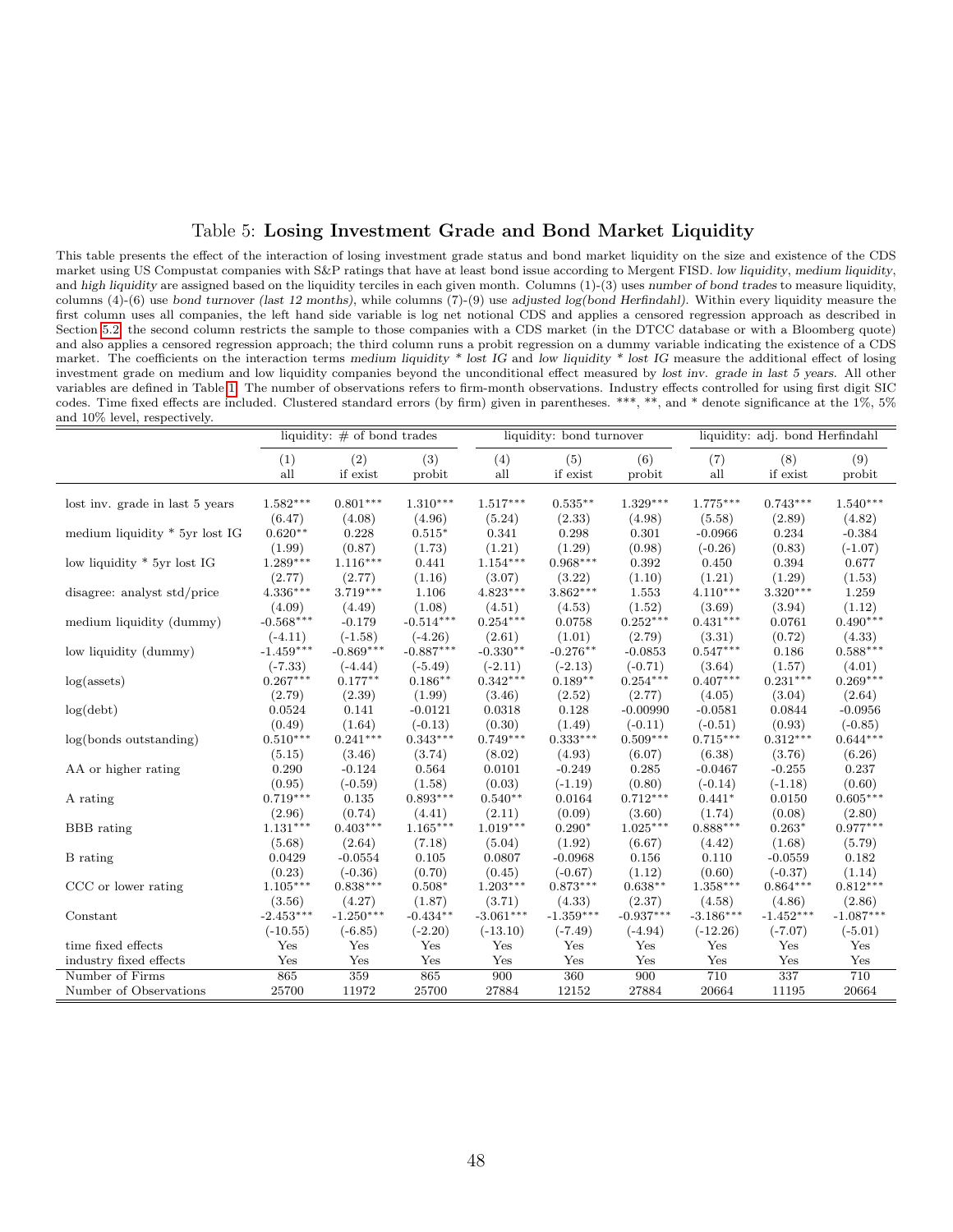## Table 5: **Losing Investment Grade and Bond Market Liquidity**

This table presents the effect of the interaction of losing investment grade status and bond market liquidity on the size and existence of the CDS market using US Compustat companies with S&P ratings that have at least bond issue according to Mergent FISD. *low liquidity*, *medium liquidity*, and *high liquidity* are assigned based on the liquidity terciles in each given month. Columns (1)-(3) uses *number of bond trades* to measure liquidity, columns (4)-(6) use *bond turnover (last 12 months)*, while columns (7)-(9) use *adjusted log(bond Herfindahl)*. Within every liquidity measure the first column uses all companies, the left hand side variable is log net notional CDS and applies a censored regression approach as described in Section 5.2, the second column restricts the sample to those companies with a CDS market (in the DTCC database or with a Bloomberg quote) and also applies a censored regression approach; the third column runs a probit regression on a dummy variable indicating the existence of a CDS market. The coefficients on the interaction terms *medium liquidity * lost IG* and *low liquidity * lost IG* measure the additional effect of losing investment grade on medium and low liquidity companies beyond the unconditional effect measured by *lost inv. grade in last 5 years*. All other variables are defined in Table 1. The number of observations refers to firm-month observations. Industry effects controlled for using first digit SIC codes. Time fixed effects are included. Clustered standard errors (by firm) given in parentheses. ***, **, and * denote significance at the 1%, 5% and 10% level, respectively.

| | liquidity: # of bond trades | | | liquidity: bond turnover | | | liquidity: adj. bond Herfindahl | | |
|---|---|---|---|---|---|---|---|---|---|
| | (1) all | (2) if exist | (3) probit | (4) all | (5) if exist | (6) probit | (7) all | (8) if exist | (9) probit |
| lost inv. grade in last 5 years | 1.582*** | 0.801*** | 1.310*** | 1.517*** | 0.535** | 1.329*** | 1.775*** | 0.743*** | 1.540*** |
| | (6.47) | (4.08) | (4.96) | (5.24) | (2.33) | (4.98) | (5.58) | (2.89) | (4.82) |
| medium liquidity * 5yr lost IG | 0.620** | 0.228 | 0.515* | 0.341 | 0.298 | 0.301 | -0.0966 | 0.234 | -0.384 |
| | (1.99) | (0.87) | (1.73) | (1.21) | (1.29) | (0.98) | (-0.26) | (0.83) | (-1.07) |
| low liquidity * 5yr lost IG | 1.289*** | 1.116*** | 0.441 | 1.154*** | 0.968*** | 0.392 | 0.450 | 0.394 | 0.677 |
| | (2.77) | (2.77) | (1.16) | (3.07) | (3.22) | (1.10) | (1.21) | (1.29) | (1.53) |
| disagree: analyst std/price | 4.336*** | 3.719*** | 1.106 | 4.823*** | 3.862*** | 1.553 | 4.110*** | 3.320*** | 1.259 |
| | (4.09) | (4.49) | (1.08) | (4.51) | (4.53) | (1.52) | (3.69) | (3.94) | (1.12) |
| medium liquidity (dummy) | -0.568*** | -0.179 | -0.514*** | 0.254*** | 0.0758 | 0.252*** | 0.431*** | 0.0761 | 0.490*** |
| | (-4.11) | (-1.58) | (-4.26) | (2.61) | (1.01) | (2.79) | (3.31) | (0.72) | (4.33) |
| low liquidity (dummy) | -1.459*** | -0.869*** | -0.887*** | -0.330** | -0.276** | -0.0853 | 0.547*** | 0.186 | 0.588*** |
| | (-7.33) | (-4.44) | (-5.49) | (-2.11) | (-2.13) | (-0.71) | (3.64) | (1.57) | (4.01) |
| log(assets) | 0.267*** | 0.177** | 0.186** | 0.342*** | 0.189** | 0.254*** | 0.407*** | 0.231*** | 0.269*** |
| | (2.79) | (2.39) | (1.99) | (3.46) | (2.52) | (2.77) | (4.05) | (3.04) | (2.64) |
| log(debt) | 0.0524 | 0.141 | -0.0121 | 0.0318 | 0.128 | -0.00990 | -0.0581 | 0.0844 | -0.0956 |
| | (0.49) | (1.64) | (-0.13) | (0.30) | (1.49) | (-0.11) | (-0.51) | (0.93) | (-0.85) |
| log(bonds outstanding) | 0.510*** | 0.241*** | 0.343*** | 0.749*** | 0.333*** | 0.509*** | 0.715*** | 0.312*** | 0.644*** |
| | (5.15) | (3.46) | (3.74) | (8.02) | (4.93) | (6.07) | (6.38) | (3.76) | (6.26) |
| AA or higher rating | 0.290 | -0.124 | 0.564 | 0.0101 | -0.249 | 0.285 | -0.0467 | -0.255 | 0.237 |
| | (0.95) | (-0.59) | (1.58) | (0.03) | (-1.19) | (0.80) | (-0.14) | (-1.18) | (0.60) |
| A rating | 0.719*** | 0.135 | 0.893*** | 0.540** | 0.0164 | 0.712*** | 0.441* | 0.0150 | 0.605*** |
| | (2.96) | (0.74) | (4.41) | (2.11) | (0.09) | (3.60) | (1.74) | (0.08) | (2.80) |
| BBB rating | 1.131*** | 0.403*** | 1.165*** | 1.019*** | 0.290* | 1.025*** | 0.888*** | 0.263* | 0.977*** |
| | (5.68) | (2.64) | (7.18) | (5.04) | (1.92) | (6.67) | (4.42) | (1.68) | (5.79) |
| B rating | 0.0429 | -0.0554 | 0.105 | 0.0807 | -0.0968 | 0.156 | 0.110 | -0.0559 | 0.182 |
| | (0.23) | (-0.36) | (0.70) | (0.45) | (-0.67) | (1.12) | (0.60) | (-0.37) | (1.14) |
| CCC or lower rating | 1.105*** | 0.838*** | 0.508* | 1.203*** | 0.873*** | 0.638** | 1.358*** | 0.864*** | 0.812*** |
| | (3.56) | (4.27) | (1.87) | (3.71) | (4.33) | (2.37) | (4.58) | (4.86) | (2.86) |
| Constant | -2.453*** | -1.250*** | -0.434** | -3.061*** | -1.359*** | -0.937*** | -3.186*** | -1.452*** | -1.087*** |
| | (-10.55) | (-6.85) | (-2.20) | (-13.10) | (-7.49) | (-4.94) | (-12.26) | (-7.07) | (-5.01) |
| time fixed effects | Yes | Yes | Yes | Yes | Yes | Yes | Yes | Yes | Yes |
| industry fixed effects | Yes | Yes | Yes | Yes | Yes | Yes | Yes | Yes | Yes |
| Number of Firms | 865 | 359 | 865 | 900 | 360 | 900 | 710 | 337 | 710 |
| Number of Observations | 25700 | 11972 | 25700 | 27884 | 12152 | 27884 | 20664 | 11195 | 20664 |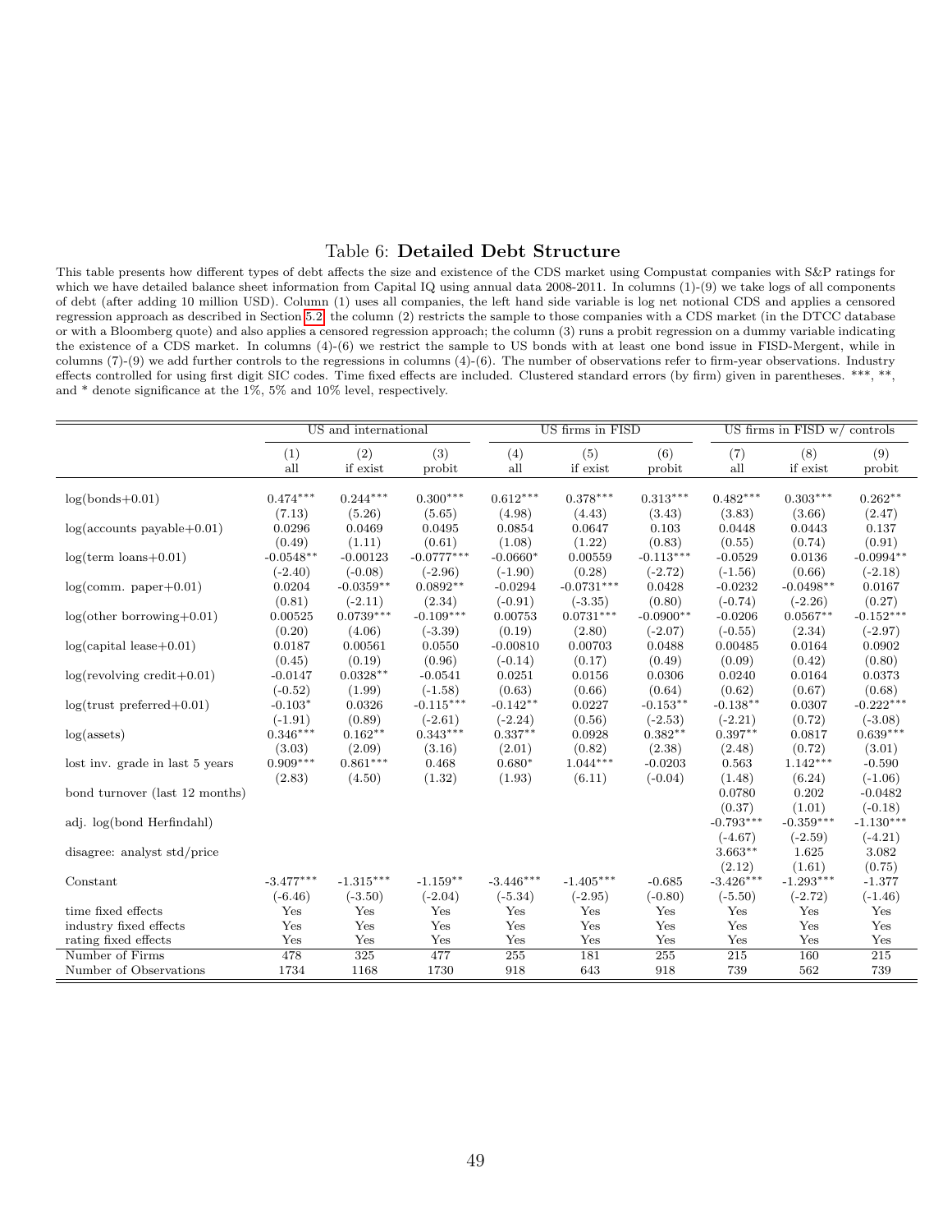# Table 6: **Detailed Debt Structure**

This table presents how different types of debt affects the size and existence of the CDS market using Compustat companies with S&P ratings for which we have detailed balance sheet information from Capital IQ using annual data 2008-2011. In columns (1)-(9) we take logs of all components of debt (after adding 10 million USD). Column (1) uses all companies, the left hand side variable is log net notional CDS and applies a censored regression approach as described in Section 5.2; the column (2) restricts the sample to those companies with a CDS market (in the DTCC database or with a Bloomberg quote) and also applies a censored regression approach; the column (3) runs a probit regression on a dummy variable indicating the existence of a CDS market. In columns (4)-(6) we restrict the sample to US bonds with at least one bond issue in FISD-Mergent, while in columns (7)-(9) we add further controls to the regressions in columns (4)-(6). The number of observations refer to firm-year observations. Industry effects controlled for using first digit SIC codes. Time fixed effects are included. Clustered standard errors (by firm) given in parentheses. \*\*\*, \*\*, and \* denote significance at the 1%, 5% and 10% level, respectively.

| | US and international | | | US firms in FISD | | | US firms in FISD w/ controls | | |
|---|---|---|---|---|---|---|---|---|---|
| | (1) all | (2) if exist | (3) probit | (4) all | (5) if exist | (6) probit | (7) all | (8) if exist | (9) probit |
| log(bonds+0.01) | 0.474*** | 0.244*** | 0.300*** | 0.612*** | 0.378*** | 0.313*** | 0.482*** | 0.303*** | 0.262** |
| | (7.13) | (5.26) | (5.65) | (4.98) | (4.43) | (3.43) | (3.83) | (3.66) | (2.47) |
| log(accounts payable+0.01) | 0.0296 | 0.0469 | 0.0495 | 0.0854 | 0.0647 | 0.103 | 0.0448 | 0.0443 | 0.137 |
| | (0.49) | (1.11) | (0.61) | (1.08) | (1.22) | (0.83) | (0.55) | (0.74) | (0.91) |
| log(term loans+0.01) | -0.0548** | -0.00123 | -0.0777*** | -0.0660* | 0.00559 | -0.113*** | -0.0529 | 0.0136 | -0.0994** |
| | (-2.40) | (-0.08) | (-2.96) | (-1.90) | (0.28) | (-2.72) | (-1.56) | (0.66) | (-2.18) |
| log(comm. paper+0.01) | 0.0204 | -0.0359** | 0.0892** | -0.0294 | -0.0731*** | 0.0428 | -0.0232 | -0.0498** | 0.0167 |
| | (0.81) | (-2.11) | (2.34) | (-0.91) | (-3.35) | (0.80) | (-0.74) | (-2.26) | (0.27) |
| log(other borrowing+0.01) | 0.00525 | 0.0739*** | -0.109*** | 0.00753 | 0.0731*** | -0.0900** | -0.0206 | 0.0567** | -0.152*** |
| | (0.20) | (4.06) | (-3.39) | (0.19) | (2.80) | (-2.07) | (-0.55) | (2.34) | (-2.97) |
| log(capital lease+0.01) | 0.0187 | 0.00561 | 0.0550 | -0.00810 | 0.00703 | 0.0488 | 0.00485 | 0.0164 | 0.0902 |
| | (0.45) | (0.19) | (0.96) | (-0.14) | (0.17) | (0.49) | (0.09) | (0.42) | (0.80) |
| log(revolving credit+0.01) | -0.0147 | 0.0328** | -0.0541 | 0.0251 | 0.0156 | 0.0306 | 0.0240 | 0.0164 | 0.0373 |
| | (-0.52) | (1.99) | (-1.58) | (0.63) | (0.66) | (0.64) | (0.62) | (0.67) | (0.68) |
| log(trust preferred+0.01) | -0.103* | 0.0326 | -0.115*** | -0.142** | 0.0227 | -0.153** | -0.138** | 0.0307 | -0.222*** |
| | (-1.91) | (0.89) | (-2.61) | (-2.24) | (0.56) | (-2.53) | (-2.21) | (0.72) | (-3.08) |
| log(assets) | 0.346*** | 0.162** | 0.343*** | 0.337** | 0.0928 | 0.382** | 0.397** | 0.0817 | 0.639*** |
| | (3.03) | (2.09) | (3.16) | (2.01) | (0.82) | (2.38) | (2.48) | (0.72) | (3.01) |
| lost inv. grade in last 5 years | 0.909*** | 0.861*** | 0.468 | 0.680* | 1.044*** | -0.0203 | 0.563 | 1.142*** | -0.590 |
| | (2.83) | (4.50) | (1.32) | (1.93) | (6.11) | (-0.04) | (1.48) | (6.24) | (-1.06) |
| bond turnover (last 12 months) | | | | | | | 0.0780 | 0.202 | -0.0482 |
| | | | | | | | (0.37) | (1.01) | (-0.18) |
| adj. log(bond Herfindahl) | | | | | | | -0.793*** | -0.359*** | -1.130*** |
| | | | | | | | (-4.67) | (-2.59) | (-4.21) |
| disagree: analyst std/price | | | | | | | 3.663** | 1.625 | 3.082 |
| | | | | | | | (2.12) | (1.61) | (0.75) |
| Constant | -3.477*** | -1.315*** | -1.159** | -3.446*** | -1.405*** | -0.685 | -3.426*** | -1.293*** | -1.377 |
| | (-6.46) | (-3.50) | (-2.04) | (-5.34) | (-2.95) | (-0.80) | (-5.50) | (-2.72) | (-1.46) |
| time fixed effects | Yes | Yes | Yes | Yes | Yes | Yes | Yes | Yes | Yes |
| industry fixed effects | Yes | Yes | Yes | Yes | Yes | Yes | Yes | Yes | Yes |
| rating fixed effects | Yes | Yes | Yes | Yes | Yes | Yes | Yes | Yes | Yes |
| Number of Firms | 478 | 325 | 477 | 255 | 181 | 255 | 215 | 160 | 215 |
| Number of Observations | 1734 | 1168 | 1730 | 918 | 643 | 918 | 739 | 562 | 739 |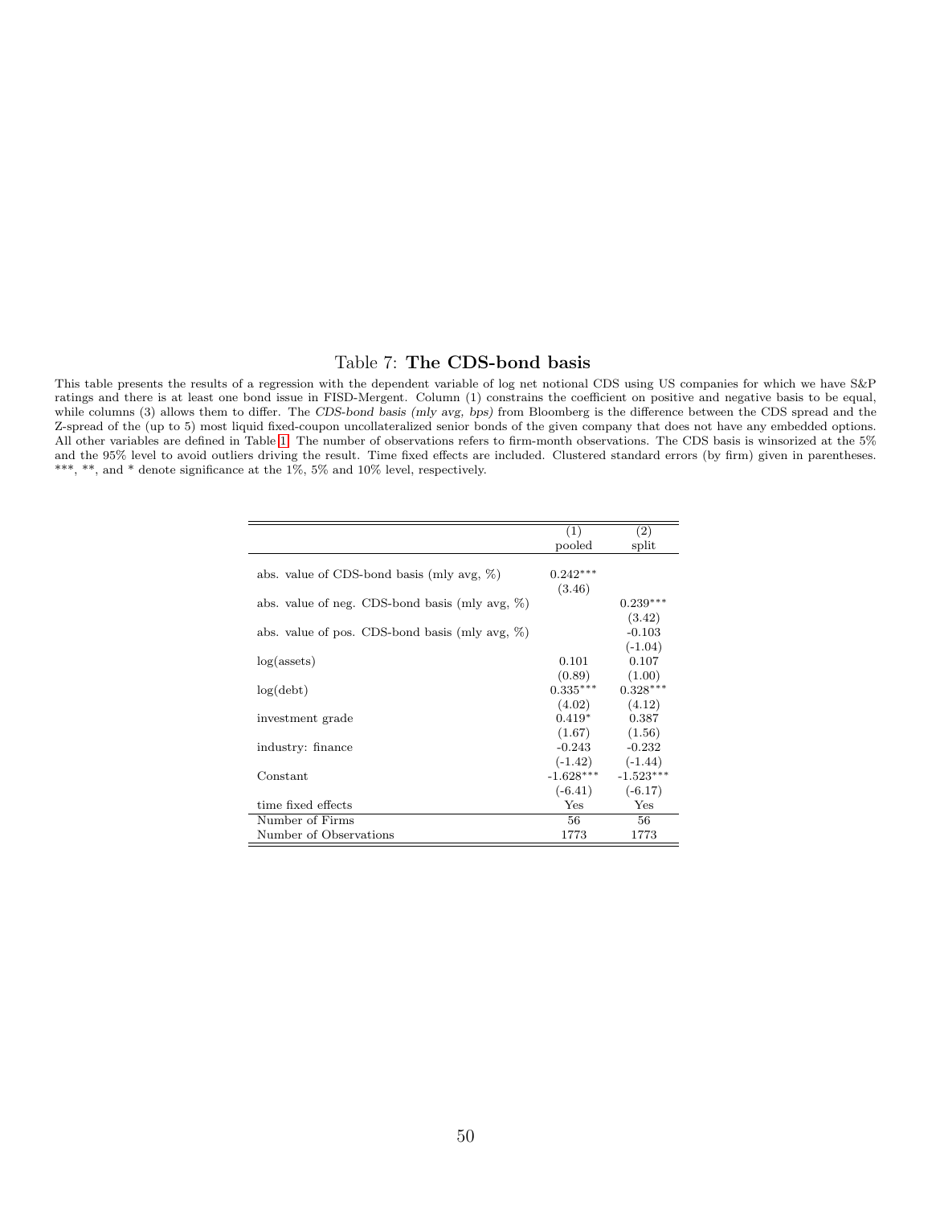## Table 7: **The CDS-bond basis**

This table presents the results of a regression with the dependent variable of log net notional CDS using US companies for which we have S&P ratings and there is at least one bond issue in FISD-Mergent. Column (1) constrains the coefficient on positive and negative basis to be equal, while columns (3) allows them to differ. The *CDS-bond basis (mly avg, bps)* from Bloomberg is the difference between the CDS spread and the Z-spread of the (up to 5) most liquid fixed-coupon uncollateralized senior bonds of the given company that does not have any embedded options. All other variables are defined in Table 1. The number of observations refers to firm-month observations. The CDS basis is winsorized at the 5% and the 95% level to avoid outliers driving the result. Time fixed effects are included. Clustered standard errors (by firm) given in parentheses. ***, **, and * denote significance at the 1%, 5% and 10% level, respectively.

| | (1) pooled | (2) split |
|---|---|---|
| abs. value of CDS-bond basis (mly avg, %) | 0.242*** | |
| | (3.46) | |
| abs. value of neg. CDS-bond basis (mly avg, %) | | 0.239*** |
| | | (3.42) |
| abs. value of pos. CDS-bond basis (mly avg, %) | | -0.103 |
| | | (-1.04) |
| log(assets) | 0.101 | 0.107 |
| | (0.89) | (1.00) |
| log(debt) | 0.335*** | 0.328*** |
| | (4.02) | (4.12) |
| investment grade | 0.419* | 0.387 |
| | (1.67) | (1.56) |
| industry: finance | -0.243 | -0.232 |
| | (-1.42) | (-1.44) |
| Constant | -1.628*** | -1.523*** |
| | (-6.41) | (-6.17) |
| time fixed effects | Yes | Yes |
| Number of Firms | 56 | 56 |
| Number of Observations | 1773 | 1773 |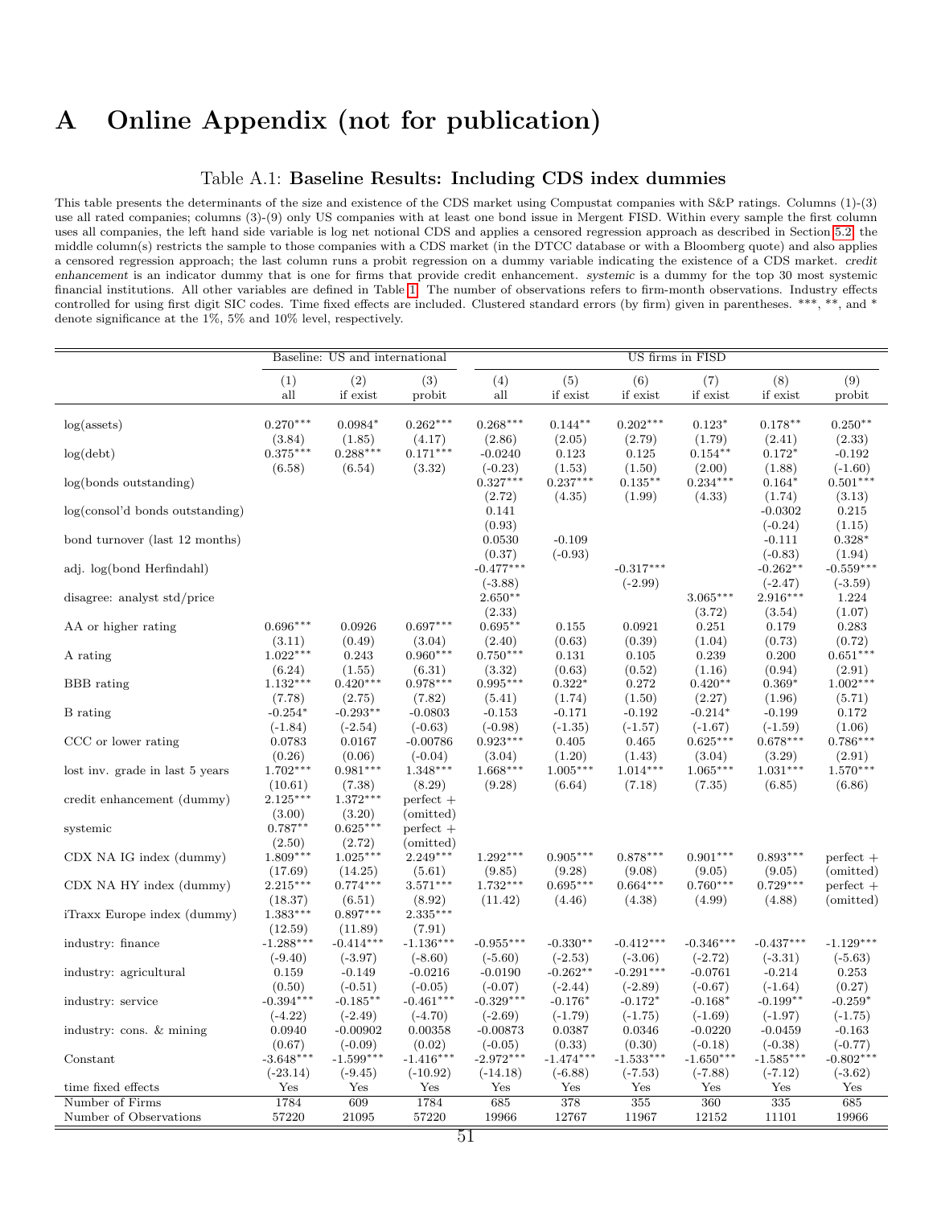# A Online Appendix (not for publication)

## Table A.1: **Baseline Results: Including CDS index dummies**

This table presents the determinants of the size and existence of the CDS market using Compustat companies with S&P ratings. Columns (1)-(3) use all rated companies; columns (3)-(9) only US companies with at least one bond issue in Mergent FISD. Within every sample the first column uses all companies, the left hand side variable is log net notional CDS and applies a censored regression approach as described in Section 5.2, the middle column(s) restricts the sample to those companies with a CDS market (in the DTCC database or with a Bloomberg quote) and also applies a censored regression approach; the last column runs a probit regression on a dummy variable indicating the existence of a CDS market. *credit enhancement* is an indicator dummy that is one for firms that provide credit enhancement. *systemic* is a dummy for the top 30 most systemic financial institutions. All other variables are defined in Table 1. The number of observations refers to firm-month observations. Industry effects controlled for using first digit SIC codes. Time fixed effects are included. Clustered standard errors (by firm) given in parentheses. \*\*\*, \*\*, and \* denote significance at the 1%, 5% and 10% level, respectively.

| | Baseline: US and international | | | US firms in FISD | | | | | |
|---|---|---|---|---|---|---|---|---|---|
| | (1) all | (2) if exist | (3) probit | (4) all | (5) if exist | (6) if exist | (7) if exist | (8) if exist | (9) probit |
| log(assets) | 0.270*** | 0.0984* | 0.262*** | 0.268*** | 0.144** | 0.202*** | 0.123* | 0.178** | 0.250** |
| | (3.84) | (1.85) | (4.17) | (2.86) | (2.05) | (2.79) | (1.79) | (2.41) | (2.33) |
| log(debt) | 0.375*** | 0.288*** | 0.171*** | -0.0240 | 0.123 | 0.125 | 0.154** | 0.172* | -0.192 |
| | (6.58) | (6.54) | (3.32) | (-0.23) | (1.53) | (1.50) | (2.00) | (1.88) | (-1.60) |
| log(bonds outstanding) | | | | 0.327*** | 0.237*** | 0.135** | 0.234*** | 0.164* | 0.501*** |
| | | | | (2.72) | (4.35) | (1.99) | (4.33) | (1.74) | (3.13) |
| log(consol'd bonds outstanding) | | | | 0.141 | | | | -0.0302 | 0.215 |
| | | | | (0.93) | | | | (-0.24) | (1.15) |
| bond turnover (last 12 months) | | | | 0.0530 | -0.109 | | | -0.111 | 0.328* |
| | | | | (0.37) | (-0.93) | | | (-0.83) | (1.94) |
| adj. log(bond Herfindahl) | | | | -0.477*** | | -0.317*** | | -0.262** | -0.559*** |
| | | | | (-3.88) | | (-2.99) | | (-2.47) | (-3.59) |
| disagree: analyst std/price | | | | 2.650** | | | 3.065*** | 2.916*** | 1.224 |
| | | | | (2.33) | | | (3.72) | (3.54) | (1.07) |
| AA or higher rating | 0.696*** | 0.0926 | 0.697*** | 0.695** | 0.155 | 0.0921 | 0.251 | 0.179 | 0.283 |
| | (3.11) | (0.49) | (3.04) | (2.40) | (0.63) | (0.39) | (1.04) | (0.73) | (0.72) |
| A rating | 1.022*** | 0.243 | 0.960*** | 0.750*** | 0.131 | 0.105 | 0.239 | 0.200 | 0.651*** |
| | (6.24) | (1.55) | (6.31) | (3.32) | (0.63) | (0.52) | (1.16) | (0.94) | (2.91) |
| BBB rating | 1.132*** | 0.420*** | 0.978*** | 0.995*** | 0.322* | 0.272 | 0.420** | 0.369* | 1.002*** |
| | (7.78) | (2.75) | (7.82) | (5.41) | (1.74) | (1.50) | (2.27) | (1.96) | (5.71) |
| B rating | -0.254* | -0.293** | -0.0803 | -0.153 | -0.171 | -0.192 | -0.214* | -0.199 | 0.172 |
| | (-1.84) | (-2.54) | (-0.63) | (-0.98) | (-1.35) | (-1.57) | (-1.67) | (-1.59) | (1.06) |
| CCC or lower rating | 0.0783 | 0.0167 | -0.00786 | 0.923*** | 0.405 | 0.465 | 0.625*** | 0.678*** | 0.786*** |
| | (0.26) | (0.06) | (-0.04) | (3.04) | (1.20) | (1.43) | (3.04) | (3.29) | (2.91) |
| lost inv. grade in last 5 years | 1.702*** | 0.981*** | 1.348*** | 1.668*** | 1.005*** | 1.014*** | 1.065*** | 1.031*** | 1.570*** |
| | (10.61) | (7.38) | (8.29) | (9.28) | (6.64) | (7.18) | (7.35) | (6.85) | (6.86) |
| credit enhancement (dummy) | 2.125*** | 1.372*** | perfect + | | | | | | |
| | (3.00) | (3.20) | (omitted) | | | | | | |
| systemic | 0.787** | 0.625*** | perfect + | | | | | | |
| | (2.50) | (2.72) | (omitted) | | | | | | |
| CDX NA IG index (dummy) | 1.809*** | 1.025*** | 2.249*** | 1.292*** | 0.905*** | 0.878*** | 0.901*** | 0.893*** | perfect + |
| | (17.69) | (14.25) | (5.61) | (9.85) | (9.28) | (9.08) | (9.05) | (9.05) | (omitted) |
| CDX NA HY index (dummy) | 2.215*** | 0.774*** | 3.571*** | 1.732*** | 0.695*** | 0.664*** | 0.760*** | 0.729*** | perfect + |
| | (18.37) | (6.51) | (8.92) | (11.42) | (4.46) | (4.38) | (4.99) | (4.88) | (omitted) |
| iTraxx Europe index (dummy) | 1.383*** | 0.897*** | 2.335*** | | | | | | |
| | (12.59) | (11.89) | (7.91) | | | | | | |
| industry: finance | -1.288*** | -0.414*** | -1.136*** | -0.955*** | -0.330** | -0.412*** | -0.346*** | -0.437*** | -1.129*** |
| | (-9.40) | (-3.97) | (-8.60) | (-5.60) | (-2.53) | (-3.06) | (-2.72) | (-3.31) | (-5.63) |
| industry: agricultural | 0.159 | -0.149 | -0.0216 | -0.0190 | -0.262** | -0.291*** | -0.0761 | -0.214 | 0.253 |
| | (0.50) | (-0.51) | (-0.05) | (-0.07) | (-2.44) | (-2.89) | (-0.67) | (-1.64) | (0.27) |
| industry: service | -0.394*** | -0.185** | -0.461*** | -0.329*** | -0.176* | -0.172* | -0.168* | -0.199** | -0.259* |
| | (-4.22) | (-2.49) | (-4.70) | (-2.69) | (-1.79) | (-1.75) | (-1.69) | (-1.97) | (-1.75) |
| industry: cons. & mining | 0.0940 | -0.00902 | 0.00358 | -0.00873 | 0.0387 | 0.0346 | -0.0220 | -0.0459 | -0.163 |
| | (0.67) | (-0.09) | (0.02) | (-0.05) | (0.33) | (0.30) | (-0.18) | (-0.38) | (-0.77) |
| Constant | -3.648*** | -1.599*** | -1.416*** | -2.972*** | -1.474*** | -1.533*** | -1.650*** | -1.585*** | -0.802*** |
| | (-23.14) | (-9.45) | (-10.92) | (-14.18) | (-6.88) | (-7.53) | (-7.88) | (-7.12) | (-3.62) |
| time fixed effects | Yes | Yes | Yes | Yes | Yes | Yes | Yes | Yes | Yes |
| Number of Firms | 1784 | 609 | 1784 | 685 | 378 | 355 | 360 | 335 | 685 |
| Number of Observations | 57220 | 21095 | 57220 | 19966 | 12767 | 11967 | 12152 | 11101 | 19966 |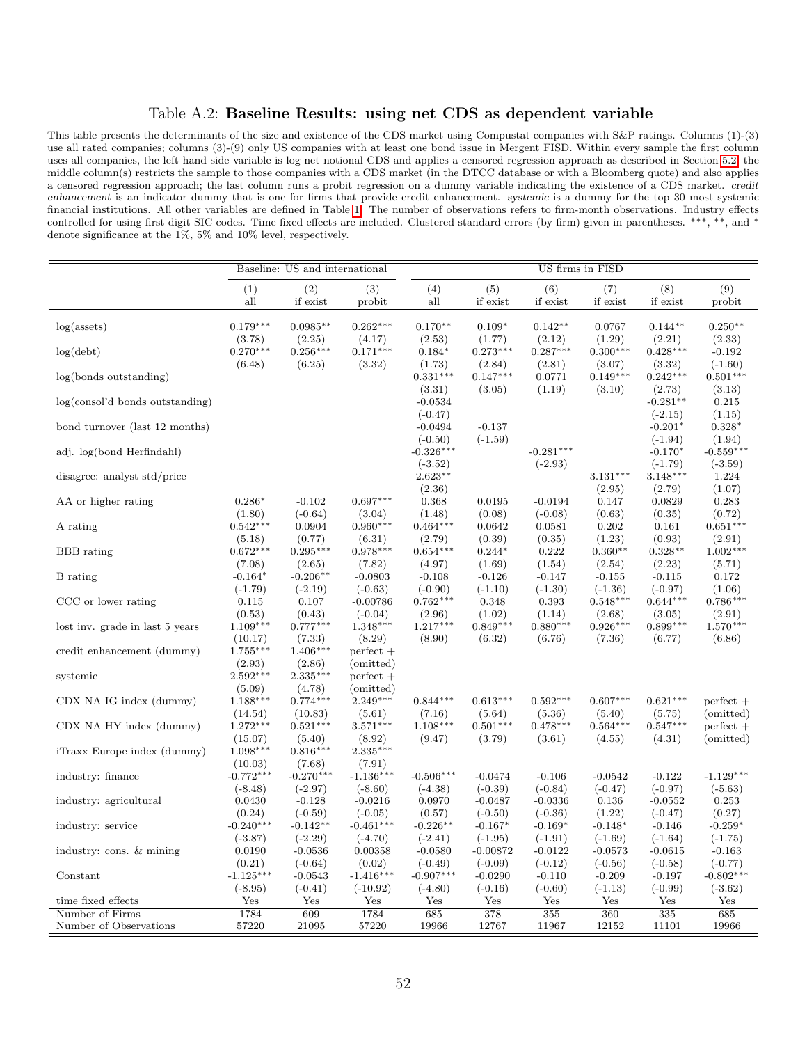## Table A.2: **Baseline Results: using net CDS as dependent variable**

This table presents the determinants of the size and existence of the CDS market using Compustat companies with S&P ratings. Columns (1)-(3) use all rated companies; columns (3)-(9) only US companies with at least one bond issue in Mergent FISD. Within every sample the first column uses all companies, the left hand side variable is log net notional CDS and applies a censored regression approach as described in Section 5.2, the middle column(s) restricts the sample to those companies with a CDS market (in the DTCC database or with a Bloomberg quote) and also applies a censored regression approach; the last column runs a probit regression on a dummy variable indicating the existence of a CDS market. *credit enhancement* is an indicator dummy that is one for firms that provide credit enhancement. *systemic* is a dummy for the top 30 most systemic financial institutions. All other variables are defined in Table 1. The number of observations refers to firm-month observations. Industry effects controlled for using first digit SIC codes. Time fixed effects are included. Clustered standard errors (by firm) given in parentheses. \*\*\*, \*\*, and \* denote significance at the 1%, 5% and 10% level, respectively.

| | Baseline: US and international | | | US firms in FISD | | | | | |
|---|---|---|---|---|---|---|---|---|---|
| | (1) all | (2) if exist | (3) probit | (4) all | (5) if exist | (6) if exist | (7) if exist | (8) if exist | (9) probit |
| log(assets) | 0.179*** | 0.0985** | 0.262*** | 0.170** | 0.109* | 0.142** | 0.0767 | 0.144** | 0.250** |
| | (3.78) | (2.25) | (4.17) | (2.53) | (1.77) | (2.12) | (1.29) | (2.21) | (2.33) |
| log(debt) | 0.270*** | 0.256*** | 0.171*** | 0.184* | 0.273*** | 0.287*** | 0.300*** | 0.428*** | -0.192 |
| | (6.48) | (6.25) | (3.32) | (1.73) | (2.84) | (2.81) | (3.07) | (3.32) | (-1.60) |
| log(bonds outstanding) | | | | 0.331*** | 0.147*** | 0.0771 | 0.149*** | 0.242*** | 0.501*** |
| | | | | (3.31) | (3.05) | (1.19) | (3.10) | (2.73) | (3.13) |
| log(consol'd bonds outstanding) | | | | -0.0534 | | | | -0.281** | 0.215 |
| | | | | (-0.47) | | | | (-2.15) | (1.15) |
| bond turnover (last 12 months) | | | | -0.0494 | -0.137 | | | -0.201* | 0.328* |
| | | | | (-0.50) | (-1.59) | | | (-1.94) | (1.94) |
| adj. log(bond Herfindahl) | | | | -0.326*** | | -0.281*** | | -0.170* | -0.559*** |
| | | | | (-3.52) | | (-2.93) | | (-1.79) | (-3.59) |
| disagree: analyst std/price | | | | 2.623** | | | 3.131*** | 3.148*** | 1.224 |
| | | | | (2.36) | | | (2.95) | (2.79) | (1.07) |
| AA or higher rating | 0.286* | -0.102 | 0.697*** | 0.368 | 0.0195 | -0.0194 | 0.147 | 0.0829 | 0.283 |
| | (1.80) | (-0.64) | (3.04) | (1.48) | (0.08) | (-0.08) | (0.63) | (0.35) | (0.72) |
| A rating | 0.542*** | 0.0904 | 0.960*** | 0.464*** | 0.0642 | 0.0581 | 0.202 | 0.161 | 0.651*** |
| | (5.18) | (0.77) | (6.31) | (2.79) | (0.39) | (0.35) | (1.23) | (0.93) | (2.91) |
| BBB rating | 0.672*** | 0.295*** | 0.978*** | 0.654*** | 0.244* | 0.222 | 0.360** | 0.328** | 1.002*** |
| | (7.08) | (2.65) | (7.82) | (4.97) | (1.69) | (1.54) | (2.54) | (2.23) | (5.71) |
| B rating | -0.164* | -0.206** | -0.0803 | -0.108 | -0.126 | -0.147 | -0.155 | -0.115 | 0.172 |
| | (-1.79) | (-2.19) | (-0.63) | (-0.90) | (-1.10) | (-1.30) | (-1.36) | (-0.97) | (1.06) |
| CCC or lower rating | 0.115 | 0.107 | -0.00786 | 0.762*** | 0.348 | 0.393 | 0.548*** | 0.644*** | 0.786*** |
| | (0.53) | (0.43) | (-0.04) | (2.96) | (1.02) | (1.14) | (2.68) | (3.05) | (2.91) |
| lost inv. grade in last 5 years | 1.109*** | 0.777*** | 1.348*** | 1.217*** | 0.849*** | 0.880*** | 0.926*** | 0.899*** | 1.570*** |
| | (10.17) | (7.33) | (8.29) | (8.90) | (6.32) | (6.76) | (7.36) | (6.77) | (6.86) |
| credit enhancement (dummy) | 1.755*** | 1.406*** | perfect + | | | | | | |
| | (2.93) | (2.86) | (omitted) | | | | | | |
| systemic | 2.592*** | 2.335*** | perfect + | | | | | | |
| | (5.09) | (4.78) | (omitted) | | | | | | |
| CDX NA IG index (dummy) | 1.188*** | 0.774*** | 2.249*** | 0.844*** | 0.613*** | 0.592*** | 0.607*** | 0.621*** | perfect + |
| | (14.54) | (10.83) | (5.61) | (7.16) | (5.64) | (5.36) | (5.40) | (5.75) | (omitted) |
| CDX NA HY index (dummy) | 1.272*** | 0.521*** | 3.571*** | 1.108*** | 0.501*** | 0.478*** | 0.564*** | 0.547*** | perfect + |
| | (15.07) | (5.40) | (8.92) | (9.47) | (3.79) | (3.61) | (4.55) | (4.31) | (omitted) |
| iTraxx Europe index (dummy) | 1.098*** | 0.816*** | 2.335*** | | | | | | |
| | (10.03) | (7.68) | (7.91) | | | | | | |
| industry: finance | -0.772*** | -0.270*** | -1.136*** | -0.506*** | -0.0474 | -0.106 | -0.0542 | -0.122 | -1.129*** |
| | (-8.48) | (-2.97) | (-8.60) | (-4.38) | (-0.39) | (-0.84) | (-0.47) | (-0.97) | (-5.63) |
| industry: agricultural | 0.0430 | -0.128 | -0.0216 | 0.0970 | -0.0487 | -0.0336 | 0.136 | -0.0552 | 0.253 |
| | (0.24) | (-0.59) | (-0.05) | (0.57) | (-0.50) | (-0.36) | (1.22) | (-0.47) | (0.27) |
| industry: service | -0.240*** | -0.142** | -0.461*** | -0.226** | -0.167* | -0.169* | -0.148* | -0.146 | -0.259* |
| | (-3.87) | (-2.29) | (-4.70) | (-2.41) | (-1.95) | (-1.91) | (-1.69) | (-1.64) | (-1.75) |
| industry: cons. & mining | 0.0190 | -0.0536 | 0.00358 | -0.0580 | -0.00872 | -0.0122 | -0.0573 | -0.0615 | -0.163 |
| | (0.21) | (-0.64) | (0.02) | (-0.49) | (-0.09) | (-0.12) | (-0.56) | (-0.58) | (-0.77) |
| Constant | -1.125*** | -0.0543 | -1.416*** | -0.907*** | -0.0290 | -0.110 | -0.209 | -0.197 | -0.802*** |
| | (-8.95) | (-0.41) | (-10.92) | (-4.80) | (-0.16) | (-0.60) | (-1.13) | (-0.99) | (-3.62) |
| time fixed effects | Yes | Yes | Yes | Yes | Yes | Yes | Yes | Yes | Yes |
| Number of Firms | 1784 | 609 | 1784 | 685 | 378 | 355 | 360 | 335 | 685 |
| Number of Observations | 57220 | 21095 | 57220 | 19966 | 12767 | 11967 | 12152 | 11101 | 19966 |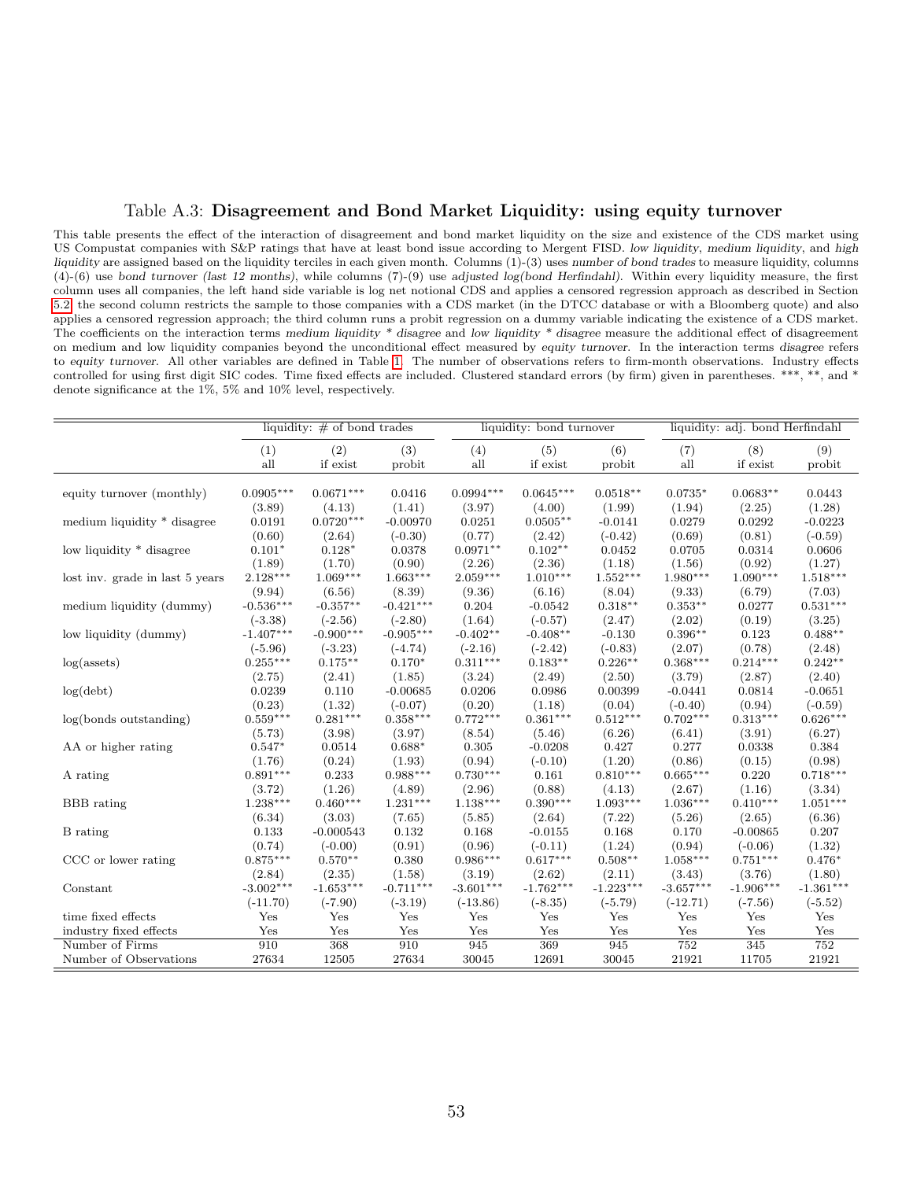## Table A.3: **Disagreement and Bond Market Liquidity: using equity turnover**

This table presents the effect of the interaction of disagreement and bond market liquidity on the size and existence of the CDS market using US Compustat companies with S&P ratings that have at least bond issue according to Mergent FISD. *low liquidity*, *medium liquidity*, and *high liquidity* are assigned based on the liquidity terciles in each given month. Columns (1)-(3) uses *number of bond trades* to measure liquidity, columns (4)-(6) use *bond turnover (last 12 months)*, while columns (7)-(9) use *adjusted log(bond Herfindahl)*. Within every liquidity measure, the first column uses all companies, the left hand side variable is log net notional CDS and applies a censored regression approach as described in Section 5.2, the second column restricts the sample to those companies with a CDS market (in the DTCC database or with a Bloomberg quote) and also applies a censored regression approach; the third column runs a probit regression on a dummy variable indicating the existence of a CDS market. The coefficients on the interaction terms *medium liquidity * disagree* and *low liquidity * disagree* measure the additional effect of disagreement on medium and low liquidity companies beyond the unconditional effect measured by *equity turnover*. In the interaction terms *disagree* refers to *equity turnover*. All other variables are defined in Table 1. The number of observations refers to firm-month observations. Industry effects controlled for using first digit SIC codes. Time fixed effects are included. Clustered standard errors (by firm) given in parentheses. ***, **, and * denote significance at the 1%, 5% and 10% level, respectively.

| | liquidity: # of bond trades | | | liquidity: bond turnover | | | liquidity: adj. bond Herfindahl | | |
|---|---|---|---|---|---|---|---|---|---|
| | (1) all | (2) if exist | (3) probit | (4) all | (5) if exist | (6) probit | (7) all | (8) if exist | (9) probit |
| equity turnover (monthly) | 0.0905*** | 0.0671*** | 0.0416 | 0.0994*** | 0.0645*** | 0.0518** | 0.0735* | 0.0683** | 0.0443 |
| | (3.89) | (4.13) | (1.41) | (3.97) | (4.00) | (1.99) | (1.94) | (2.25) | (1.28) |
| medium liquidity * disagree | 0.0191 | 0.0720*** | -0.00970 | 0.0251 | 0.0505** | -0.0141 | 0.0279 | 0.0292 | -0.0223 |
| | (0.60) | (2.64) | (-0.30) | (0.77) | (2.42) | (-0.42) | (0.69) | (0.81) | (-0.59) |
| low liquidity * disagree | 0.101* | 0.128* | 0.0378 | 0.0971** | 0.102** | 0.0452 | 0.0705 | 0.0314 | 0.0606 |
| | (1.89) | (1.70) | (0.90) | (2.26) | (2.36) | (1.18) | (1.56) | (0.92) | (1.27) |
| lost inv. grade in last 5 years | 2.128*** | 1.069*** | 1.663*** | 2.059*** | 1.010*** | 1.552*** | 1.980*** | 1.090*** | 1.518*** |
| | (9.94) | (6.56) | (8.39) | (9.36) | (6.16) | (8.04) | (9.33) | (6.79) | (7.03) |
| medium liquidity (dummy) | -0.536*** | -0.357** | -0.421*** | 0.204 | -0.0542 | 0.318** | 0.353** | 0.0277 | 0.531*** |
| | (-3.38) | (-2.56) | (-2.80) | (1.64) | (-0.57) | (2.47) | (2.02) | (0.19) | (3.25) |
| low liquidity (dummy) | -1.407*** | -0.900*** | -0.905*** | -0.402** | -0.408** | -0.130 | 0.396** | 0.123 | 0.488** |
| | (-5.96) | (-3.23) | (-4.74) | (-2.16) | (-2.42) | (-0.83) | (2.07) | (0.78) | (2.48) |
| log(assets) | 0.255*** | 0.175** | 0.170* | 0.311*** | 0.183** | 0.226** | 0.368*** | 0.214*** | 0.242** |
| | (2.75) | (2.41) | (1.85) | (3.24) | (2.49) | (2.50) | (3.79) | (2.87) | (2.40) |
| log(debt) | 0.0239 | 0.110 | -0.00685 | 0.0206 | 0.0986 | 0.00399 | -0.0441 | 0.0814 | -0.0651 |
| | (0.23) | (1.32) | (-0.07) | (0.20) | (1.18) | (0.04) | (-0.40) | (0.94) | (-0.59) |
| log(bonds outstanding) | 0.559*** | 0.281*** | 0.358*** | 0.772*** | 0.361*** | 0.512*** | 0.702*** | 0.313*** | 0.626*** |
| | (5.73) | (3.98) | (3.97) | (8.54) | (5.46) | (6.26) | (6.41) | (3.91) | (6.27) |
| AA or higher rating | 0.547* | 0.0514 | 0.688* | 0.305 | -0.0208 | 0.427 | 0.277 | 0.0338 | 0.384 |
| | (1.76) | (0.24) | (1.93) | (0.94) | (-0.10) | (1.20) | (0.86) | (0.15) | (0.98) |
| A rating | 0.891*** | 0.233 | 0.988*** | 0.730*** | 0.161 | 0.810*** | 0.665*** | 0.220 | 0.718*** |
| | (3.72) | (1.26) | (4.89) | (2.96) | (0.88) | (4.13) | (2.67) | (1.16) | (3.34) |
| BBB rating | 1.238*** | 0.460*** | 1.231*** | 1.138*** | 0.390*** | 1.093*** | 1.036*** | 0.410*** | 1.051*** |
| | (6.34) | (3.03) | (7.65) | (5.85) | (2.64) | (7.22) | (5.26) | (2.65) | (6.36) |
| B rating | 0.133 | -0.000543 | 0.132 | 0.168 | -0.0155 | 0.168 | 0.170 | -0.00865 | 0.207 |
| | (0.74) | (-0.00) | (0.91) | (0.96) | (-0.11) | (1.24) | (0.94) | (-0.06) | (1.32) |
| CCC or lower rating | 0.875*** | 0.570** | 0.380 | 0.986*** | 0.617*** | 0.508** | 1.058*** | 0.751*** | 0.476* |
| | (2.84) | (2.35) | (1.58) | (3.19) | (2.62) | (2.11) | (3.43) | (3.76) | (1.80) |
| Constant | -3.002*** | -1.653*** | -0.711*** | -3.601*** | -1.762*** | -1.223*** | -3.657*** | -1.906*** | -1.361*** |
| | (-11.70) | (-7.90) | (-3.19) | (-13.86) | (-8.35) | (-5.79) | (-12.71) | (-7.56) | (-5.52) |
| time fixed effects | Yes | Yes | Yes | Yes | Yes | Yes | Yes | Yes | Yes |
| industry fixed effects | Yes | Yes | Yes | Yes | Yes | Yes | Yes | Yes | Yes |
| Number of Firms | 910 | 368 | 910 | 945 | 369 | 945 | 752 | 345 | 752 |
| Number of Observations | 27634 | 12505 | 27634 | 30045 | 12691 | 30045 | 21921 | 11705 | 21921 |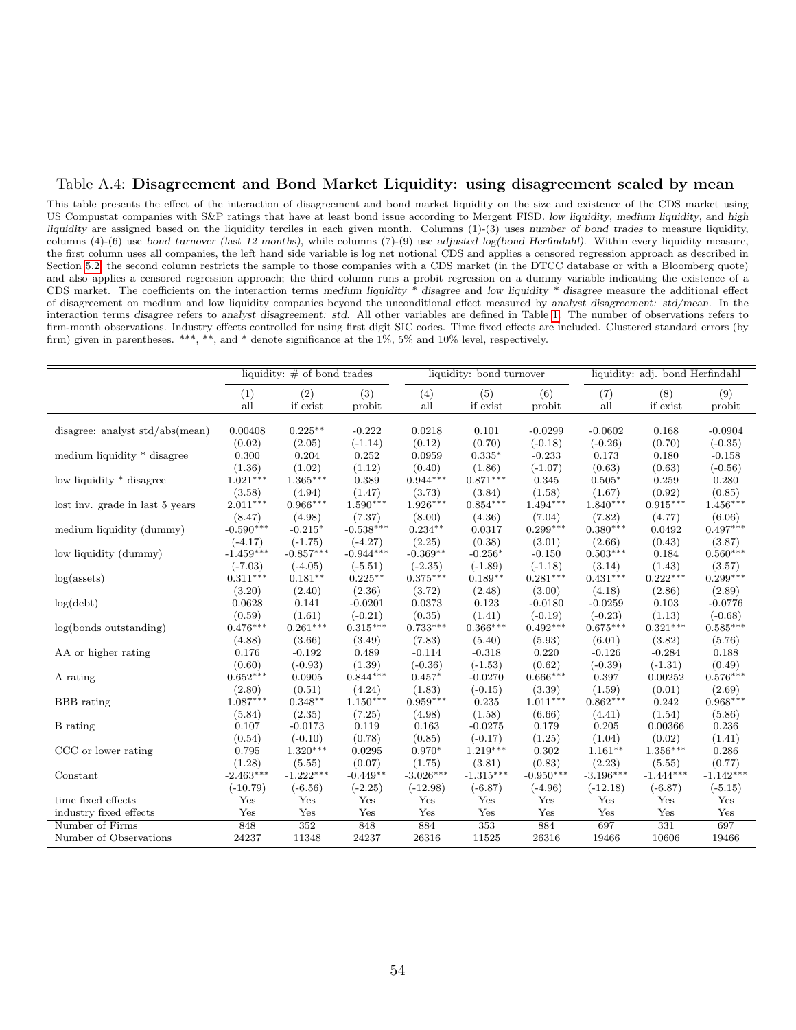# Table A.4: **Disagreement and Bond Market Liquidity: using disagreement scaled by mean**

This table presents the effect of the interaction of disagreement and bond market liquidity on the size and existence of the CDS market using US Compustat companies with S&P ratings that have at least bond issue according to Mergent FISD. *low liquidity*, *medium liquidity*, and *high liquidity* are assigned based on the liquidity terciles in each given month. Columns (1)-(3) uses *number of bond trades* to measure liquidity, columns (4)-(6) use *bond turnover (last 12 months)*, while columns (7)-(9) use *adjusted log(bond Herfindahl)*. Within every liquidity measure, the first column uses all companies, the left hand side variable is log net notional CDS and applies a censored regression approach as described in Section 5.2, the second column restricts the sample to those companies with a CDS market (in the DTCC database or with a Bloomberg quote) and also applies a censored regression approach; the third column runs a probit regression on a dummy variable indicating the existence of a CDS market. The coefficients on the interaction terms *medium liquidity * disagree* and *low liquidity * disagree* measure the additional effect of disagreement on medium and low liquidity companies beyond the unconditional effect measured by *analyst disagreement: std/mean*. In the interaction terms *disagree* refers to *analyst disagreement: std*. All other variables are defined in Table 1. The number of observations refers to firm-month observations. Industry effects controlled for using first digit SIC codes. Time fixed effects are included. Clustered standard errors (by firm) given in parentheses. ***, **, and * denote significance at the 1%, 5% and 10% level, respectively.

| | liquidity: # of bond trades | | | liquidity: bond turnover | | | liquidity: adj. bond Herfindahl | | |
|---|---|---|---|---|---|---|---|---|---|
| | (1) all | (2) if exist | (3) probit | (4) all | (5) if exist | (6) probit | (7) all | (8) if exist | (9) probit |
| disagree: analyst std/abs(mean) | 0.00408 | 0.225** | -0.222 | 0.0218 | 0.101 | -0.0299 | -0.0602 | 0.168 | -0.0904 |
| | (0.02) | (2.05) | (-1.14) | (0.12) | (0.70) | (-0.18) | (-0.26) | (0.70) | (-0.35) |
| medium liquidity * disagree | 0.300 | 0.204 | 0.252 | 0.0959 | 0.335* | -0.233 | 0.173 | 0.180 | -0.158 |
| | (1.36) | (1.02) | (1.12) | (0.40) | (1.86) | (-1.07) | (0.63) | (0.63) | (-0.56) |
| low liquidity * disagree | 1.021*** | 1.365*** | 0.389 | 0.944*** | 0.871*** | 0.345 | 0.505* | 0.259 | 0.280 |
| | (3.58) | (4.94) | (1.47) | (3.73) | (3.84) | (1.58) | (1.67) | (0.92) | (0.85) |
| lost inv. grade in last 5 years | 2.011*** | 0.966*** | 1.590*** | 1.926*** | 0.854*** | 1.494*** | 1.840*** | 0.915*** | 1.456*** |
| | (8.47) | (4.98) | (7.37) | (8.00) | (4.36) | (7.04) | (7.82) | (4.77) | (6.06) |
| medium liquidity (dummy) | -0.590*** | -0.215* | -0.538*** | 0.234** | 0.0317 | 0.299*** | 0.380*** | 0.0492 | 0.497*** |
| | (-4.17) | (-1.75) | (-4.27) | (2.25) | (0.38) | (3.01) | (2.66) | (0.43) | (3.87) |
| low liquidity (dummy) | -1.459*** | -0.857*** | -0.944*** | -0.369** | -0.256* | -0.150 | 0.503*** | 0.184 | 0.560*** |
| | (-7.03) | (-4.05) | (-5.51) | (-2.35) | (-1.89) | (-1.18) | (3.14) | (1.43) | (3.57) |
| log(assets) | 0.311*** | 0.181** | 0.225** | 0.375*** | 0.189** | 0.281*** | 0.431*** | 0.222*** | 0.299*** |
| | (3.20) | (2.40) | (2.36) | (3.72) | (2.48) | (3.00) | (4.18) | (2.86) | (2.89) |
| log(debt) | 0.0628 | 0.141 | -0.0201 | 0.0373 | 0.123 | -0.0180 | -0.0259 | 0.103 | -0.0776 |
| | (0.59) | (1.61) | (-0.21) | (0.35) | (1.41) | (-0.19) | (-0.23) | (1.13) | (-0.68) |
| log(bonds outstanding) | 0.476*** | 0.261*** | 0.315*** | 0.733*** | 0.366*** | 0.492*** | 0.675*** | 0.321*** | 0.585*** |
| | (4.88) | (3.66) | (3.49) | (7.83) | (5.40) | (5.93) | (6.01) | (3.82) | (5.76) |
| AA or higher rating | 0.176 | -0.192 | 0.489 | -0.114 | -0.318 | 0.220 | -0.126 | -0.284 | 0.188 |
| | (0.60) | (-0.93) | (1.39) | (-0.36) | (-1.53) | (0.62) | (-0.39) | (-1.31) | (0.49) |
| A rating | 0.652*** | 0.0905 | 0.844*** | 0.457* | -0.0270 | 0.666*** | 0.397 | 0.00252 | 0.576*** |
| | (2.80) | (0.51) | (4.24) | (1.83) | (-0.15) | (3.39) | (1.59) | (0.01) | (2.69) |
| BBB rating | 1.087*** | 0.348** | 1.150*** | 0.959*** | 0.235 | 1.011*** | 0.862*** | 0.242 | 0.968*** |
| | (5.84) | (2.35) | (7.25) | (4.98) | (1.58) | (6.66) | (4.41) | (1.54) | (5.86) |
| B rating | 0.107 | -0.0173 | 0.119 | 0.163 | -0.0275 | 0.179 | 0.205 | 0.00366 | 0.236 |
| | (0.54) | (-0.10) | (0.78) | (0.85) | (-0.17) | (1.25) | (1.04) | (0.02) | (1.41) |
| CCC or lower rating | 0.795 | 1.320*** | 0.0295 | 0.970* | 1.219*** | 0.302 | 1.161** | 1.356*** | 0.286 |
| | (1.28) | (5.55) | (0.07) | (1.75) | (3.81) | (0.83) | (2.23) | (5.55) | (0.77) |
| Constant | -2.463*** | -1.222*** | -0.449** | -3.026*** | -1.315*** | -0.950*** | -3.196*** | -1.444*** | -1.142*** |
| | (-10.79) | (-6.56) | (-2.25) | (-12.98) | (-6.87) | (-4.96) | (-12.18) | (-6.87) | (-5.15) |
| time fixed effects | Yes | Yes | Yes | Yes | Yes | Yes | Yes | Yes | Yes |
| industry fixed effects | Yes | Yes | Yes | Yes | Yes | Yes | Yes | Yes | Yes |
| Number of Firms | 848 | 352 | 848 | 884 | 353 | 884 | 697 | 331 | 697 |
| Number of Observations | 24237 | 11348 | 24237 | 26316 | 11525 | 26316 | 19466 | 10606 | 19466 |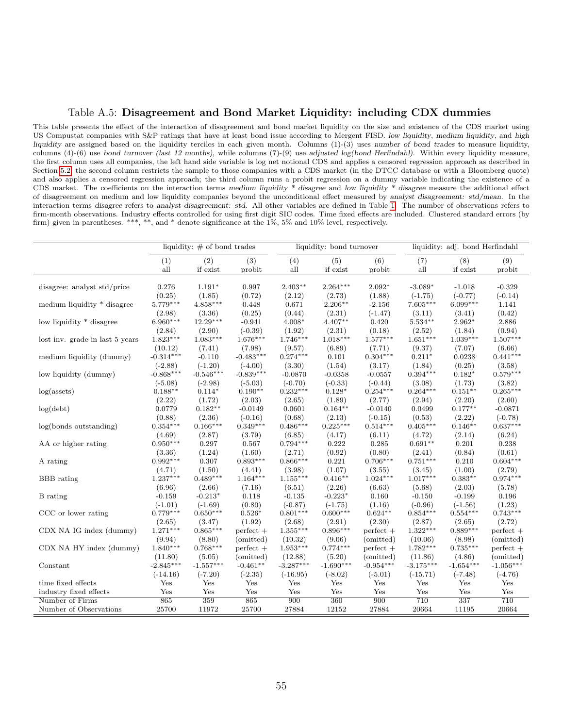# Table A.5: **Disagreement and Bond Market Liquidity: including CDX dummies**

This table presents the effect of the interaction of disagreement and bond market liquidity on the size and existence of the CDS market using US Compustat companies with S&P ratings that have at least bond issue according to Mergent FISD. *low liquidity*, *medium liquidity*, and *high liquidity* are assigned based on the liquidity terciles in each given month. Columns (1)-(3) uses *number of bond trades* to measure liquidity, columns (4)-(6) use *bond turnover (last 12 months)*, while columns (7)-(9) use *adjusted log(bond Herfindahl)*. Within every liquidity measure, the first column uses all companies, the left hand side variable is log net notional CDS and applies a censored regression approach as described in Section 5.2; the second column restricts the sample to those companies with a CDS market (in the DTCC database or with a Bloomberg quote) and also applies a censored regression approach; the third column runs a probit regression on a dummy variable indicating the existence of a CDS market. The coefficients on the interaction terms *medium liquidity * disagree* and *low liquidity * disagree* measure the additional effect of disagreement on medium and low liquidity companies beyond the unconditional effect measured by *analyst disagreement: std/mean*. In the interaction terms *disagree* refers to *analyst disagreement: std*. All other variables are defined in Table 1. The number of observations refers to firm-month observations. Industry effects controlled for using first digit SIC codes. Time fixed effects are included. Clustered standard errors (by firm) given in parentheses. ***, **, and * denote significance at the 1%, 5% and 10% level, respectively.

| | liquidity: # of bond trades | | | liquidity: bond turnover | | | liquidity: adj. bond Herfindahl | | |
|---|---|---|---|---|---|---|---|---|---|
| | (1) all | (2) if exist | (3) probit | (4) all | (5) if exist | (6) probit | (7) all | (8) if exist | (9) probit |
| disagree: analyst std/price | 0.276 | 1.191* | 0.997 | 2.403** | 2.264*** | 2.092* | -3.089* | -1.018 | -0.329 |
| | (0.25) | (1.85) | (0.72) | (2.12) | (2.73) | (1.88) | (-1.75) | (-0.77) | (-0.14) |
| medium liquidity * disagree | 5.779*** | 4.858*** | 0.448 | 0.671 | 2.206** | -2.156 | 7.605*** | 6.099*** | 1.141 |
| | (2.98) | (3.36) | (0.25) | (0.44) | (2.31) | (-1.47) | (3.11) | (3.41) | (0.42) |
| low liquidity * disagree | 6.960*** | 12.29*** | -0.941 | 4.008* | 4.407** | 0.420 | 5.534** | 2.962* | 2.886 |
| | (2.84) | (2.90) | (-0.39) | (1.92) | (2.31) | (0.18) | (2.52) | (1.84) | (0.94) |
| lost inv. grade in last 5 years | 1.823*** | 1.083*** | 1.676*** | 1.746*** | 1.018*** | 1.577*** | 1.651*** | 1.039*** | 1.507*** |
| | (10.12) | (7.41) | (7.98) | (9.57) | (6.89) | (7.71) | (9.37) | (7.07) | (6.66) |
| medium liquidity (dummy) | -0.314*** | -0.110 | -0.483*** | 0.274*** | 0.101 | 0.304*** | 0.211* | 0.0238 | 0.441*** |
| | (-2.88) | (-1.20) | (-4.00) | (3.30) | (1.54) | (3.17) | (1.84) | (0.25) | (3.58) |
| low liquidity (dummy) | -0.868*** | -0.546*** | -0.839*** | -0.0870 | -0.0358 | -0.0557 | 0.394*** | 0.182* | 0.579*** |
| | (-5.08) | (-2.98) | (-5.03) | (-0.70) | (-0.33) | (-0.44) | (3.08) | (1.73) | (3.82) |
| log(assets) | 0.188** | 0.114* | 0.190** | 0.232*** | 0.128* | 0.254*** | 0.264*** | 0.151** | 0.265*** |
| | (2.22) | (1.72) | (2.03) | (2.65) | (1.89) | (2.77) | (2.94) | (2.20) | (2.60) |
| log(debt) | 0.0779 | 0.182** | -0.0149 | 0.0601 | 0.164** | -0.0140 | 0.0499 | 0.177** | -0.0871 |
| | (0.88) | (2.36) | (-0.16) | (0.68) | (2.13) | (-0.15) | (0.53) | (2.22) | (-0.78) |
| log(bonds outstanding) | 0.354*** | 0.166*** | 0.349*** | 0.486*** | 0.225*** | 0.514*** | 0.405*** | 0.146** | 0.637*** |
| | (4.69) | (2.87) | (3.79) | (6.85) | (4.17) | (6.11) | (4.72) | (2.14) | (6.24) |
| AA or higher rating | 0.950*** | 0.297 | 0.567 | 0.794*** | 0.222 | 0.285 | 0.691** | 0.201 | 0.238 |
| | (3.36) | (1.24) | (1.60) | (2.71) | (0.92) | (0.80) | (2.41) | (0.84) | (0.61) |
| A rating | 0.992*** | 0.307 | 0.893*** | 0.866*** | 0.221 | 0.706*** | 0.751*** | 0.210 | 0.604*** |
| | (4.71) | (1.50) | (4.41) | (3.98) | (1.07) | (3.55) | (3.45) | (1.00) | (2.79) |
| BBB rating | 1.237*** | 0.489*** | 1.164*** | 1.155*** | 0.416** | 1.024*** | 1.017*** | 0.383** | 0.974*** |
| | (6.96) | (2.66) | (7.16) | (6.51) | (2.26) | (6.63) | (5.68) | (2.03) | (5.78) |
| B rating | -0.159 | -0.213* | 0.118 | -0.135 | -0.223* | 0.160 | -0.150 | -0.199 | 0.196 |
| | (-1.01) | (-1.69) | (0.80) | (-0.87) | (-1.75) | (1.16) | (-0.96) | (-1.56) | (1.23) |
| CCC or lower rating | 0.779*** | 0.650*** | 0.526* | 0.801*** | 0.600*** | 0.624** | 0.854*** | 0.554*** | 0.743*** |
| | (2.65) | (3.47) | (1.92) | (2.68) | (2.91) | (2.30) | (2.87) | (2.65) | (2.72) |
| CDX NA IG index (dummy) | 1.271*** | 0.865*** | perfect + | 1.355*** | 0.896*** | perfect + | 1.322*** | 0.889*** | perfect + |
| | (9.94) | (8.80) | (omitted) | (10.32) | (9.06) | (omitted) | (10.06) | (8.98) | (omitted) |
| CDX NA HY index (dummy) | 1.840*** | 0.768*** | perfect + | 1.953*** | 0.774*** | perfect + | 1.782*** | 0.735*** | perfect + |
| | (11.80) | (5.05) | (omitted) | (12.88) | (5.20) | (omitted) | (11.86) | (4.86) | (omitted) |
| Constant | -2.845*** | -1.557*** | -0.461** | -3.287*** | -1.690*** | -0.954*** | -3.175*** | -1.654*** | -1.056*** |
| | (-14.16) | (-7.20) | (-2.35) | (-16.95) | (-8.02) | (-5.01) | (-15.71) | (-7.48) | (-4.76) |
| time fixed effects | Yes | Yes | Yes | Yes | Yes | Yes | Yes | Yes | Yes |
| industry fixed effects | Yes | Yes | Yes | Yes | Yes | Yes | Yes | Yes | Yes |
| Number of Firms | 865 | 359 | 865 | 900 | 360 | 900 | 710 | 337 | 710 |
| Number of Observations | 25700 | 11972 | 25700 | 27884 | 12152 | 27884 | 20664 | 11195 | 20664 |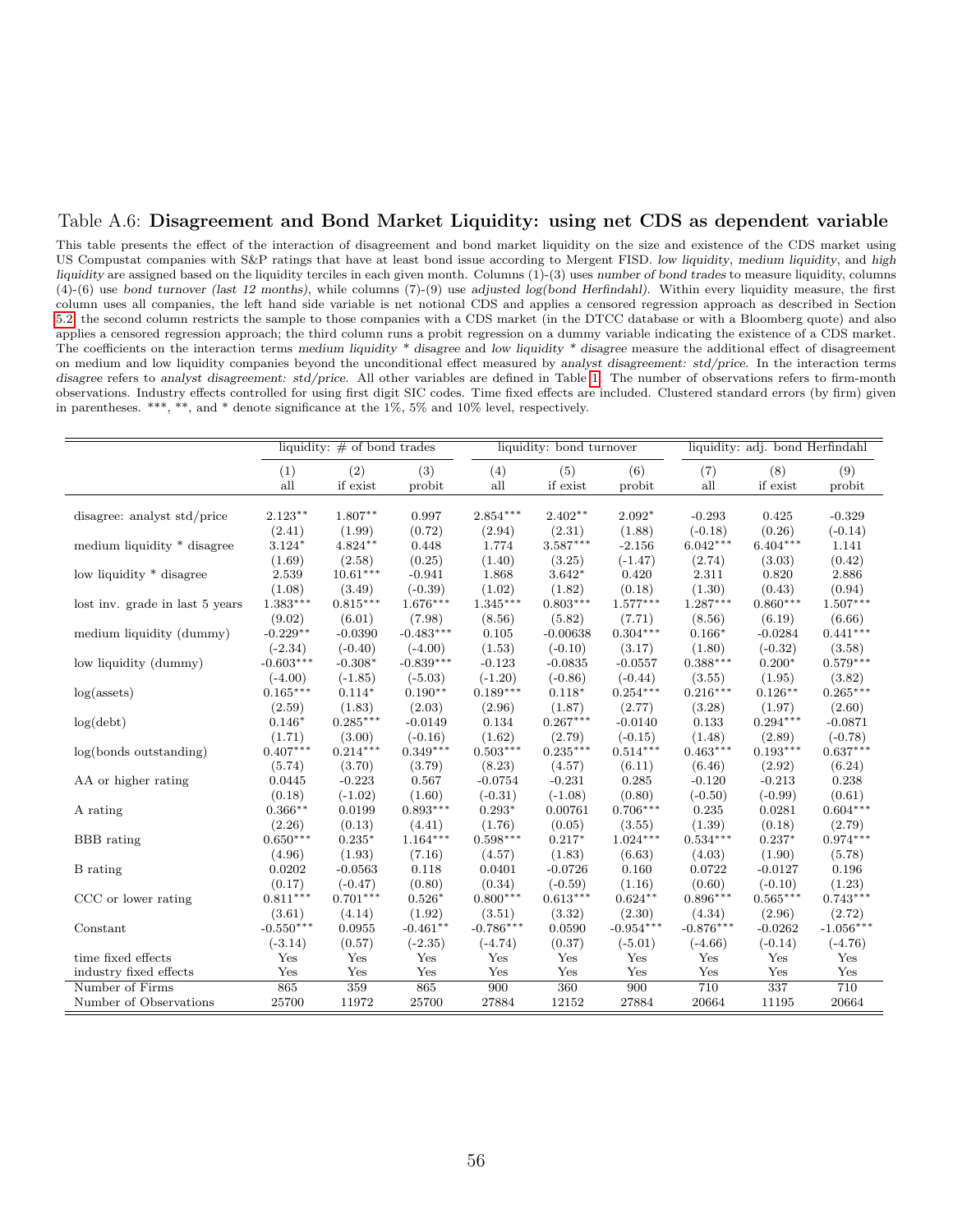Table A.6: **Disagreement and Bond Market Liquidity: using net CDS as dependent variable**

This table presents the effect of the interaction of disagreement and bond market liquidity on the size and existence of the CDS market using US Compustat companies with S&P ratings that have at least bond issue according to Mergent FISD. *low liquidity*, *medium liquidity*, and *high liquidity* are assigned based on the liquidity terciles in each given month. Columns (1)-(3) uses *number of bond trades* to measure liquidity, columns (4)-(6) use *bond turnover (last 12 months)*, while columns (7)-(9) use *adjusted log(bond Herfindahl)*. Within every liquidity measure, the first column uses all companies, the left hand side variable is net notional CDS and applies a censored regression approach as described in Section 5.2 the second column restricts the sample to those companies with a CDS market (in the DTCC database or with a Bloomberg quote) and also applies a censored regression approach; the third column runs a probit regression on a dummy variable indicating the existence of a CDS market. The coefficients on the interaction terms *medium liquidity * disagree* and *low liquidity * disagree* measure the additional effect of disagreement on medium and low liquidity companies beyond the unconditional effect measured by *analyst disagreement: std/price*. In the interaction terms *disagree* refers to *analyst disagreement: std/price*. All other variables are defined in Table 1. The number of observations refers to firm-month observations. Industry effects controlled for using first digit SIC codes. Time fixed effects are included. Clustered standard errors (by firm) given in parentheses. ***, **, and * denote significance at the 1%, 5% and 10% level, respectively.

| | liquidity: # of bond trades | | | liquidity: bond turnover | | | liquidity: adj. bond Herfindahl | | |
|---|---|---|---|---|---|---|---|---|---|
| | (1) all | (2) if exist | (3) probit | (4) all | (5) if exist | (6) probit | (7) all | (8) if exist | (9) probit |
| disagree: analyst std/price | 2.123** | 1.807** | 0.997 | 2.854*** | 2.402** | 2.092* | -0.293 | 0.425 | -0.329 |
| | (2.41) | (1.99) | (0.72) | (2.94) | (2.31) | (1.88) | (-0.18) | (0.26) | (-0.14) |
| medium liquidity * disagree | 3.124* | 4.824** | 0.448 | 1.774 | 3.587*** | -2.156 | 6.042*** | 6.404*** | 1.141 |
| | (1.69) | (2.58) | (0.25) | (1.40) | (3.25) | (-1.47) | (2.74) | (3.03) | (0.42) |
| low liquidity * disagree | 2.539 | 10.61*** | -0.941 | 1.868 | 3.642* | 0.420 | 2.311 | 0.820 | 2.886 |
| | (1.08) | (3.49) | (-0.39) | (1.02) | (1.82) | (0.18) | (1.30) | (0.43) | (0.94) |
| lost inv. grade in last 5 years | 1.383*** | 0.815*** | 1.676*** | 1.345*** | 0.803*** | 1.577*** | 1.287*** | 0.860*** | 1.507*** |
| | (9.02) | (6.01) | (7.98) | (8.56) | (5.82) | (7.71) | (8.56) | (6.19) | (6.66) |
| medium liquidity (dummy) | -0.229** | -0.0390 | -0.483*** | 0.105 | -0.00638 | 0.304*** | 0.166* | -0.0284 | 0.441*** |
| | (-2.34) | (-0.40) | (-4.00) | (1.53) | (-0.10) | (3.17) | (1.80) | (-0.32) | (3.58) |
| low liquidity (dummy) | -0.603*** | -0.308* | -0.839*** | -0.123 | -0.0835 | -0.0557 | 0.388*** | 0.200* | 0.579*** |
| | (-4.00) | (-1.85) | (-5.03) | (-1.20) | (-0.86) | (-0.44) | (3.55) | (1.95) | (3.82) |
| log(assets) | 0.165*** | 0.114* | 0.190** | 0.189*** | 0.118* | 0.254*** | 0.216*** | 0.126** | 0.265*** |
| | (2.59) | (1.83) | (2.03) | (2.96) | (1.87) | (2.77) | (3.28) | (1.97) | (2.60) |
| log(debt) | 0.146* | 0.285*** | -0.0149 | 0.134 | 0.267*** | -0.0140 | 0.133 | 0.294*** | -0.0871 |
| | (1.71) | (3.00) | (-0.16) | (1.62) | (2.79) | (-0.15) | (1.48) | (2.89) | (-0.78) |
| log(bonds outstanding) | 0.407*** | 0.214*** | 0.349*** | 0.503*** | 0.235*** | 0.514*** | 0.463*** | 0.193*** | 0.637*** |
| | (5.74) | (3.70) | (3.79) | (8.23) | (4.57) | (6.11) | (6.46) | (2.92) | (6.24) |
| AA or higher rating | 0.0445 | -0.223 | 0.567 | -0.0754 | -0.231 | 0.285 | -0.120 | -0.213 | 0.238 |
| | (0.18) | (-1.02) | (1.60) | (-0.31) | (-1.08) | (0.80) | (-0.50) | (-0.99) | (0.61) |
| A rating | 0.366** | 0.0199 | 0.893*** | 0.293* | 0.00761 | 0.706*** | 0.235 | 0.0281 | 0.604*** |
| | (2.26) | (0.13) | (4.41) | (1.76) | (0.05) | (3.55) | (1.39) | (0.18) | (2.79) |
| BBB rating | 0.650*** | 0.235* | 1.164*** | 0.598*** | 0.217* | 1.024*** | 0.534*** | 0.237* | 0.974*** |
| | (4.96) | (1.93) | (7.16) | (4.57) | (1.83) | (6.63) | (4.03) | (1.90) | (5.78) |
| B rating | 0.0202 | -0.0563 | 0.118 | 0.0401 | -0.0726 | 0.160 | 0.0722 | -0.0127 | 0.196 |
| | (0.17) | (-0.47) | (0.80) | (0.34) | (-0.59) | (1.16) | (0.60) | (-0.10) | (1.23) |
| CCC or lower rating | 0.811*** | 0.701*** | 0.526* | 0.800*** | 0.613*** | 0.624** | 0.896*** | 0.565*** | 0.743*** |
| | (3.61) | (4.14) | (1.92) | (3.51) | (3.32) | (2.30) | (4.34) | (2.96) | (2.72) |
| Constant | -0.550*** | 0.0955 | -0.461** | -0.786*** | 0.0590 | -0.954*** | -0.876*** | -0.0262 | -1.056*** |
| | (-3.14) | (0.57) | (-2.35) | (-4.74) | (0.37) | (-5.01) | (-4.66) | (-0.14) | (-4.76) |
| time fixed effects | Yes | Yes | Yes | Yes | Yes | Yes | Yes | Yes | Yes |
| industry fixed effects | Yes | Yes | Yes | Yes | Yes | Yes | Yes | Yes | Yes |
| Number of Firms | 865 | 359 | 865 | 900 | 360 | 900 | 710 | 337 | 710 |
| Number of Observations | 25700 | 11972 | 25700 | 27884 | 12152 | 27884 | 20664 | 11195 | 20664 |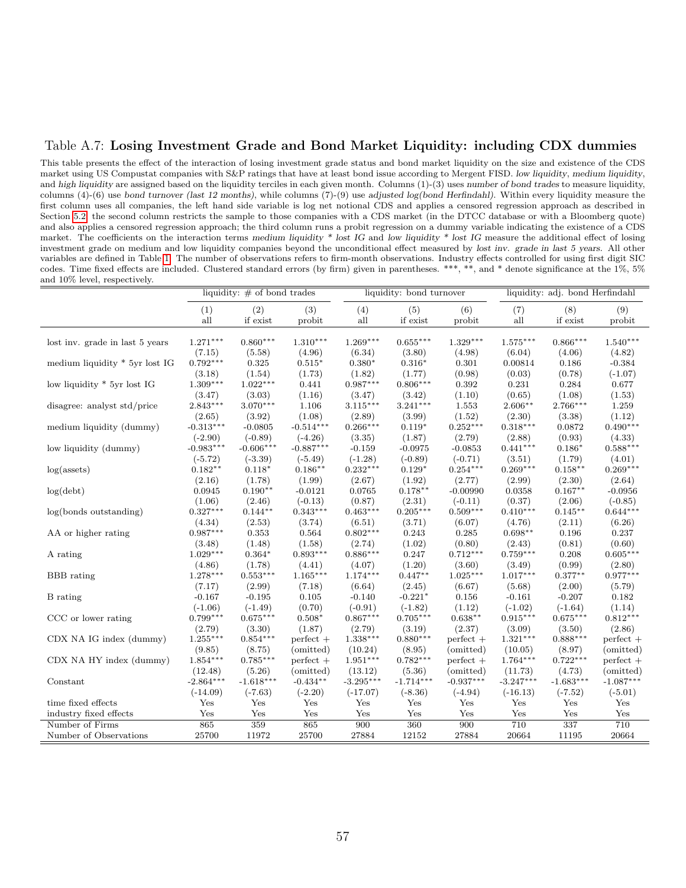Table A.7: **Losing Investment Grade and Bond Market Liquidity: including CDX dummies**

This table presents the effect of the interaction of losing investment grade status and bond market liquidity on the size and existence of the CDS market using US Compustat companies with S&P ratings that have at least bond issue according to Mergent FISD. *low liquidity*, *medium liquidity*, and *high liquidity* are assigned based on the liquidity terciles in each given month. Columns (1)-(3) uses *number of bond trades* to measure liquidity, columns (4)-(6) use *bond turnover (last 12 months)*, while columns (7)-(9) use *adjusted log(bond Herfindahl)*. Within every liquidity measure the first column uses all companies, the left hand side variable is log net notional CDS and applies a censored regression approach as described in Section 5.2, the second column restricts the sample to those companies with a CDS market (in the DTCC database or with a Bloomberg quote) and also applies a censored regression approach; the third column runs a probit regression on a dummy variable indicating the existence of a CDS market. The coefficients on the interaction terms *medium liquidity * lost IG* and *low liquidity * lost IG* measure the additional effect of losing investment grade on medium and low liquidity companies beyond the unconditional effect measured by *lost inv. grade in last 5 years*. All other variables are defined in Table 1. The number of observations refers to firm-month observations. Industry effects controlled for using first digit SIC codes. Time fixed effects are included. Clustered standard errors (by firm) given in parentheses. ***, **, and * denote significance at the 1%, 5% and 10% level, respectively.

| | liquidity: # of bond trades | | | liquidity: bond turnover | | | liquidity: adj. bond Herfindahl | | |
|---|---|---|---|---|---|---|---|---|---|
| | (1) all | (2) if exist | (3) probit | (4) all | (5) if exist | (6) probit | (7) all | (8) if exist | (9) probit |
| lost inv. grade in last 5 years | 1.271*** | 0.860*** | 1.310*** | 1.269*** | 0.655*** | 1.329*** | 1.575*** | 0.866*** | 1.540*** |
| | (7.15) | (5.58) | (4.96) | (6.34) | (3.80) | (4.98) | (6.04) | (4.06) | (4.82) |
| medium liquidity * 5yr lost IG | 0.792*** | 0.325 | 0.515* | 0.380* | 0.316* | 0.301 | 0.00814 | 0.186 | -0.384 |
| | (3.18) | (1.54) | (1.73) | (1.82) | (1.77) | (0.98) | (0.03) | (0.78) | (-1.07) |
| low liquidity * 5yr lost IG | 1.309*** | 1.022*** | 0.441 | 0.987*** | 0.806*** | 0.392 | 0.231 | 0.284 | 0.677 |
| | (3.47) | (3.03) | (1.16) | (3.47) | (3.42) | (1.10) | (0.65) | (1.08) | (1.53) |
| disagree: analyst std/price | 2.843*** | 3.070*** | 1.106 | 3.115*** | 3.241*** | 1.553 | 2.606** | 2.766*** | 1.259 |
| | (2.65) | (3.92) | (1.08) | (2.89) | (3.99) | (1.52) | (2.30) | (3.38) | (1.12) |
| medium liquidity (dummy) | -0.313*** | -0.0805 | -0.514*** | 0.266*** | 0.119* | 0.252*** | 0.318*** | 0.0872 | 0.490*** |
| | (-2.90) | (-0.89) | (-4.26) | (3.35) | (1.87) | (2.79) | (2.88) | (0.93) | (4.33) |
| low liquidity (dummy) | -0.983*** | -0.606*** | -0.887*** | -0.159 | -0.0975 | -0.0853 | 0.441*** | 0.186* | 0.588*** |
| | (-5.72) | (-3.39) | (-5.49) | (-1.28) | (-0.89) | (-0.71) | (3.51) | (1.79) | (4.01) |
| log(assets) | 0.182** | 0.118* | 0.186** | 0.232*** | 0.129* | 0.254*** | 0.269*** | 0.158** | 0.269*** |
| | (2.16) | (1.78) | (1.99) | (2.67) | (1.92) | (2.77) | (2.99) | (2.30) | (2.64) |
| log(debt) | 0.0945 | 0.190** | -0.0121 | 0.0765 | 0.178** | -0.00990 | 0.0358 | 0.167** | -0.0956 |
| | (1.06) | (2.46) | (-0.13) | (0.87) | (2.31) | (-0.11) | (0.37) | (2.06) | (-0.85) |
| log(bonds outstanding) | 0.327*** | 0.144** | 0.343*** | 0.463*** | 0.205*** | 0.509*** | 0.410*** | 0.145** | 0.644*** |
| | (4.34) | (2.53) | (3.74) | (6.51) | (3.71) | (6.07) | (4.76) | (2.11) | (6.26) |
| AA or higher rating | 0.987*** | 0.353 | 0.564 | 0.802*** | 0.243 | 0.285 | 0.698** | 0.196 | 0.237 |
| | (3.48) | (1.48) | (1.58) | (2.74) | (1.02) | (0.80) | (2.43) | (0.81) | (0.60) |
| A rating | 1.029*** | 0.364* | 0.893*** | 0.886*** | 0.247 | 0.712*** | 0.759*** | 0.208 | 0.605*** |
| | (4.86) | (1.78) | (4.41) | (4.07) | (1.20) | (3.60) | (3.49) | (0.99) | (2.80) |
| BBB rating | 1.278*** | 0.553*** | 1.165*** | 1.174*** | 0.447** | 1.025*** | 1.017*** | 0.377** | 0.977*** |
| | (7.17) | (2.99) | (7.18) | (6.64) | (2.45) | (6.67) | (5.68) | (2.00) | (5.79) |
| B rating | -0.167 | -0.195 | 0.105 | -0.140 | -0.221* | 0.156 | -0.161 | -0.207 | 0.182 |
| | (-1.06) | (-1.49) | (0.70) | (-0.91) | (-1.82) | (1.12) | (-1.02) | (-1.64) | (1.14) |
| CCC or lower rating | 0.799*** | 0.675*** | 0.508* | 0.867*** | 0.705*** | 0.638** | 0.915*** | 0.675*** | 0.812*** |
| | (2.79) | (3.30) | (1.87) | (2.79) | (3.19) | (2.37) | (3.09) | (3.50) | (2.86) |
| CDX NA IG index (dummy) | 1.255*** | 0.854*** | perfect + | 1.338*** | 0.880*** | perfect + | 1.321*** | 0.888*** | perfect + |
| | (9.85) | (8.75) | (omitted) | (10.24) | (8.95) | (omitted) | (10.05) | (8.97) | (omitted) |
| CDX NA HY index (dummy) | 1.854*** | 0.785*** | perfect + | 1.951*** | 0.782*** | perfect + | 1.764*** | 0.722*** | perfect + |
| | (12.48) | (5.26) | (omitted) | (13.12) | (5.36) | (omitted) | (11.73) | (4.73) | (omitted) |
| Constant | -2.864*** | -1.618*** | -0.434** | -3.295*** | -1.714*** | -0.937*** | -3.247*** | -1.683*** | -1.087*** |
| | (-14.09) | (-7.63) | (-2.20) | (-17.07) | (-8.36) | (-4.94) | (-16.13) | (-7.52) | (-5.01) |
| time fixed effects | Yes | Yes | Yes | Yes | Yes | Yes | Yes | Yes | Yes |
| industry fixed effects | Yes | Yes | Yes | Yes | Yes | Yes | Yes | Yes | Yes |
| Number of Firms | 865 | 359 | 865 | 900 | 360 | 900 | 710 | 337 | 710 |
| Number of Observations | 25700 | 11972 | 25700 | 27884 | 12152 | 27884 | 20664 | 11195 | 20664 |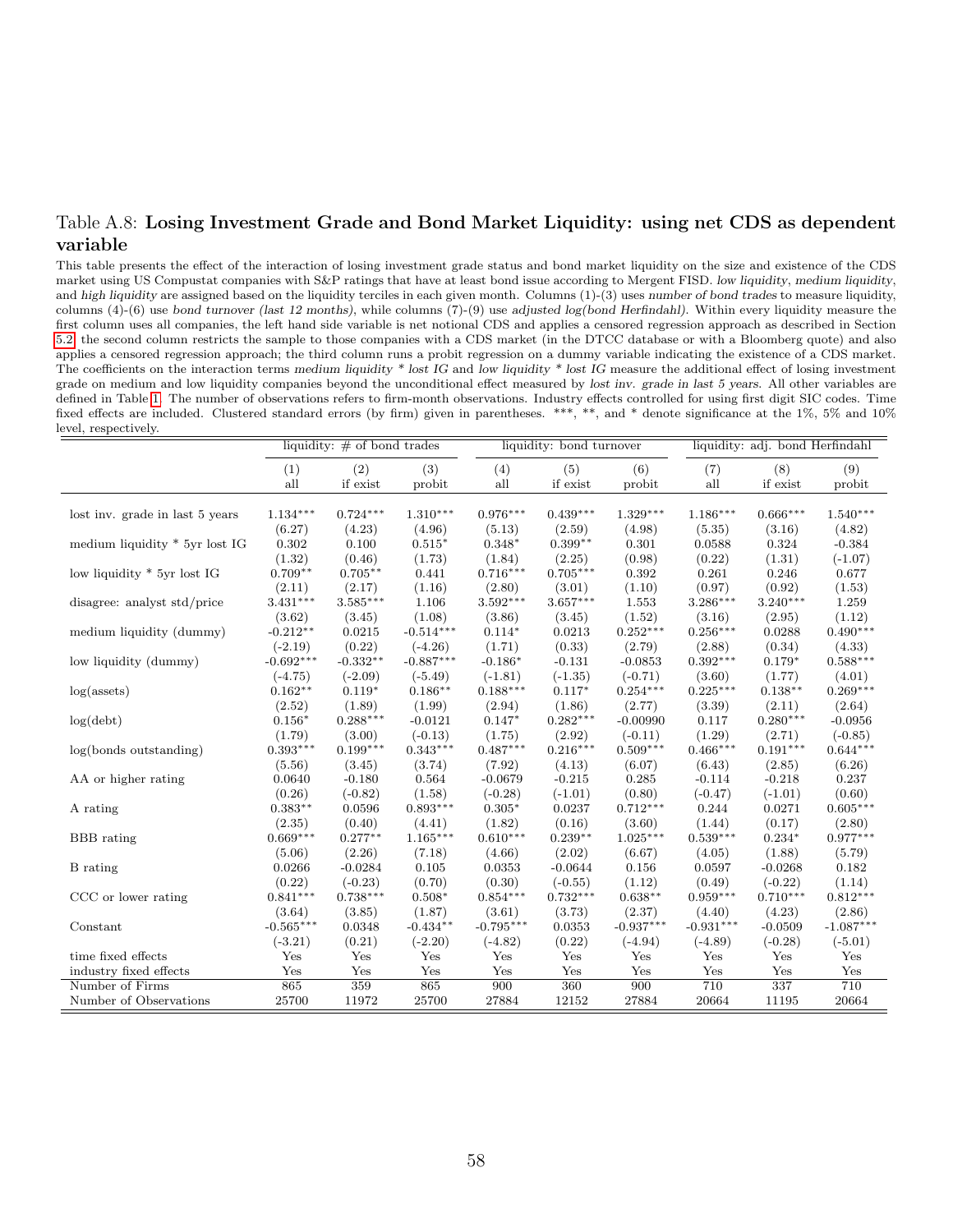Table A.8: **Losing Investment Grade and Bond Market Liquidity: using net CDS as dependent variable**

This table presents the effect of the interaction of losing investment grade status and bond market liquidity on the size and existence of the CDS market using US Compustat companies with S&P ratings that have at least bond issue according to Mergent FISD. *low liquidity*, *medium liquidity*, and *high liquidity* are assigned based on the liquidity terciles in each given month. Columns (1)-(3) uses *number of bond trades* to measure liquidity, columns (4)-(6) use *bond turnover (last 12 months)*, while columns (7)-(9) use *adjusted log(bond Herfindahl)*. Within every liquidity measure the first column uses all companies, the left hand side variable is net notional CDS and applies a censored regression approach as described in Section 5.2, the second column restricts the sample to those companies with a CDS market (in the DTCC database or with a Bloomberg quote) and also applies a censored regression approach; the third column runs a probit regression on a dummy variable indicating the existence of a CDS market. The coefficients on the interaction terms *medium liquidity * lost IG* and *low liquidity * lost IG* measure the additional effect of losing investment grade on medium and low liquidity companies beyond the unconditional effect measured by *lost inv. grade in last 5 years*. All other variables are defined in Table 1. The number of observations refers to firm-month observations. Industry effects controlled for using first digit SIC codes. Time fixed effects are included. Clustered standard errors (by firm) given in parentheses. ***, **, and * denote significance at the 1%, 5% and 10% level, respectively.

| | liquidity: # of bond trades | | | liquidity: bond turnover | | | liquidity: adj. bond Herfindahl | | |
|---|---|---|---|---|---|---|---|---|---|
| | (1) all | (2) if exist | (3) probit | (4) all | (5) if exist | (6) probit | (7) all | (8) if exist | (9) probit |
| lost inv. grade in last 5 years | 1.134*** | 0.724*** | 1.310*** | 0.976*** | 0.439*** | 1.329*** | 1.186*** | 0.666*** | 1.540*** |
| | (6.27) | (4.23) | (4.96) | (5.13) | (2.59) | (4.98) | (5.35) | (3.16) | (4.82) |
| medium liquidity * 5yr lost IG | 0.302 | 0.100 | 0.515* | 0.348* | 0.399** | 0.301 | 0.0588 | 0.324 | -0.384 |
| | (1.32) | (0.46) | (1.73) | (1.84) | (2.25) | (0.98) | (0.22) | (1.31) | (-1.07) |
| low liquidity * 5yr lost IG | 0.709** | 0.705** | 0.441 | 0.716*** | 0.705*** | 0.392 | 0.261 | 0.246 | 0.677 |
| | (2.11) | (2.17) | (1.16) | (2.80) | (3.01) | (1.10) | (0.97) | (0.92) | (1.53) |
| disagree: analyst std/price | 3.431*** | 3.585*** | 1.106 | 3.592*** | 3.657*** | 1.553 | 3.286*** | 3.240*** | 1.259 |
| | (3.62) | (3.45) | (1.08) | (3.86) | (3.45) | (1.52) | (3.16) | (2.95) | (1.12) |
| medium liquidity (dummy) | -0.212** | 0.0215 | -0.514*** | 0.114* | 0.0213 | 0.252*** | 0.256*** | 0.0288 | 0.490*** |
| | (-2.19) | (0.22) | (-4.26) | (1.71) | (0.33) | (2.79) | (2.88) | (0.34) | (4.33) |
| low liquidity (dummy) | -0.692*** | -0.332** | -0.887*** | -0.186* | -0.131 | -0.0853 | 0.392*** | 0.179* | 0.588*** |
| | (-4.75) | (-2.09) | (-5.49) | (-1.81) | (-1.35) | (-0.71) | (3.60) | (1.77) | (4.01) |
| log(assets) | 0.162** | 0.119* | 0.186** | 0.188*** | 0.117* | 0.254*** | 0.225*** | 0.138** | 0.269*** |
| | (2.52) | (1.89) | (1.99) | (2.94) | (1.86) | (2.77) | (3.39) | (2.11) | (2.64) |
| log(debt) | 0.156* | 0.288*** | -0.0121 | 0.147* | 0.282*** | -0.00990 | 0.117 | 0.280*** | -0.0956 |
| | (1.79) | (3.00) | (-0.13) | (1.75) | (2.92) | (-0.11) | (1.29) | (2.71) | (-0.85) |
| log(bonds outstanding) | 0.393*** | 0.199*** | 0.343*** | 0.487*** | 0.216*** | 0.509*** | 0.466*** | 0.191*** | 0.644*** |
| | (5.56) | (3.45) | (3.74) | (7.92) | (4.13) | (6.07) | (6.43) | (2.85) | (6.26) |
| AA or higher rating | 0.0640 | -0.180 | 0.564 | -0.0679 | -0.215 | 0.285 | -0.114 | -0.218 | 0.237 |
| | (0.26) | (-0.82) | (1.58) | (-0.28) | (-1.01) | (0.80) | (-0.47) | (-1.01) | (0.60) |
| A rating | 0.383** | 0.0596 | 0.893*** | 0.305* | 0.0237 | 0.712*** | 0.244 | 0.0271 | 0.605*** |
| | (2.35) | (0.40) | (4.41) | (1.82) | (0.16) | (3.60) | (1.44) | (0.17) | (2.80) |
| BBB rating | 0.669*** | 0.277** | 1.165*** | 0.610*** | 0.239** | 1.025*** | 0.539*** | 0.234* | 0.977*** |
| | (5.06) | (2.26) | (7.18) | (4.66) | (2.02) | (6.67) | (4.05) | (1.88) | (5.79) |
| B rating | 0.0266 | -0.0284 | 0.105 | 0.0353 | -0.0644 | 0.156 | 0.0597 | -0.0268 | 0.182 |
| | (0.22) | (-0.23) | (0.70) | (0.30) | (-0.55) | (1.12) | (0.49) | (-0.22) | (1.14) |
| CCC or lower rating | 0.841*** | 0.738*** | 0.508* | 0.854*** | 0.732*** | 0.638** | 0.959*** | 0.710*** | 0.812*** |
| | (3.64) | (3.85) | (1.87) | (3.61) | (3.73) | (2.37) | (4.40) | (4.23) | (2.86) |
| Constant | -0.565*** | 0.0348 | -0.434** | -0.795*** | 0.0353 | -0.937*** | -0.931*** | -0.0509 | -1.087*** |
| | (-3.21) | (0.21) | (-2.20) | (-4.82) | (0.22) | (-4.94) | (-4.89) | (-0.28) | (-5.01) |
| time fixed effects | Yes | Yes | Yes | Yes | Yes | Yes | Yes | Yes | Yes |
| industry fixed effects | Yes | Yes | Yes | Yes | Yes | Yes | Yes | Yes | Yes |
| Number of Firms | 865 | 359 | 865 | 900 | 360 | 900 | 710 | 337 | 710 |
| Number of Observations | 25700 | 11972 | 25700 | 27884 | 12152 | 27884 | 20664 | 11195 | 20664 |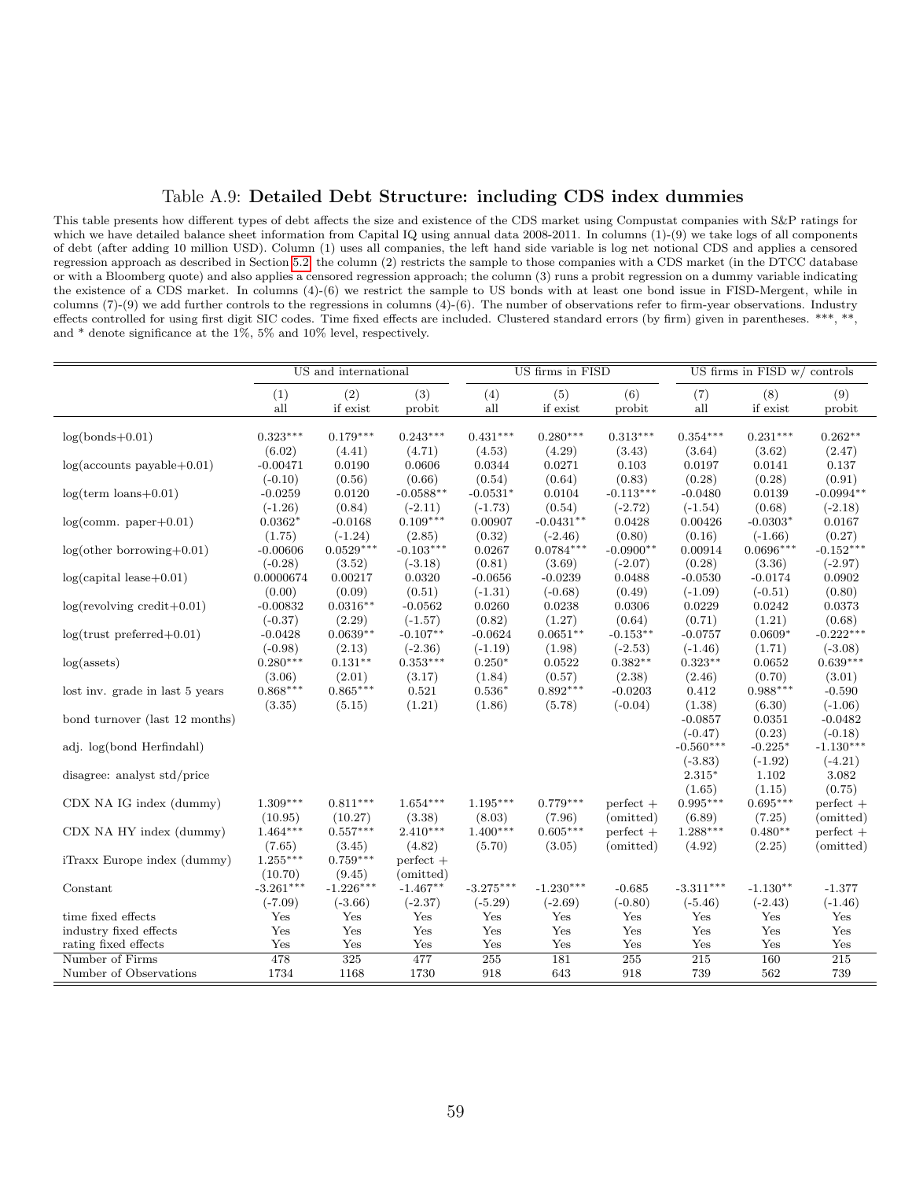# Table A.9: **Detailed Debt Structure: including CDS index dummies**

This table presents how different types of debt affects the size and existence of the CDS market using Compustat companies with S&P ratings for which we have detailed balance sheet information from Capital IQ using annual data 2008-2011. In columns (1)-(9) we take logs of all components of debt (after adding 10 million USD). Column (1) uses all companies, the left hand side variable is log net notional CDS and applies a censored regression approach as described in Section 5.2, the column (2) restricts the sample to those companies with a CDS market (in the DTCC database or with a Bloomberg quote) and also applies a censored regression approach; the column (3) runs a probit regression on a dummy variable indicating the existence of a CDS market. In columns (4)-(6) we restrict the sample to US bonds with at least one bond issue in FISD-Mergent, while in columns (7)-(9) we add further controls to the regressions in columns (4)-(6). The number of observations refer to firm-year observations. Industry effects controlled for using first digit SIC codes. Time fixed effects are included. Clustered standard errors (by firm) given in parentheses. ***, **, and * denote significance at the 1%, 5% and 10% level, respectively.

| | US and international | | | US firms in FISD | | | US firms in FISD w/ controls | | |
|---|---|---|---|---|---|---|---|---|---|
| | (1) all | (2) if exist | (3) probit | (4) all | (5) if exist | (6) probit | (7) all | (8) if exist | (9) probit |
| log(bonds+0.01) | 0.323*** | 0.179*** | 0.243*** | 0.431*** | 0.280*** | 0.313*** | 0.354*** | 0.231*** | 0.262** |
| | (6.02) | (4.41) | (4.71) | (4.53) | (4.29) | (3.43) | (3.64) | (3.62) | (2.47) |
| log(accounts payable+0.01) | -0.00471 | 0.0190 | 0.0606 | 0.0344 | 0.0271 | 0.103 | 0.0197 | 0.0141 | 0.137 |
| | (-0.10) | (0.56) | (0.66) | (0.54) | (0.64) | (0.83) | (0.28) | (0.28) | (0.91) |
| log(term loans+0.01) | -0.0259 | 0.0120 | -0.0588** | -0.0531* | 0.0104 | -0.113*** | -0.0480 | 0.0139 | -0.0994** |
| | (-1.26) | (0.84) | (-2.11) | (-1.73) | (0.54) | (-2.72) | (-1.54) | (0.68) | (-2.18) |
| log(comm. paper+0.01) | 0.0362* | -0.0168 | 0.109*** | 0.00907 | -0.0431** | 0.0428 | 0.00426 | -0.0303* | 0.0167 |
| | (1.75) | (-1.24) | (2.85) | (0.32) | (-2.46) | (0.80) | (0.16) | (-1.66) | (0.27) |
| log(other borrowing+0.01) | -0.00606 | 0.0529*** | -0.103*** | 0.0267 | 0.0784*** | -0.0900** | 0.00914 | 0.0696*** | -0.152*** |
| | (-0.28) | (3.52) | (-3.18) | (0.81) | (3.69) | (-2.07) | (0.28) | (3.36) | (-2.97) |
| log(capital lease+0.01) | 0.0000674 | 0.00217 | 0.0320 | -0.0656 | -0.0239 | 0.0488 | -0.0530 | -0.0174 | 0.0902 |
| | (0.00) | (0.09) | (0.51) | (-1.31) | (-0.68) | (0.49) | (-1.09) | (-0.51) | (0.80) |
| log(revolving credit+0.01) | -0.00832 | 0.0316** | -0.0562 | 0.0260 | 0.0238 | 0.0306 | 0.0229 | 0.0242 | 0.0373 |
| | (-0.37) | (2.29) | (-1.57) | (0.82) | (1.27) | (0.64) | (0.71) | (1.21) | (0.68) |
| log(trust preferred+0.01) | -0.0428 | 0.0639** | -0.107** | -0.0624 | 0.0651** | -0.153** | -0.0757 | 0.0609* | -0.222*** |
| | (-0.98) | (2.13) | (-2.36) | (-1.19) | (1.98) | (-2.53) | (-1.46) | (1.71) | (-3.08) |
| log(assets) | 0.280*** | 0.131** | 0.353*** | 0.250* | 0.0522 | 0.382** | 0.323** | 0.0652 | 0.639*** |
| | (3.06) | (2.01) | (3.17) | (1.84) | (0.57) | (2.38) | (2.46) | (0.70) | (3.01) |
| lost inv. grade in last 5 years | 0.868*** | 0.865*** | 0.521 | 0.536* | 0.892*** | -0.0203 | 0.412 | 0.988*** | -0.590 |
| | (3.35) | (5.15) | (1.21) | (1.86) | (5.78) | (-0.04) | (1.38) | (6.30) | (-1.06) |
| bond turnover (last 12 months) | | | | | | | -0.0857 | 0.0351 | -0.0482 |
| | | | | | | | (-0.47) | (0.23) | (-0.18) |
| adj. log(bond Herfindahl) | | | | | | | -0.560*** | -0.225* | -1.130*** |
| | | | | | | | (-3.83) | (-1.92) | (-4.21) |
| disagree: analyst std/price | | | | | | | 2.315* | 1.102 | 3.082 |
| | | | | | | | (1.65) | (1.15) | (0.75) |
| CDX NA IG index (dummy) | 1.309*** | 0.811*** | 1.654*** | 1.195*** | 0.779*** | perfect + | 0.995*** | 0.695*** | perfect + |
| | (10.95) | (10.27) | (3.38) | (8.03) | (7.96) | (omitted) | (6.89) | (7.25) | (omitted) |
| CDX NA HY index (dummy) | 1.464*** | 0.557*** | 2.410*** | 1.400*** | 0.605*** | perfect + | 1.288*** | 0.480** | perfect + |
| | (7.65) | (3.45) | (4.82) | (5.70) | (3.05) | (omitted) | (4.92) | (2.25) | (omitted) |
| iTraxx Europe index (dummy) | 1.255*** | 0.759*** | perfect + | | | | | | |
| | (10.70) | (9.45) | (omitted) | | | | | | |
| Constant | -3.261*** | -1.226*** | -1.467** | -3.275*** | -1.230*** | -0.685 | -3.311*** | -1.130** | -1.377 |
| | (-7.09) | (-3.66) | (-2.37) | (-5.29) | (-2.69) | (-0.80) | (-5.46) | (-2.43) | (-1.46) |
| time fixed effects | Yes | Yes | Yes | Yes | Yes | Yes | Yes | Yes | Yes |
| industry fixed effects | Yes | Yes | Yes | Yes | Yes | Yes | Yes | Yes | Yes |
| rating fixed effects | Yes | Yes | Yes | Yes | Yes | Yes | Yes | Yes | Yes |
| Number of Firms | 478 | 325 | 477 | 255 | 181 | 255 | 215 | 160 | 215 |
| Number of Observations | 1734 | 1168 | 1730 | 918 | 643 | 918 | 739 | 562 | 739 |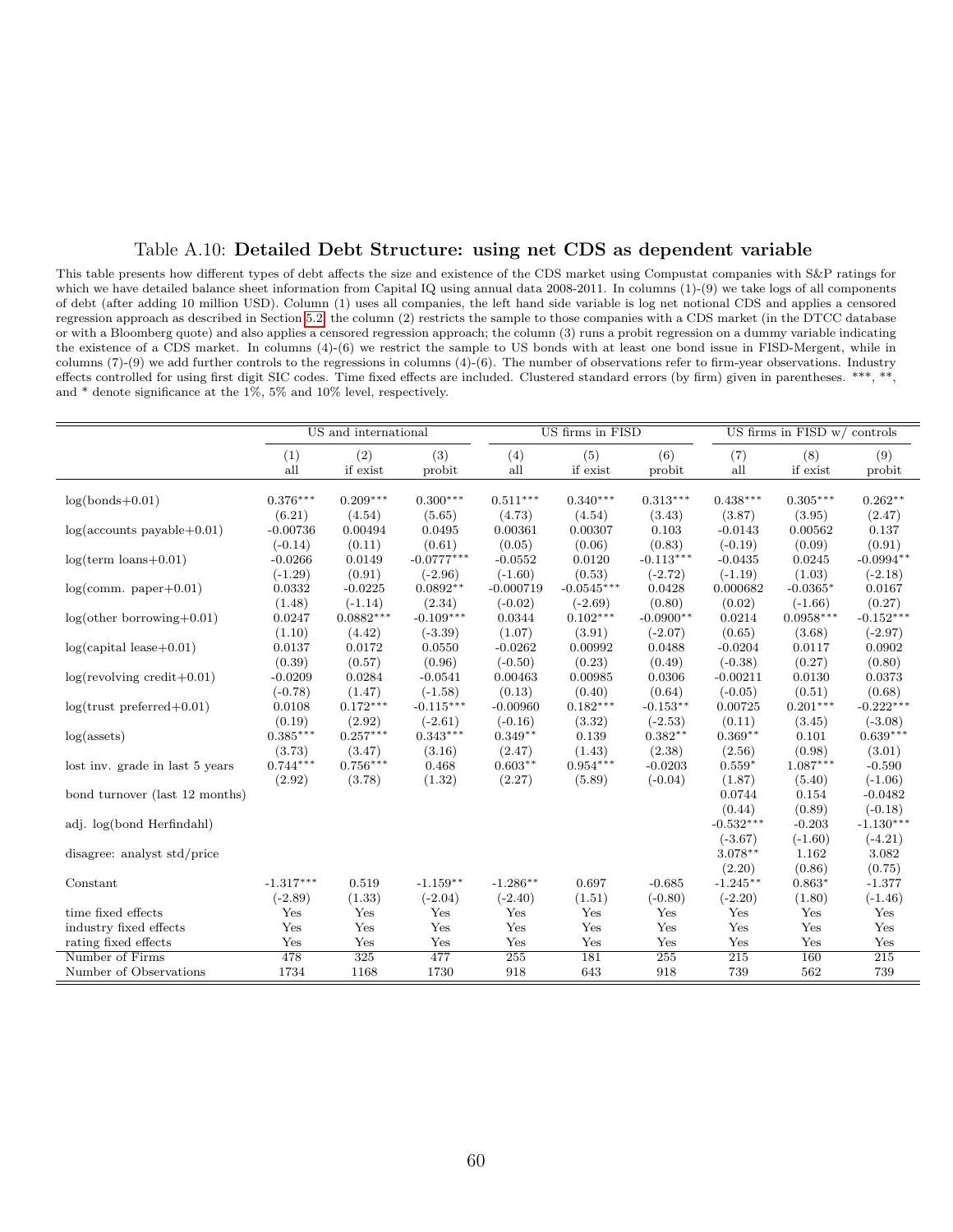Table A.10: **Detailed Debt Structure: using net CDS as dependent variable**

This table presents how different types of debt affects the size and existence of the CDS market using Compustat companies with S&P ratings for which we have detailed balance sheet information from Capital IQ using annual data 2008-2011. In columns (1)-(9) we take logs of all components of debt (after adding 10 million USD). Column (1) uses all companies, the left hand side variable is log net notional CDS and applies a censored regression approach as described in Section 5.2, the column (2) restricts the sample to those companies with a CDS market (in the DTCC database or with a Bloomberg quote) and also applies a censored regression approach; the column (3) runs a probit regression on a dummy variable indicating the existence of a CDS market. In columns (4)-(6) we restrict the sample to US bonds with at least one bond issue in FISD-Mergent, while in columns (7)-(9) we add further controls to the regressions in columns (4)-(6). The number of observations refer to firm-year observations. Industry effects controlled for using first digit SIC codes. Time fixed effects are included. Clustered standard errors (by firm) given in parentheses. \*\*\*, \*\*, and \* denote significance at the 1%, 5% and 10% level, respectively.

| | US and international | | | US firms in FISD | | | US firms in FISD w/ controls | | |
|---|---|---|---|---|---|---|---|---|---|
| | (1) all | (2) if exist | (3) probit | (4) all | (5) if exist | (6) probit | (7) all | (8) if exist | (9) probit |
| log(bonds+0.01) | 0.376\*\*\* | 0.209\*\*\* | 0.300\*\*\* | 0.511\*\*\* | 0.340\*\*\* | 0.313\*\*\* | 0.438\*\*\* | 0.305\*\*\* | 0.262\*\* |
| | (6.21) | (4.54) | (5.65) | (4.73) | (4.54) | (3.43) | (3.87) | (3.95) | (2.47) |
| log(accounts payable+0.01) | -0.00736 | 0.00494 | 0.0495 | 0.00361 | 0.00307 | 0.103 | -0.0143 | 0.00562 | 0.137 |
| | (-0.14) | (0.11) | (0.61) | (0.05) | (0.06) | (0.83) | (-0.19) | (0.09) | (0.91) |
| log(term loans+0.01) | -0.0266 | 0.0149 | -0.0777\*\*\* | -0.0552 | 0.0120 | -0.113\*\*\* | -0.0435 | 0.0245 | -0.0994\*\* |
| | (-1.29) | (0.91) | (-2.96) | (-1.60) | (0.53) | (-2.72) | (-1.19) | (1.03) | (-2.18) |
| log(comm. paper+0.01) | 0.0332 | -0.0225 | 0.0892\*\* | -0.000719 | -0.0545\*\*\* | 0.0428 | 0.000682 | -0.0365\* | 0.0167 |
| | (1.48) | (-1.14) | (2.34) | (-0.02) | (-2.69) | (0.80) | (0.02) | (-1.66) | (0.27) |
| log(other borrowing+0.01) | 0.0247 | 0.0882\*\*\* | -0.109\*\*\* | 0.0344 | 0.102\*\*\* | -0.0900\*\* | 0.0214 | 0.0958\*\*\* | -0.152\*\*\* |
| | (1.10) | (4.42) | (-3.39) | (1.07) | (3.91) | (-2.07) | (0.65) | (3.68) | (-2.97) |
| log(capital lease+0.01) | 0.0137 | 0.0172 | 0.0550 | -0.0262 | 0.00992 | 0.0488 | -0.0204 | 0.0117 | 0.0902 |
| | (0.39) | (0.57) | (0.96) | (-0.50) | (0.23) | (0.49) | (-0.38) | (0.27) | (0.80) |
| log(revolving credit+0.01) | -0.0209 | 0.0284 | -0.0541 | 0.00463 | 0.00985 | 0.0306 | -0.00211 | 0.0130 | 0.0373 |
| | (-0.78) | (1.47) | (-1.58) | (0.13) | (0.40) | (0.64) | (-0.05) | (0.51) | (0.68) |
| log(trust preferred+0.01) | 0.0108 | 0.172\*\*\* | -0.115\*\*\* | -0.00960 | 0.182\*\*\* | -0.153\*\* | 0.00725 | 0.201\*\*\* | -0.222\*\*\* |
| | (0.19) | (2.92) | (-2.61) | (-0.16) | (3.32) | (-2.53) | (0.11) | (3.45) | (-3.08) |
| log(assets) | 0.385\*\*\* | 0.257\*\*\* | 0.343\*\*\* | 0.349\*\* | 0.139 | 0.382\*\* | 0.369\*\* | 0.101 | 0.639\*\*\* |
| | (3.73) | (3.47) | (3.16) | (2.47) | (1.43) | (2.38) | (2.56) | (0.98) | (3.01) |
| lost inv. grade in last 5 years | 0.744\*\*\* | 0.756\*\*\* | 0.468 | 0.603\*\* | 0.954\*\*\* | -0.0203 | 0.559\* | 1.087\*\*\* | -0.590 |
| | (2.92) | (3.78) | (1.32) | (2.27) | (5.89) | (-0.04) | (1.87) | (5.40) | (-1.06) |
| bond turnover (last 12 months) | | | | | | | 0.0744 | 0.154 | -0.0482 |
| | | | | | | | (0.44) | (0.89) | (-0.18) |
| adj. log(bond Herfindahl) | | | | | | | -0.532\*\*\* | -0.203 | -1.130\*\*\* |
| | | | | | | | (-3.67) | (-1.60) | (-4.21) |
| disagree: analyst std/price | | | | | | | 3.078\*\* | 1.162 | 3.082 |
| | | | | | | | (2.20) | (0.86) | (0.75) |
| Constant | -1.317\*\*\* | 0.519 | -1.159\*\* | -1.286\*\* | 0.697 | -0.685 | -1.245\*\* | 0.863\* | -1.377 |
| | (-2.89) | (1.33) | (-2.04) | (-2.40) | (1.51) | (-0.80) | (-2.20) | (1.80) | (-1.46) |
| time fixed effects | Yes | Yes | Yes | Yes | Yes | Yes | Yes | Yes | Yes |
| industry fixed effects | Yes | Yes | Yes | Yes | Yes | Yes | Yes | Yes | Yes |
| rating fixed effects | Yes | Yes | Yes | Yes | Yes | Yes | Yes | Yes | Yes |
| Number of Firms | 478 | 325 | 477 | 255 | 181 | 255 | 215 | 160 | 215 |
| Number of Observations | 1734 | 1168 | 1730 | 918 | 643 | 918 | 739 | 562 | 739 |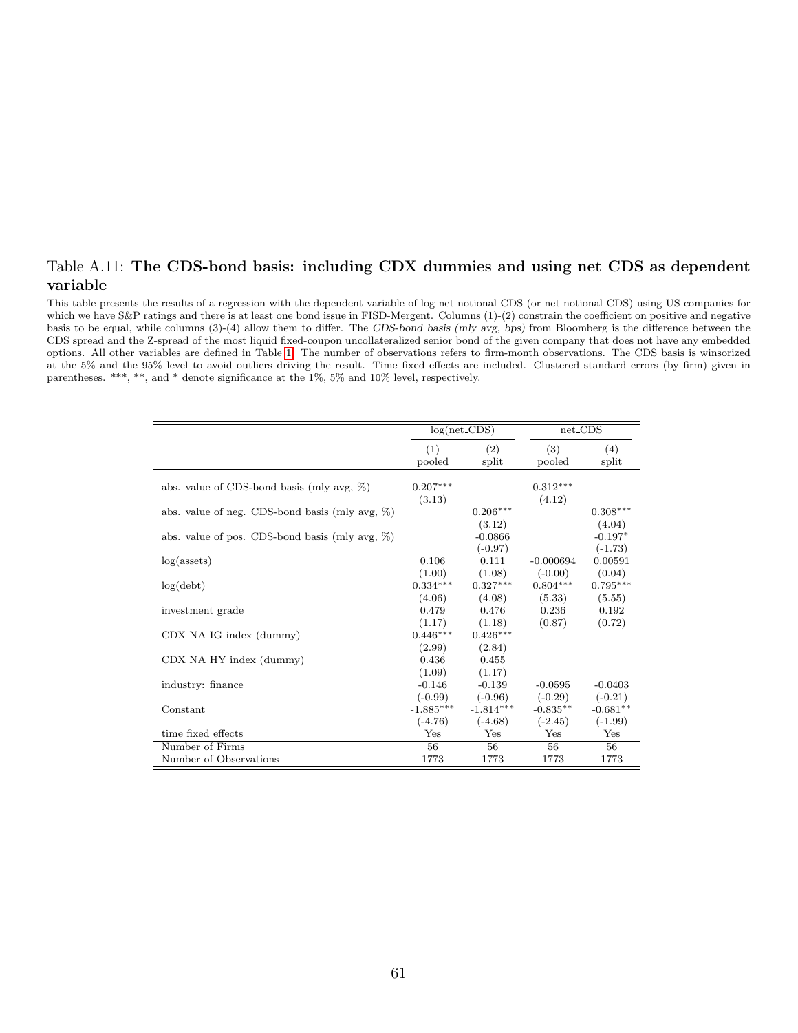Table A.11: **The CDS-bond basis: including CDX dummies and using net CDS as dependent variable**

This table presents the results of a regression with the dependent variable of log net notional CDS (or net notional CDS) using US companies for which we have S&P ratings and there is at least one bond issue in FISD-Mergent. Columns (1)-(2) constrain the coefficient on positive and negative basis to be equal, while columns (3)-(4) allow them to differ. The *CDS-bond basis (mly avg, bps)* from Bloomberg is the difference between the CDS spread and the Z-spread of the most liquid fixed-coupon uncollateralized senior bond of the given company that does not have any embedded options. All other variables are defined in Table 1. The number of observations refers to firm-month observations. The CDS basis is winsorized at the 5% and the 95% level to avoid outliers driving the result. Time fixed effects are included. Clustered standard errors (by firm) given in parentheses. ***, **, and * denote significance at the 1%, 5% and 10% level, respectively.

| | log(net_CDS) | | net_CDS | |
|---|---|---|---|---|
| | (1) pooled | (2) split | (3) pooled | (4) split |
| abs. value of CDS-bond basis (mly avg, %) | 0.207*** | | 0.312*** | |
| | (3.13) | | (4.12) | |
| abs. value of neg. CDS-bond basis (mly avg, %) | | 0.206*** | | 0.308*** |
| | | (3.12) | | (4.04) |
| abs. value of pos. CDS-bond basis (mly avg, %) | | -0.0866 | | -0.197* |
| | | (-0.97) | | (-1.73) |
| log(assets) | 0.106 | 0.111 | -0.000694 | 0.00591 |
| | (1.00) | (1.08) | (-0.00) | (0.04) |
| log(debt) | 0.334*** | 0.327*** | 0.804*** | 0.795*** |
| | (4.06) | (4.08) | (5.33) | (5.55) |
| investment grade | 0.479 | 0.476 | 0.236 | 0.192 |
| | (1.17) | (1.18) | (0.87) | (0.72) |
| CDX NA IG index (dummy) | 0.446*** | 0.426*** | | |
| | (2.99) | (2.84) | | |
| CDX NA HY index (dummy) | 0.436 | 0.455 | | |
| | (1.09) | (1.17) | | |
| industry: finance | -0.146 | -0.139 | -0.0595 | -0.0403 |
| | (-0.99) | (-0.96) | (-0.29) | (-0.21) |
| Constant | -1.885*** | -1.814*** | -0.835** | -0.681** |
| | (-4.76) | (-4.68) | (-2.45) | (-1.99) |
| time fixed effects | Yes | Yes | Yes | Yes |
| Number of Firms | 56 | 56 | 56 | 56 |
| Number of Observations | 1773 | 1773 | 1773 | 1773 |